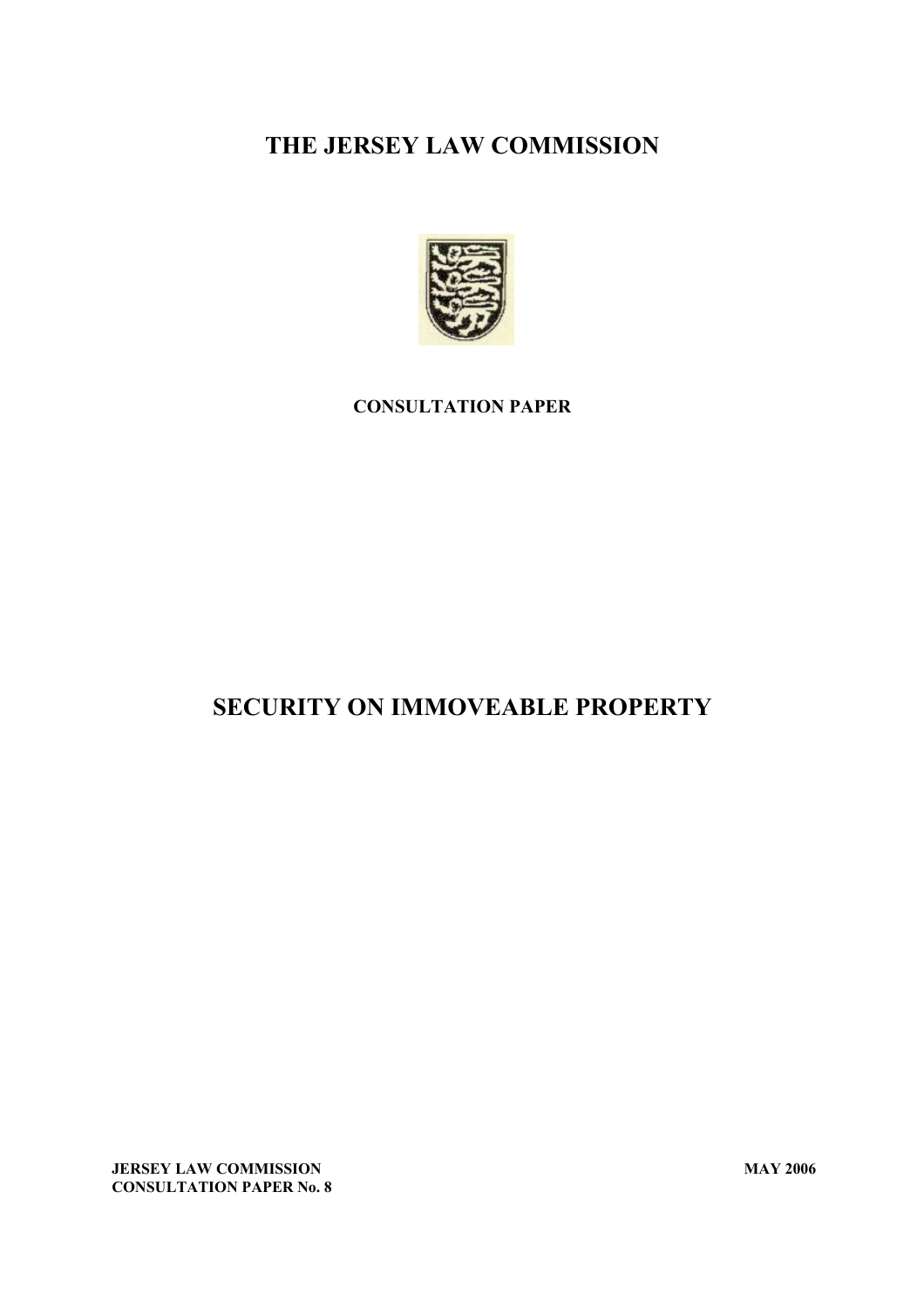# THE JERSEY LAW COMMISSION

**CONSULTATION PAPER**

# SECURITY ON IMMOVEABLE PROPERTY

**JERSEY LAW COMMISSION** **MAY 2006**
**CONSULTATION PAPER No. 8**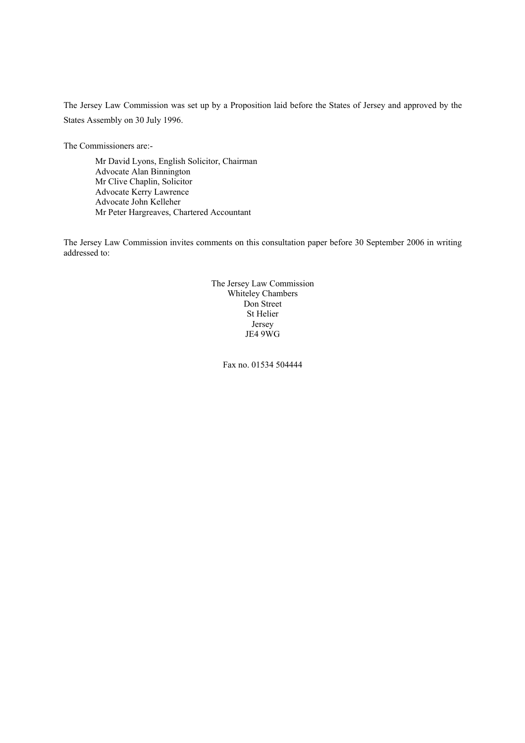The Jersey Law Commission was set up by a Proposition laid before the States of Jersey and approved by the States Assembly on 30 July 1996.

The Commissioners are:-

Mr David Lyons, English Solicitor, Chairman
Advocate Alan Binnington
Mr Clive Chaplin, Solicitor
Advocate Kerry Lawrence
Advocate John Kelleher
Mr Peter Hargreaves, Chartered Accountant

The Jersey Law Commission invites comments on this consultation paper before 30 September 2006 in writing addressed to:

The Jersey Law Commission
Whiteley Chambers
Don Street
St Helier
Jersey
JE4 9WG

Fax no. 01534 504444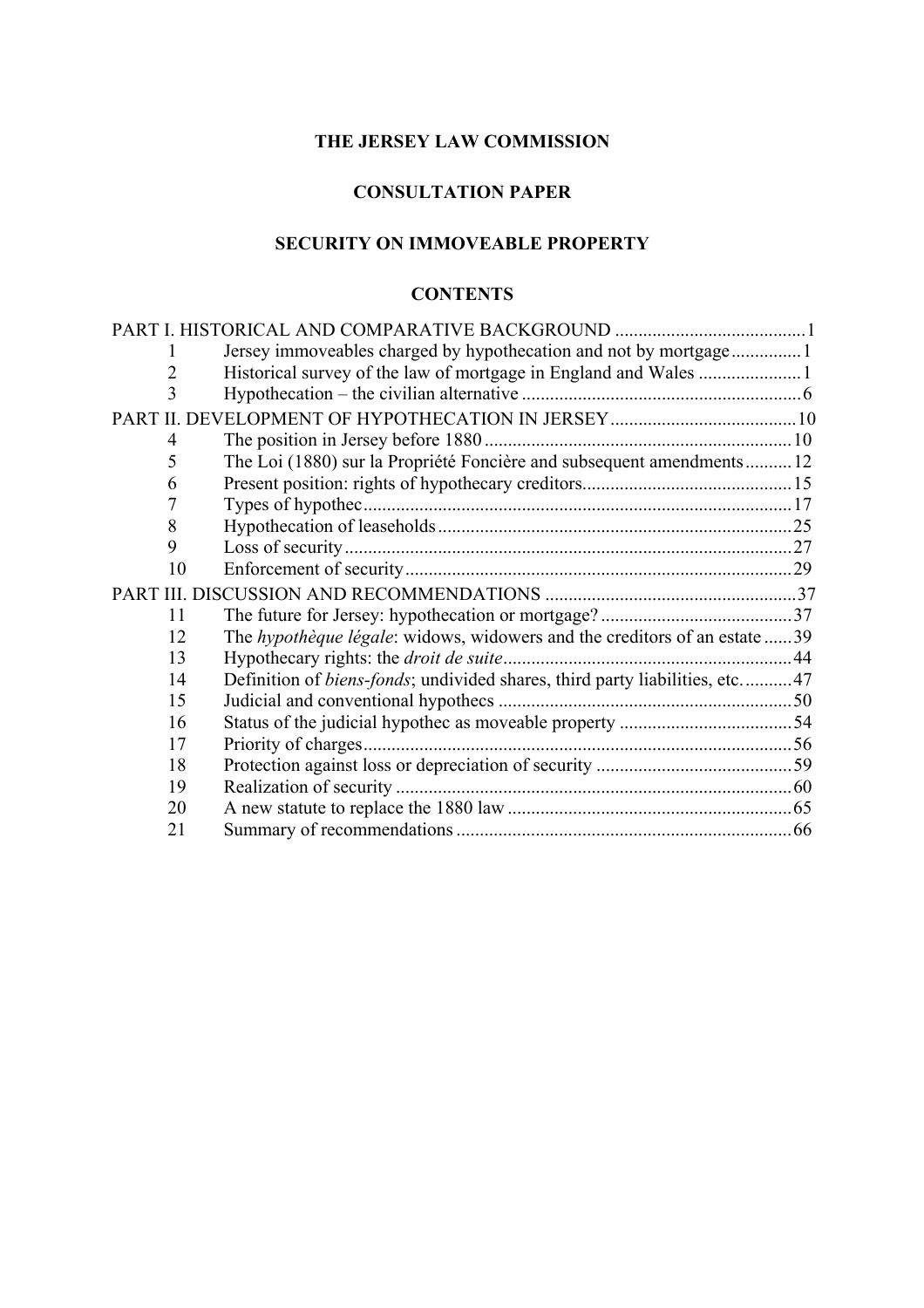**THE JERSEY LAW COMMISSION**

**CONSULTATION PAPER**

**SECURITY ON IMMOVEABLE PROPERTY**

**CONTENTS**

PART I. HISTORICAL AND COMPARATIVE BACKGROUND ......................................... 1

| | | |
|---|---|---|
| 1 | Jersey immoveables charged by hypothecation and not by mortgage | 1 |
| 2 | Historical survey of the law of mortgage in England and Wales | 1 |
| 3 | Hypothecation – the civilian alternative | 6 |

PART II. DEVELOPMENT OF HYPOTHECATION IN JERSEY ........................................ 10

| | | |
|---|---|---|
| 4 | The position in Jersey before 1880 | 10 |
| 5 | The Loi (1880) sur la Propriété Foncière and subsequent amendments | 12 |
| 6 | Present position: rights of hypothecary creditors | 15 |
| 7 | Types of hypothec | 17 |
| 8 | Hypothecation of leaseholds | 25 |
| 9 | Loss of security | 27 |
| 10 | Enforcement of security | 29 |

PART III. DISCUSSION AND RECOMMENDATIONS ...................................................... 37

| | | |
|---|---|---|
| 11 | The future for Jersey: hypothecation or mortgage? | 37 |
| 12 | The *hypothèque légale*: widows, widowers and the creditors of an estate | 39 |
| 13 | Hypothecary rights: the *droit de suite* | 44 |
| 14 | Definition of *biens-fonds*; undivided shares, third party liabilities, etc. | 47 |
| 15 | Judicial and conventional hypothecs | 50 |
| 16 | Status of the judicial hypothec as moveable property | 54 |
| 17 | Priority of charges | 56 |
| 18 | Protection against loss or depreciation of security | 59 |
| 19 | Realization of security | 60 |
| 20 | A new statute to replace the 1880 law | 65 |
| 21 | Summary of recommendations | 66 |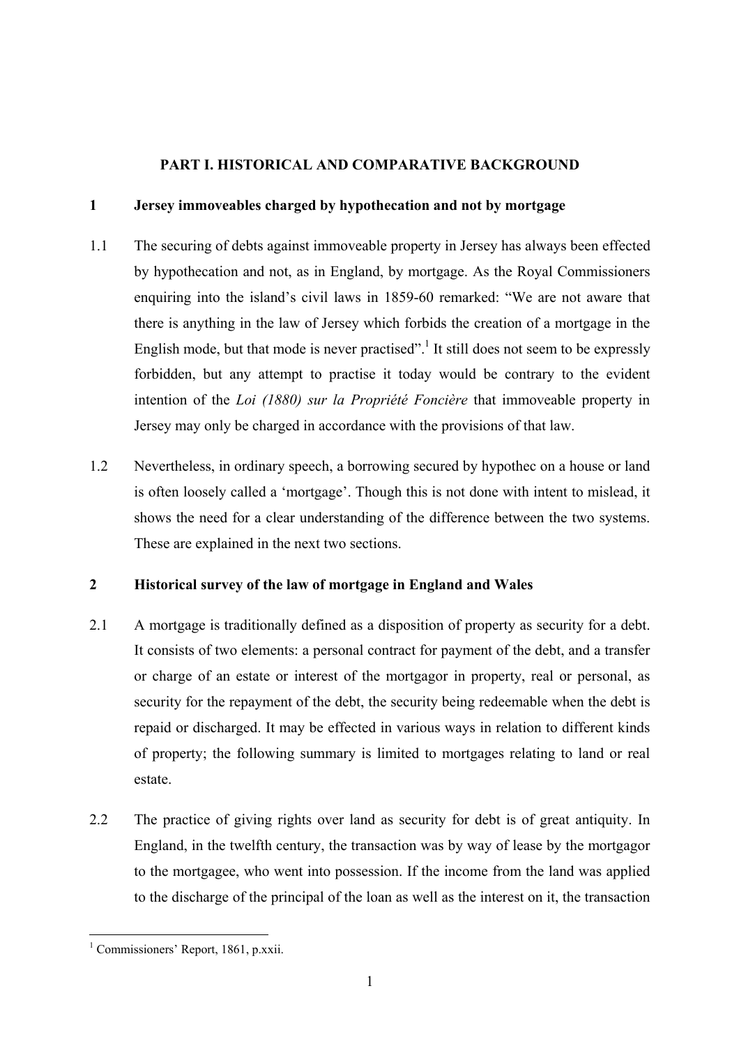## PART I. HISTORICAL AND COMPARATIVE BACKGROUND

### 1 Jersey immoveables charged by hypothecation and not by mortgage

1.1 The securing of debts against immoveable property in Jersey has always been effected by hypothecation and not, as in England, by mortgage. As the Royal Commissioners enquiring into the island's civil laws in 1859-60 remarked: "We are not aware that there is anything in the law of Jersey which forbids the creation of a mortgage in the English mode, but that mode is never practised".[1] It still does not seem to be expressly forbidden, but any attempt to practise it today would be contrary to the evident intention of the *Loi (1880) sur la Propriété Foncière* that immoveable property in Jersey may only be charged in accordance with the provisions of that law.

1.2 Nevertheless, in ordinary speech, a borrowing secured by hypothec on a house or land is often loosely called a 'mortgage'. Though this is not done with intent to mislead, it shows the need for a clear understanding of the difference between the two systems. These are explained in the next two sections.

### 2 Historical survey of the law of mortgage in England and Wales

2.1 A mortgage is traditionally defined as a disposition of property as security for a debt. It consists of two elements: a personal contract for payment of the debt, and a transfer or charge of an estate or interest of the mortgagor in property, real or personal, as security for the repayment of the debt, the security being redeemable when the debt is repaid or discharged. It may be effected in various ways in relation to different kinds of property; the following summary is limited to mortgages relating to land or real estate.

2.2 The practice of giving rights over land as security for debt is of great antiquity. In England, in the twelfth century, the transaction was by way of lease by the mortgagor to the mortgagee, who went into possession. If the income from the land was applied to the discharge of the principal of the loan as well as the interest on it, the transaction

[1] Commissioners' Report, 1861, p.xxii.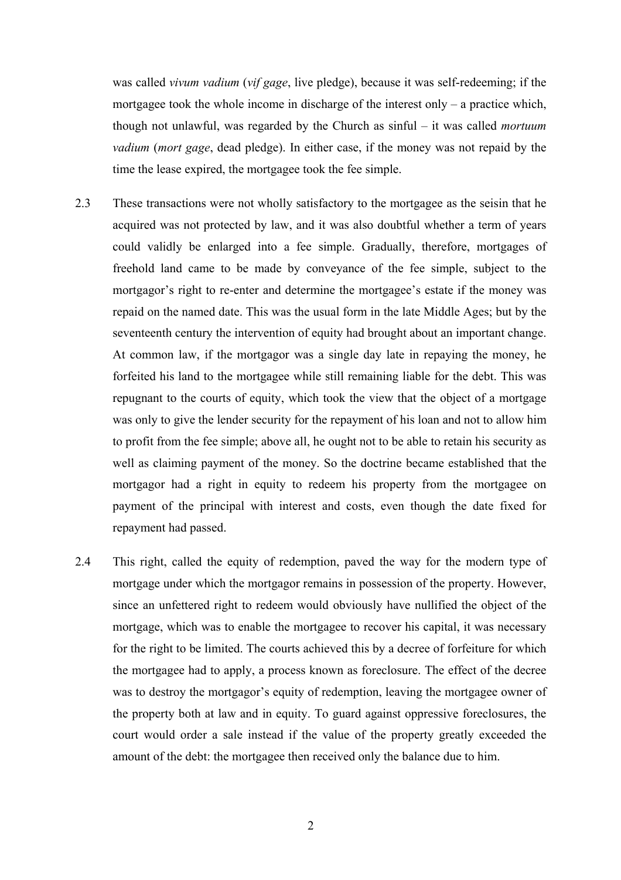was called *vivum vadium* (*vif gage*, live pledge), because it was self-redeeming; if the mortgagee took the whole income in discharge of the interest only – a practice which, though not unlawful, was regarded by the Church as sinful – it was called *mortuum vadium* (*mort gage*, dead pledge). In either case, if the money was not repaid by the time the lease expired, the mortgagee took the fee simple.

2.3 These transactions were not wholly satisfactory to the mortgagee as the seisin that he acquired was not protected by law, and it was also doubtful whether a term of years could validly be enlarged into a fee simple. Gradually, therefore, mortgages of freehold land came to be made by conveyance of the fee simple, subject to the mortgagor's right to re-enter and determine the mortgagee's estate if the money was repaid on the named date. This was the usual form in the late Middle Ages; but by the seventeenth century the intervention of equity had brought about an important change. At common law, if the mortgagor was a single day late in repaying the money, he forfeited his land to the mortgagee while still remaining liable for the debt. This was repugnant to the courts of equity, which took the view that the object of a mortgage was only to give the lender security for the repayment of his loan and not to allow him to profit from the fee simple; above all, he ought not to be able to retain his security as well as claiming payment of the money. So the doctrine became established that the mortgagor had a right in equity to redeem his property from the mortgagee on payment of the principal with interest and costs, even though the date fixed for repayment had passed.

2.4 This right, called the equity of redemption, paved the way for the modern type of mortgage under which the mortgagor remains in possession of the property. However, since an unfettered right to redeem would obviously have nullified the object of the mortgage, which was to enable the mortgagee to recover his capital, it was necessary for the right to be limited. The courts achieved this by a decree of forfeiture for which the mortgagee had to apply, a process known as foreclosure. The effect of the decree was to destroy the mortgagor's equity of redemption, leaving the mortgagee owner of the property both at law and in equity. To guard against oppressive foreclosures, the court would order a sale instead if the value of the property greatly exceeded the amount of the debt: the mortgagee then received only the balance due to him.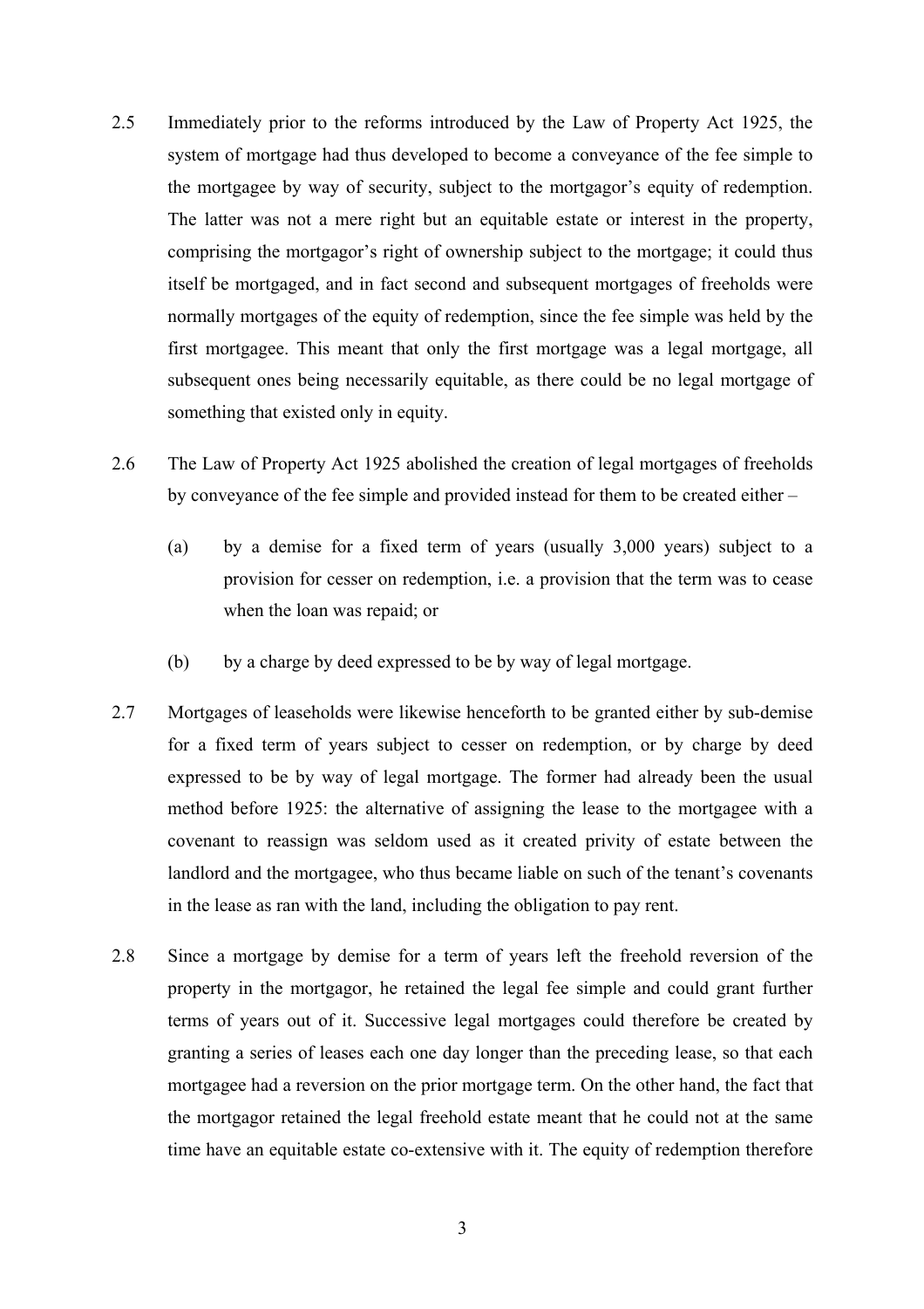2.5 Immediately prior to the reforms introduced by the Law of Property Act 1925, the system of mortgage had thus developed to become a conveyance of the fee simple to the mortgagee by way of security, subject to the mortgagor's equity of redemption. The latter was not a mere right but an equitable estate or interest in the property, comprising the mortgagor's right of ownership subject to the mortgage; it could thus itself be mortgaged, and in fact second and subsequent mortgages of freeholds were normally mortgages of the equity of redemption, since the fee simple was held by the first mortgagee. This meant that only the first mortgage was a legal mortgage, all subsequent ones being necessarily equitable, as there could be no legal mortgage of something that existed only in equity.

2.6 The Law of Property Act 1925 abolished the creation of legal mortgages of freeholds by conveyance of the fee simple and provided instead for them to be created either –

(a) by a demise for a fixed term of years (usually 3,000 years) subject to a provision for cesser on redemption, i.e. a provision that the term was to cease when the loan was repaid; or

(b) by a charge by deed expressed to be by way of legal mortgage.

2.7 Mortgages of leaseholds were likewise henceforth to be granted either by sub-demise for a fixed term of years subject to cesser on redemption, or by charge by deed expressed to be by way of legal mortgage. The former had already been the usual method before 1925: the alternative of assigning the lease to the mortgagee with a covenant to reassign was seldom used as it created privity of estate between the landlord and the mortgagee, who thus became liable on such of the tenant's covenants in the lease as ran with the land, including the obligation to pay rent.

2.8 Since a mortgage by demise for a term of years left the freehold reversion of the property in the mortgagor, he retained the legal fee simple and could grant further terms of years out of it. Successive legal mortgages could therefore be created by granting a series of leases each one day longer than the preceding lease, so that each mortgagee had a reversion on the prior mortgage term. On the other hand, the fact that the mortgagor retained the legal freehold estate meant that he could not at the same time have an equitable estate co-extensive with it. The equity of redemption therefore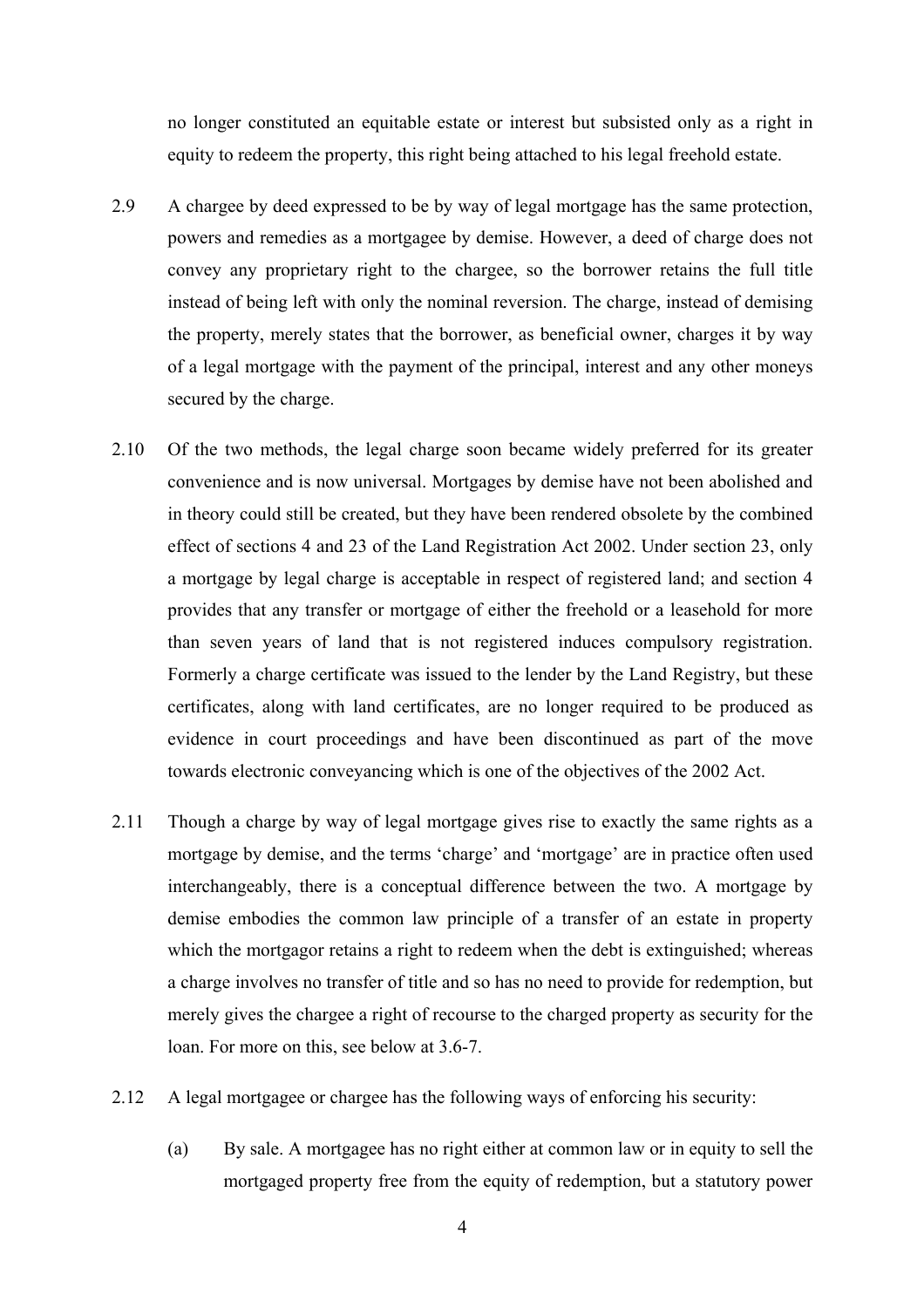no longer constituted an equitable estate or interest but subsisted only as a right in equity to redeem the property, this right being attached to his legal freehold estate.

2.9 A chargee by deed expressed to be by way of legal mortgage has the same protection, powers and remedies as a mortgagee by demise. However, a deed of charge does not convey any proprietary right to the chargee, so the borrower retains the full title instead of being left with only the nominal reversion. The charge, instead of demising the property, merely states that the borrower, as beneficial owner, charges it by way of a legal mortgage with the payment of the principal, interest and any other moneys secured by the charge.

2.10 Of the two methods, the legal charge soon became widely preferred for its greater convenience and is now universal. Mortgages by demise have not been abolished and in theory could still be created, but they have been rendered obsolete by the combined effect of sections 4 and 23 of the Land Registration Act 2002. Under section 23, only a mortgage by legal charge is acceptable in respect of registered land; and section 4 provides that any transfer or mortgage of either the freehold or a leasehold for more than seven years of land that is not registered induces compulsory registration. Formerly a charge certificate was issued to the lender by the Land Registry, but these certificates, along with land certificates, are no longer required to be produced as evidence in court proceedings and have been discontinued as part of the move towards electronic conveyancing which is one of the objectives of the 2002 Act.

2.11 Though a charge by way of legal mortgage gives rise to exactly the same rights as a mortgage by demise, and the terms 'charge' and 'mortgage' are in practice often used interchangeably, there is a conceptual difference between the two. A mortgage by demise embodies the common law principle of a transfer of an estate in property which the mortgagor retains a right to redeem when the debt is extinguished; whereas a charge involves no transfer of title and so has no need to provide for redemption, but merely gives the chargee a right of recourse to the charged property as security for the loan. For more on this, see below at 3.6-7.

2.12 A legal mortgagee or chargee has the following ways of enforcing his security:

(a) By sale. A mortgagee has no right either at common law or in equity to sell the mortgaged property free from the equity of redemption, but a statutory power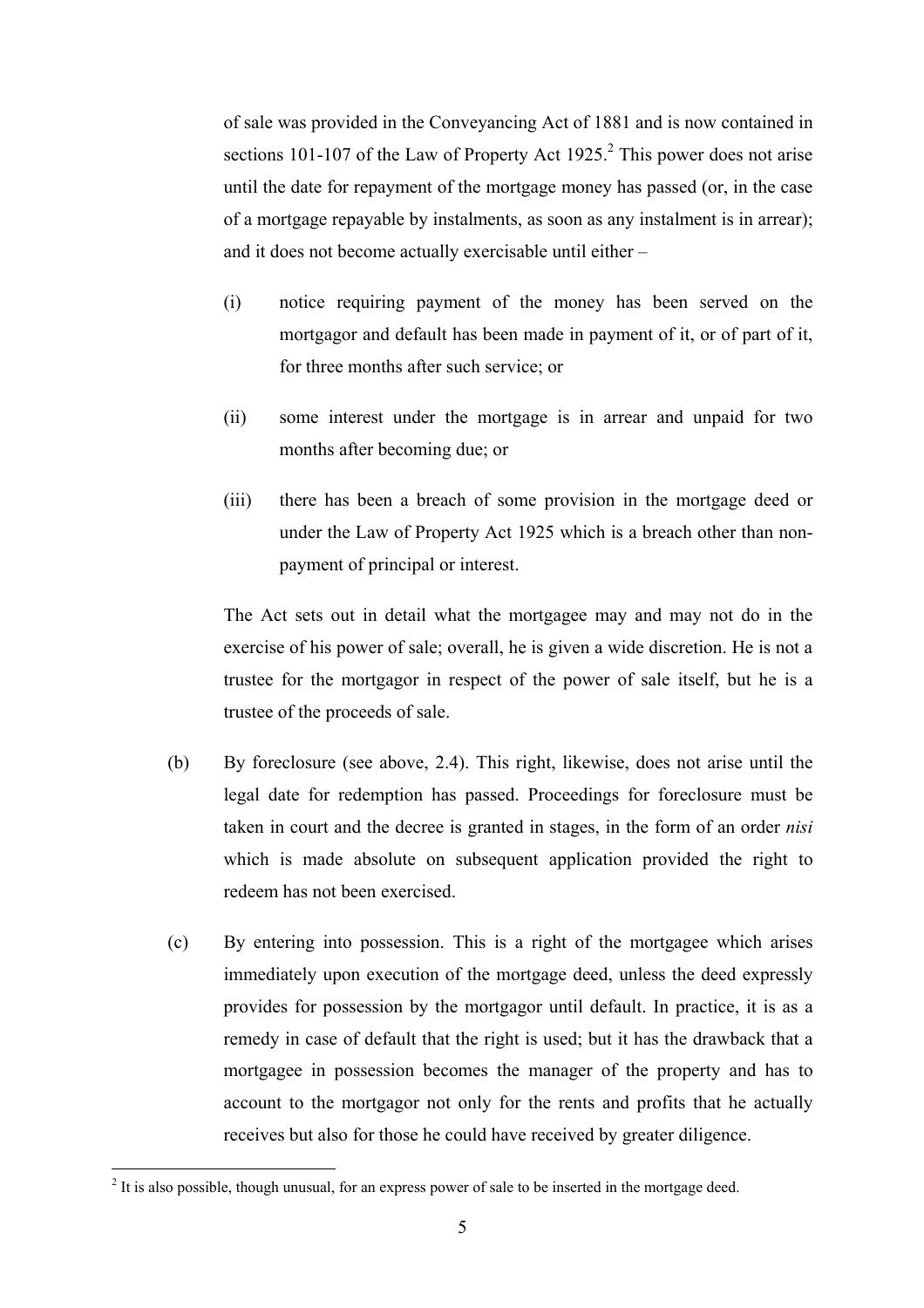of sale was provided in the Conveyancing Act of 1881 and is now contained in sections 101-107 of the Law of Property Act 1925.[2] This power does not arise until the date for repayment of the mortgage money has passed (or, in the case of a mortgage repayable by instalments, as soon as any instalment is in arrear); and it does not become actually exercisable until either –

(i) notice requiring payment of the money has been served on the mortgagor and default has been made in payment of it, or of part of it, for three months after such service; or

(ii) some interest under the mortgage is in arrear and unpaid for two months after becoming due; or

(iii) there has been a breach of some provision in the mortgage deed or under the Law of Property Act 1925 which is a breach other than non-payment of principal or interest.

The Act sets out in detail what the mortgagee may and may not do in the exercise of his power of sale; overall, he is given a wide discretion. He is not a trustee for the mortgagor in respect of the power of sale itself, but he is a trustee of the proceeds of sale.

(b) By foreclosure (see above, 2.4). This right, likewise, does not arise until the legal date for redemption has passed. Proceedings for foreclosure must be taken in court and the decree is granted in stages, in the form of an order *nisi* which is made absolute on subsequent application provided the right to redeem has not been exercised.

(c) By entering into possession. This is a right of the mortgagee which arises immediately upon execution of the mortgage deed, unless the deed expressly provides for possession by the mortgagor until default. In practice, it is as a remedy in case of default that the right is used; but it has the drawback that a mortgagee in possession becomes the manager of the property and has to account to the mortgagor not only for the rents and profits that he actually receives but also for those he could have received by greater diligence.

[2] It is also possible, though unusual, for an express power of sale to be inserted in the mortgage deed.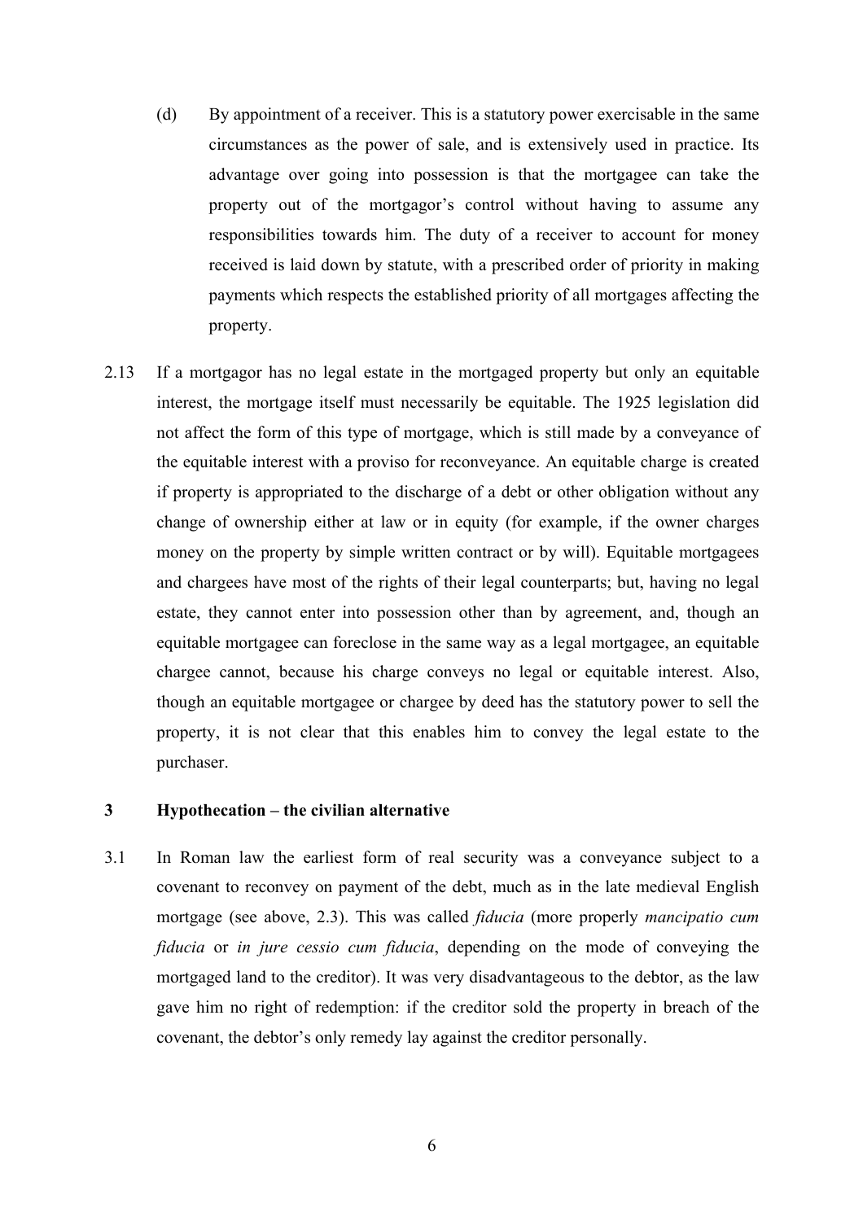(d) By appointment of a receiver. This is a statutory power exercisable in the same circumstances as the power of sale, and is extensively used in practice. Its advantage over going into possession is that the mortgagee can take the property out of the mortgagor's control without having to assume any responsibilities towards him. The duty of a receiver to account for money received is laid down by statute, with a prescribed order of priority in making payments which respects the established priority of all mortgages affecting the property.

2.13 If a mortgagor has no legal estate in the mortgaged property but only an equitable interest, the mortgage itself must necessarily be equitable. The 1925 legislation did not affect the form of this type of mortgage, which is still made by a conveyance of the equitable interest with a proviso for reconveyance. An equitable charge is created if property is appropriated to the discharge of a debt or other obligation without any change of ownership either at law or in equity (for example, if the owner charges money on the property by simple written contract or by will). Equitable mortgagees and chargees have most of the rights of their legal counterparts; but, having no legal estate, they cannot enter into possession other than by agreement, and, though an equitable mortgagee can foreclose in the same way as a legal mortgagee, an equitable chargee cannot, because his charge conveys no legal or equitable interest. Also, though an equitable mortgagee or chargee by deed has the statutory power to sell the property, it is not clear that this enables him to convey the legal estate to the purchaser.

## 3 Hypothecation – the civilian alternative

3.1 In Roman law the earliest form of real security was a conveyance subject to a covenant to reconvey on payment of the debt, much as in the late medieval English mortgage (see above, 2.3). This was called *fiducia* (more properly *mancipatio cum fiducia* or *in jure cessio cum fiducia*, depending on the mode of conveying the mortgaged land to the creditor). It was very disadvantageous to the debtor, as the law gave him no right of redemption: if the creditor sold the property in breach of the covenant, the debtor's only remedy lay against the creditor personally.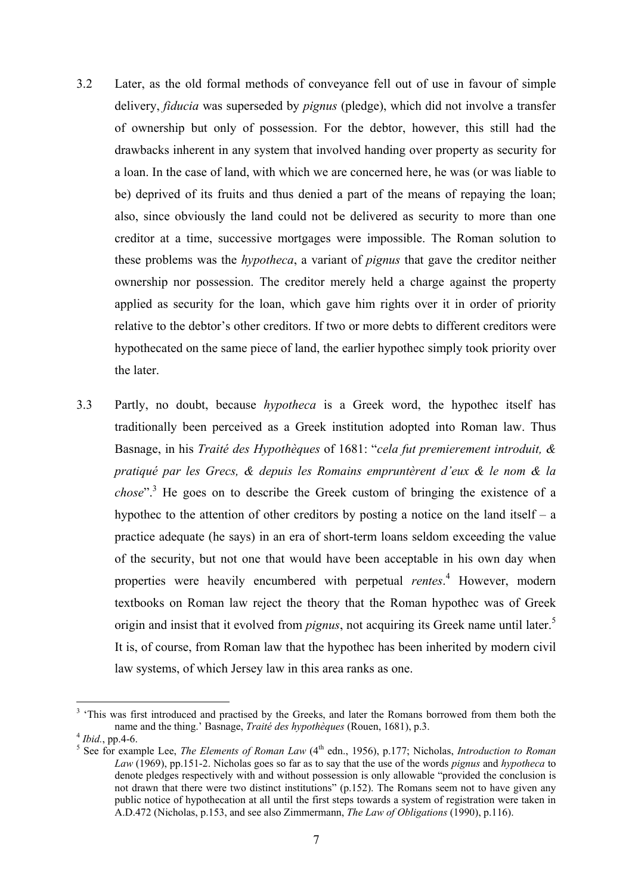3.2 Later, as the old formal methods of conveyance fell out of use in favour of simple delivery, *fiducia* was superseded by *pignus* (pledge), which did not involve a transfer of ownership but only of possession. For the debtor, however, this still had the drawbacks inherent in any system that involved handing over property as security for a loan. In the case of land, with which we are concerned here, he was (or was liable to be) deprived of its fruits and thus denied a part of the means of repaying the loan; also, since obviously the land could not be delivered as security to more than one creditor at a time, successive mortgages were impossible. The Roman solution to these problems was the *hypotheca*, a variant of *pignus* that gave the creditor neither ownership nor possession. The creditor merely held a charge against the property applied as security for the loan, which gave him rights over it in order of priority relative to the debtor's other creditors. If two or more debts to different creditors were hypothecated on the same piece of land, the earlier hypothec simply took priority over the later.

3.3 Partly, no doubt, because *hypotheca* is a Greek word, the hypothec itself has traditionally been perceived as a Greek institution adopted into Roman law. Thus Basnage, in his *Traité des Hypothèques* of 1681: "*cela fut premierement introduit, & pratiqué par les Grecs, & depuis les Romains empruntèrent d'eux & le nom & la chose*".[3] He goes on to describe the Greek custom of bringing the existence of a hypothec to the attention of other creditors by posting a notice on the land itself – a practice adequate (he says) in an era of short-term loans seldom exceeding the value of the security, but not one that would have been acceptable in his own day when properties were heavily encumbered with perpetual *rentes*.[4] However, modern textbooks on Roman law reject the theory that the Roman hypothec was of Greek origin and insist that it evolved from *pignus*, not acquiring its Greek name until later.[5] It is, of course, from Roman law that the hypothec has been inherited by modern civil law systems, of which Jersey law in this area ranks as one.

---

[3] 'This was first introduced and practised by the Greeks, and later the Romans borrowed from them both the name and the thing.' Basnage, *Traité des hypothèques* (Rouen, 1681), p.3.

[4] *Ibid*., pp.4-6.

[5] See for example Lee, *The Elements of Roman Law* (4th edn., 1956), p.177; Nicholas, *Introduction to Roman Law* (1969), pp.151-2. Nicholas goes so far as to say that the use of the words *pignus* and *hypotheca* to denote pledges respectively with and without possession is only allowable "provided the conclusion is not drawn that there were two distinct institutions" (p.152). The Romans seem not to have given any public notice of hypothecation at all until the first steps towards a system of registration were taken in A.D.472 (Nicholas, p.153, and see also Zimmermann, *The Law of Obligations* (1990), p.116).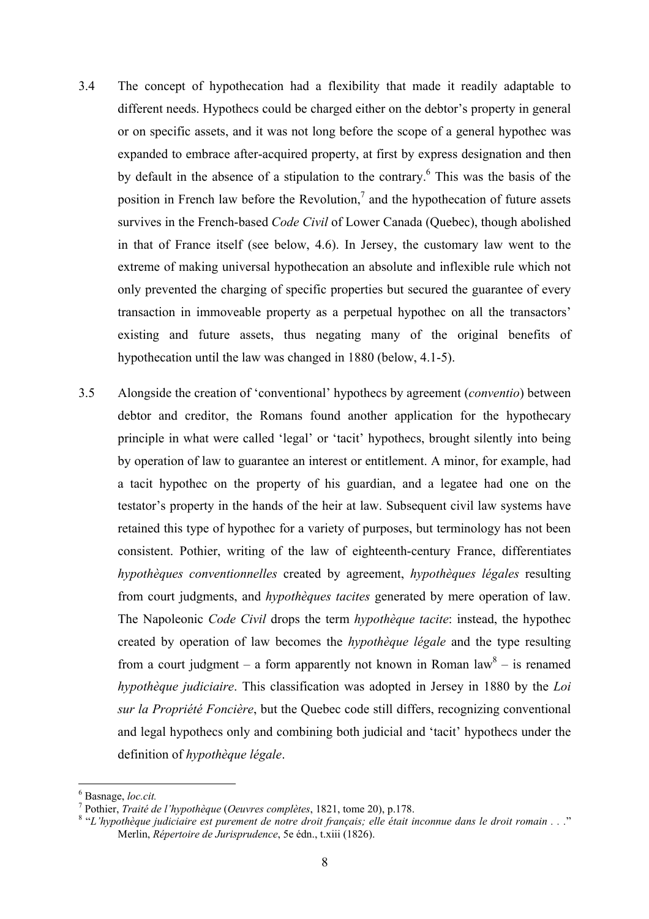3.4 The concept of hypothecation had a flexibility that made it readily adaptable to different needs. Hypothecs could be charged either on the debtor's property in general or on specific assets, and it was not long before the scope of a general hypothec was expanded to embrace after-acquired property, at first by express designation and then by default in the absence of a stipulation to the contrary.[6] This was the basis of the position in French law before the Revolution,[7] and the hypothecation of future assets survives in the French-based *Code Civil* of Lower Canada (Quebec), though abolished in that of France itself (see below, 4.6). In Jersey, the customary law went to the extreme of making universal hypothecation an absolute and inflexible rule which not only prevented the charging of specific properties but secured the guarantee of every transaction in immoveable property as a perpetual hypothec on all the transactors' existing and future assets, thus negating many of the original benefits of hypothecation until the law was changed in 1880 (below, 4.1-5).

3.5 Alongside the creation of 'conventional' hypothecs by agreement (*conventio*) between debtor and creditor, the Romans found another application for the hypothecary principle in what were called 'legal' or 'tacit' hypothecs, brought silently into being by operation of law to guarantee an interest or entitlement. A minor, for example, had a tacit hypothec on the property of his guardian, and a legatee had one on the testator's property in the hands of the heir at law. Subsequent civil law systems have retained this type of hypothec for a variety of purposes, but terminology has not been consistent. Pothier, writing of the law of eighteenth-century France, differentiates *hypothèques conventionnelles* created by agreement, *hypothèques légales* resulting from court judgments, and *hypothèques tacites* generated by mere operation of law. The Napoleonic *Code Civil* drops the term *hypothèque tacite*: instead, the hypothec created by operation of law becomes the *hypothèque légale* and the type resulting from a court judgment – a form apparently not known in Roman law[8] – is renamed *hypothèque judiciaire*. This classification was adopted in Jersey in 1880 by the *Loi sur la Propriété Foncière*, but the Quebec code still differs, recognizing conventional and legal hypothecs only and combining both judicial and 'tacit' hypothecs under the definition of *hypothèque légale*.

---

[6] Basnage, *loc.cit.*

[7] Pothier, *Traité de l'hypothèque* (*Oeuvres complètes*, 1821, tome 20), p.178.

[8] "*L'hypothèque judiciaire est purement de notre droit français; elle était inconnue dans le droit romain . . .*" Merlin, *Répertoire de Jurisprudence*, 5e édn., t.xiii (1826).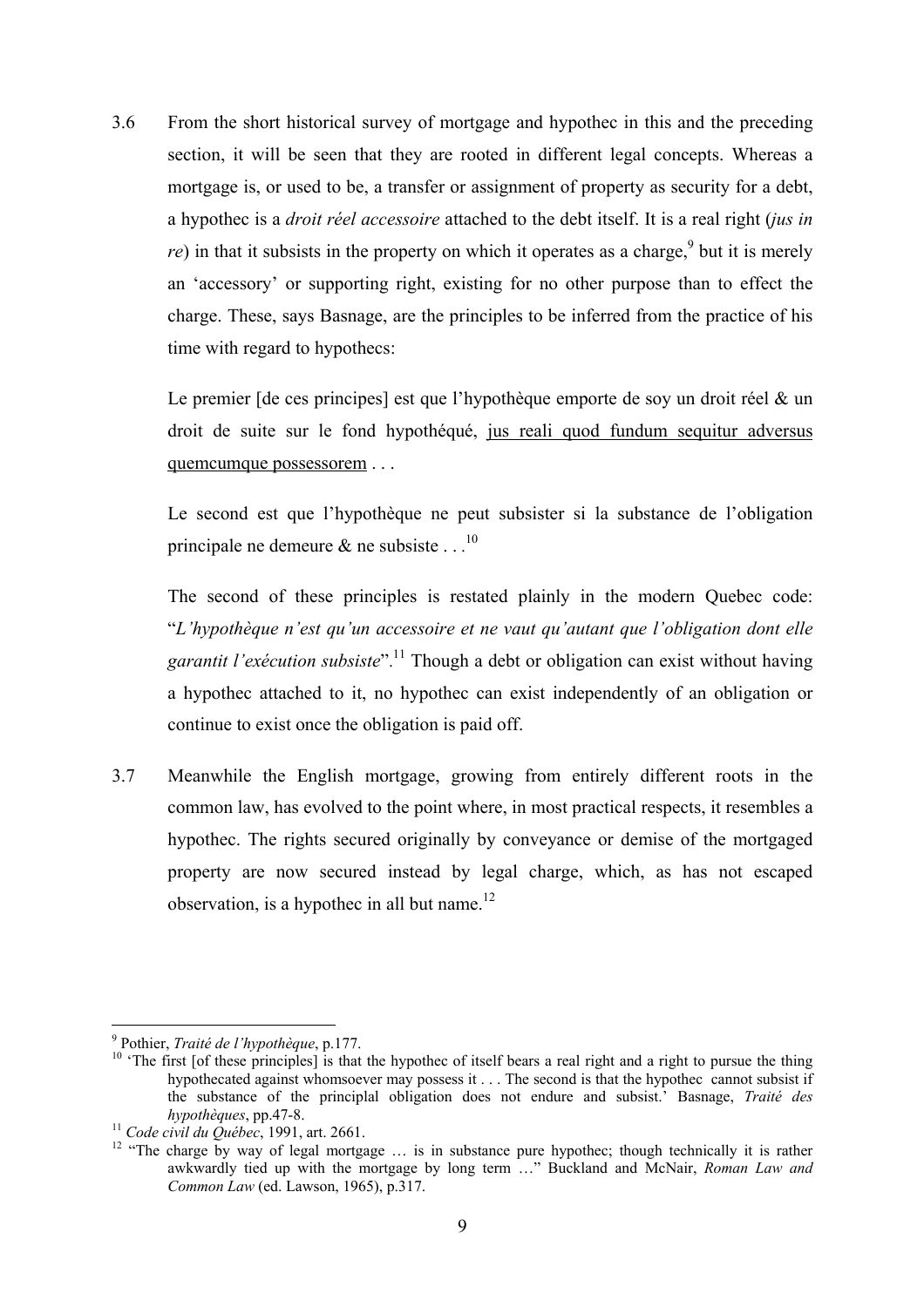3.6 From the short historical survey of mortgage and hypothec in this and the preceding section, it will be seen that they are rooted in different legal concepts. Whereas a mortgage is, or used to be, a transfer or assignment of property as security for a debt, a hypothec is a *droit réel accessoire* attached to the debt itself. It is a real right (*jus in re*) in that it subsists in the property on which it operates as a charge,[9] but it is merely an 'accessory' or supporting right, existing for no other purpose than to effect the charge. These, says Basnage, are the principles to be inferred from the practice of his time with regard to hypothecs:

> Le premier [de ces principes] est que l'hypothèque emporte de soy un droit réel & un droit de suite sur le fond hypothéqué, <u>jus reali quod fundum sequitur adversus quemcumque possessorem</u> . . .
>
> Le second est que l'hypothèque ne peut subsister si la substance de l'obligation principale ne demeure & ne subsiste . . .[10]

The second of these principles is restated plainly in the modern Quebec code: "*L'hypothèque n'est qu'un accessoire et ne vaut qu'autant que l'obligation dont elle garantit l'exécution subsiste*".[11] Though a debt or obligation can exist without having a hypothec attached to it, no hypothec can exist independently of an obligation or continue to exist once the obligation is paid off.

3.7 Meanwhile the English mortgage, growing from entirely different roots in the common law, has evolved to the point where, in most practical respects, it resembles a hypothec. The rights secured originally by conveyance or demise of the mortgaged property are now secured instead by legal charge, which, as has not escaped observation, is a hypothec in all but name.[12]

---

[9] Pothier, *Traité de l'hypothèque*, p.177.

[10] 'The first [of these principles] is that the hypothec of itself bears a real right and a right to pursue the thing hypothecated against whomsoever may possess it . . . The second is that the hypothec cannot subsist if the substance of the principlal obligation does not endure and subsist.' Basnage, *Traité des hypothèques*, pp.47-8.

[11] *Code civil du Québec*, 1991, art. 2661.

[12] "The charge by way of legal mortgage … is in substance pure hypothec; though technically it is rather awkwardly tied up with the mortgage by long term …" Buckland and McNair, *Roman Law and Common Law* (ed. Lawson, 1965), p.317.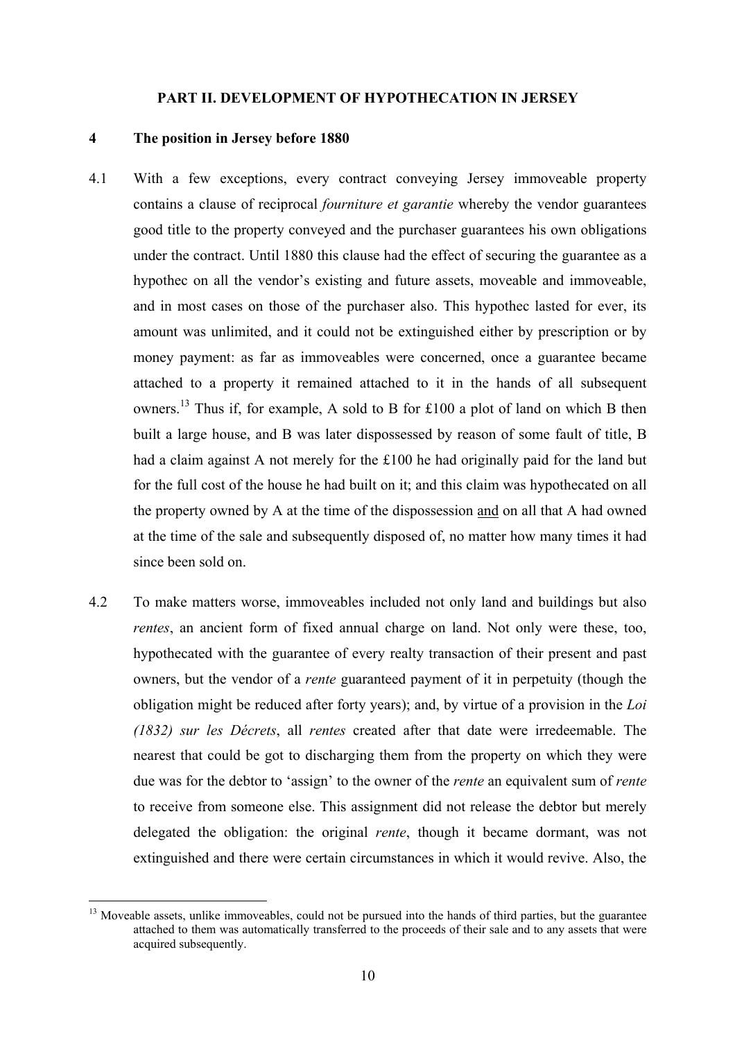## PART II. DEVELOPMENT OF HYPOTHECATION IN JERSEY

### 4 The position in Jersey before 1880

4.1 With a few exceptions, every contract conveying Jersey immoveable property contains a clause of reciprocal *fourniture et garantie* whereby the vendor guarantees good title to the property conveyed and the purchaser guarantees his own obligations under the contract. Until 1880 this clause had the effect of securing the guarantee as a hypothec on all the vendor's existing and future assets, moveable and immoveable, and in most cases on those of the purchaser also. This hypothec lasted for ever, its amount was unlimited, and it could not be extinguished either by prescription or by money payment: as far as immoveables were concerned, once a guarantee became attached to a property it remained attached to it in the hands of all subsequent owners.[13] Thus if, for example, A sold to B for £100 a plot of land on which B then built a large house, and B was later dispossessed by reason of some fault of title, B had a claim against A not merely for the £100 he had originally paid for the land but for the full cost of the house he had built on it; and this claim was hypothecated on all the property owned by A at the time of the dispossession and on all that A had owned at the time of the sale and subsequently disposed of, no matter how many times it had since been sold on.

4.2 To make matters worse, immoveables included not only land and buildings but also *rentes*, an ancient form of fixed annual charge on land. Not only were these, too, hypothecated with the guarantee of every realty transaction of their present and past owners, but the vendor of a *rente* guaranteed payment of it in perpetuity (though the obligation might be reduced after forty years); and, by virtue of a provision in the *Loi (1832) sur les Décrets*, all *rentes* created after that date were irredeemable. The nearest that could be got to discharging them from the property on which they were due was for the debtor to 'assign' to the owner of the *rente* an equivalent sum of *rente* to receive from someone else. This assignment did not release the debtor but merely delegated the obligation: the original *rente*, though it became dormant, was not extinguished and there were certain circumstances in which it would revive. Also, the

[13] Moveable assets, unlike immoveables, could not be pursued into the hands of third parties, but the guarantee attached to them was automatically transferred to the proceeds of their sale and to any assets that were acquired subsequently.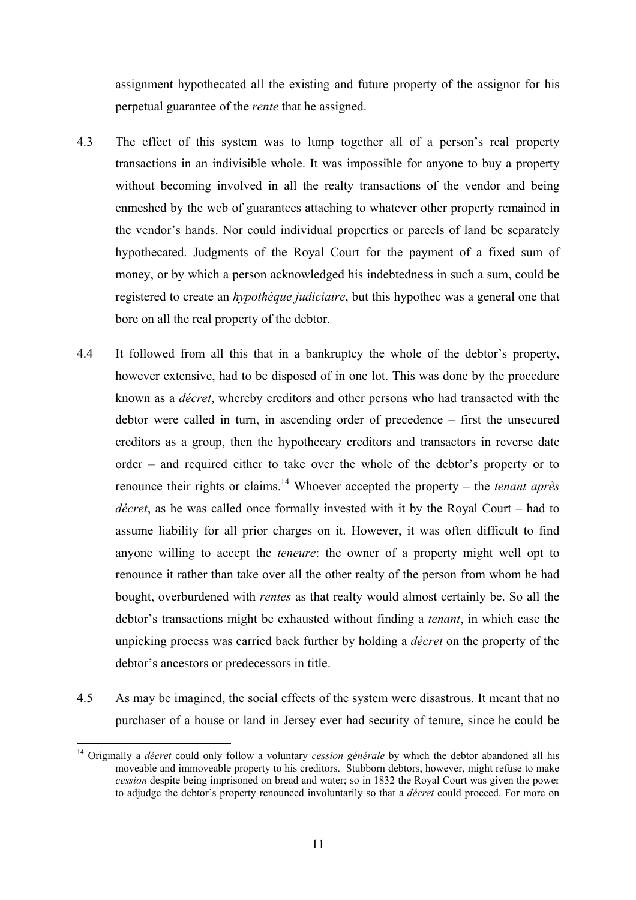assignment hypothecated all the existing and future property of the assignor for his perpetual guarantee of the *rente* that he assigned.

4.3 The effect of this system was to lump together all of a person's real property transactions in an indivisible whole. It was impossible for anyone to buy a property without becoming involved in all the realty transactions of the vendor and being enmeshed by the web of guarantees attaching to whatever other property remained in the vendor's hands. Nor could individual properties or parcels of land be separately hypothecated. Judgments of the Royal Court for the payment of a fixed sum of money, or by which a person acknowledged his indebtedness in such a sum, could be registered to create an *hypothèque judiciaire*, but this hypothec was a general one that bore on all the real property of the debtor.

4.4 It followed from all this that in a bankruptcy the whole of the debtor's property, however extensive, had to be disposed of in one lot. This was done by the procedure known as a *décret*, whereby creditors and other persons who had transacted with the debtor were called in turn, in ascending order of precedence – first the unsecured creditors as a group, then the hypothecary creditors and transactors in reverse date order – and required either to take over the whole of the debtor's property or to renounce their rights or claims.[14] Whoever accepted the property – the *tenant après décret*, as he was called once formally invested with it by the Royal Court – had to assume liability for all prior charges on it. However, it was often difficult to find anyone willing to accept the *teneure*: the owner of a property might well opt to renounce it rather than take over all the other realty of the person from whom he had bought, overburdened with *rentes* as that realty would almost certainly be. So all the debtor's transactions might be exhausted without finding a *tenant*, in which case the unpicking process was carried back further by holding a *décret* on the property of the debtor's ancestors or predecessors in title.

4.5 As may be imagined, the social effects of the system were disastrous. It meant that no purchaser of a house or land in Jersey ever had security of tenure, since he could be

[14] Originally a *décret* could only follow a voluntary *cession générale* by which the debtor abandoned all his moveable and immoveable property to his creditors. Stubborn debtors, however, might refuse to make *cession* despite being imprisoned on bread and water; so in 1832 the Royal Court was given the power to adjudge the debtor's property renounced involuntarily so that a *décret* could proceed. For more on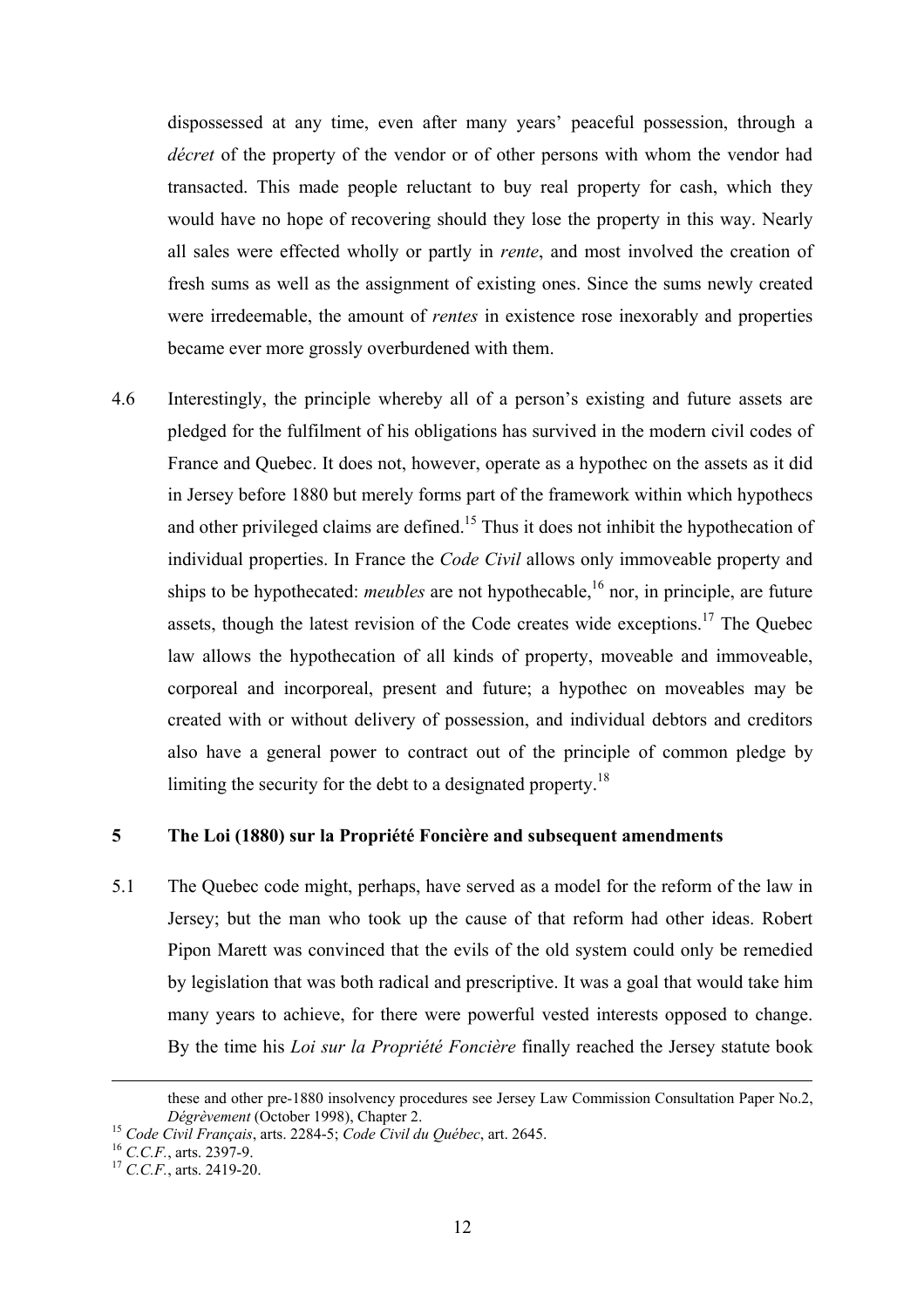dispossessed at any time, even after many years' peaceful possession, through a *décret* of the property of the vendor or of other persons with whom the vendor had transacted. This made people reluctant to buy real property for cash, which they would have no hope of recovering should they lose the property in this way. Nearly all sales were effected wholly or partly in *rente*, and most involved the creation of fresh sums as well as the assignment of existing ones. Since the sums newly created were irredeemable, the amount of *rentes* in existence rose inexorably and properties became ever more grossly overburdened with them.

4.6 Interestingly, the principle whereby all of a person's existing and future assets are pledged for the fulfilment of his obligations has survived in the modern civil codes of France and Quebec. It does not, however, operate as a hypothec on the assets as it did in Jersey before 1880 but merely forms part of the framework within which hypothecs and other privileged claims are defined.[15] Thus it does not inhibit the hypothecation of individual properties. In France the *Code Civil* allows only immoveable property and ships to be hypothecated: *meubles* are not hypothecable,[16] nor, in principle, are future assets, though the latest revision of the Code creates wide exceptions.[17] The Quebec law allows the hypothecation of all kinds of property, moveable and immoveable, corporeal and incorporeal, present and future; a hypothec on moveables may be created with or without delivery of possession, and individual debtors and creditors also have a general power to contract out of the principle of common pledge by limiting the security for the debt to a designated property.[18]

## 5 The Loi (1880) sur la Propriété Foncière and subsequent amendments

5.1 The Quebec code might, perhaps, have served as a model for the reform of the law in Jersey; but the man who took up the cause of that reform had other ideas. Robert Pipon Marett was convinced that the evils of the old system could only be remedied by legislation that was both radical and prescriptive. It was a goal that would take him many years to achieve, for there were powerful vested interests opposed to change. By the time his *Loi sur la Propriété Foncière* finally reached the Jersey statute book

---

these and other pre-1880 insolvency procedures see Jersey Law Commission Consultation Paper No.2, *Dégrèvement* (October 1998), Chapter 2.

[15] *Code Civil Français*, arts. 2284-5; *Code Civil du Québec*, art. 2645.

[16] *C.C.F.*, arts. 2397-9.

[17] *C.C.F.*, arts. 2419-20.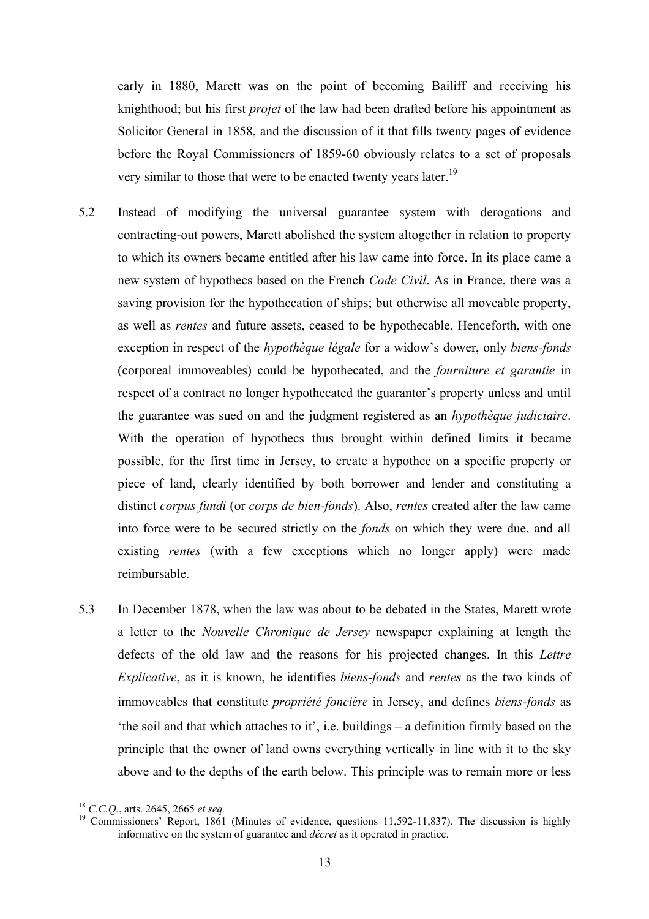early in 1880, Marett was on the point of becoming Bailiff and receiving his knighthood; but his first *projet* of the law had been drafted before his appointment as Solicitor General in 1858, and the discussion of it that fills twenty pages of evidence before the Royal Commissioners of 1859-60 obviously relates to a set of proposals very similar to those that were to be enacted twenty years later.[19]

5.2 Instead of modifying the universal guarantee system with derogations and contracting-out powers, Marett abolished the system altogether in relation to property to which its owners became entitled after his law came into force. In its place came a new system of hypothecs based on the French *Code Civil*. As in France, there was a saving provision for the hypothecation of ships; but otherwise all moveable property, as well as *rentes* and future assets, ceased to be hypothecable. Henceforth, with one exception in respect of the *hypothèque légale* for a widow's dower, only *biens-fonds* (corporeal immoveables) could be hypothecated, and the *fourniture et garantie* in respect of a contract no longer hypothecated the guarantor's property unless and until the guarantee was sued on and the judgment registered as an *hypothèque judiciaire*. With the operation of hypothecs thus brought within defined limits it became possible, for the first time in Jersey, to create a hypothec on a specific property or piece of land, clearly identified by both borrower and lender and constituting a distinct *corpus fundi* (or *corps de bien-fonds*). Also, *rentes* created after the law came into force were to be secured strictly on the *fonds* on which they were due, and all existing *rentes* (with a few exceptions which no longer apply) were made reimbursable.

5.3 In December 1878, when the law was about to be debated in the States, Marett wrote a letter to the *Nouvelle Chronique de Jersey* newspaper explaining at length the defects of the old law and the reasons for his projected changes. In this *Lettre Explicative*, as it is known, he identifies *biens-fonds* and *rentes* as the two kinds of immoveables that constitute *propriété foncière* in Jersey, and defines *biens-fonds* as 'the soil and that which attaches to it', i.e. buildings – a definition firmly based on the principle that the owner of land owns everything vertically in line with it to the sky above and to the depths of the earth below. This principle was to remain more or less

---

[18] *C.C.Q.*, arts. 2645, 2665 *et seq.*

[19] Commissioners' Report, 1861 (Minutes of evidence, questions 11,592-11,837). The discussion is highly informative on the system of guarantee and *décret* as it operated in practice.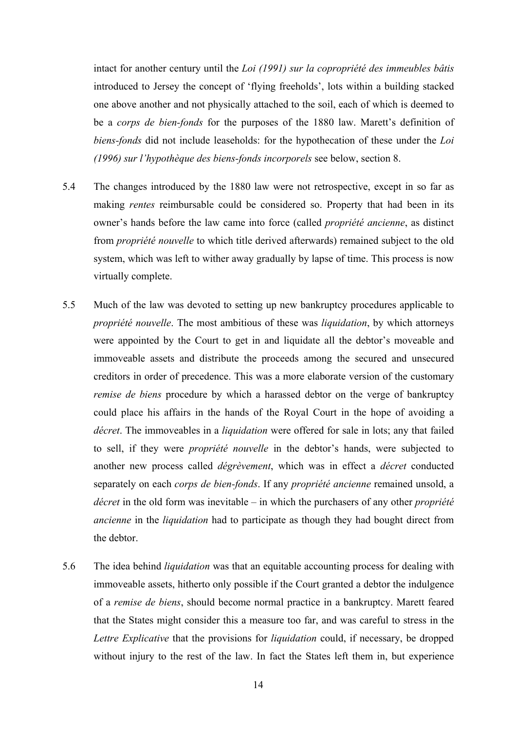intact for another century until the *Loi (1991) sur la copropriété des immeubles bâtis* introduced to Jersey the concept of 'flying freeholds', lots within a building stacked one above another and not physically attached to the soil, each of which is deemed to be a *corps de bien-fonds* for the purposes of the 1880 law. Marett's definition of *biens-fonds* did not include leaseholds: for the hypothecation of these under the *Loi (1996) sur l'hypothèque des biens-fonds incorporels* see below, section 8.

5.4 The changes introduced by the 1880 law were not retrospective, except in so far as making *rentes* reimbursable could be considered so. Property that had been in its owner's hands before the law came into force (called *propriété ancienne*, as distinct from *propriété nouvelle* to which title derived afterwards) remained subject to the old system, which was left to wither away gradually by lapse of time. This process is now virtually complete.

5.5 Much of the law was devoted to setting up new bankruptcy procedures applicable to *propriété nouvelle*. The most ambitious of these was *liquidation*, by which attorneys were appointed by the Court to get in and liquidate all the debtor's moveable and immoveable assets and distribute the proceeds among the secured and unsecured creditors in order of precedence. This was a more elaborate version of the customary *remise de biens* procedure by which a harassed debtor on the verge of bankruptcy could place his affairs in the hands of the Royal Court in the hope of avoiding a *décret*. The immoveables in a *liquidation* were offered for sale in lots; any that failed to sell, if they were *propriété nouvelle* in the debtor's hands, were subjected to another new process called *dégrèvement*, which was in effect a *décret* conducted separately on each *corps de bien-fonds*. If any *propriété ancienne* remained unsold, a *décret* in the old form was inevitable – in which the purchasers of any other *propriété ancienne* in the *liquidation* had to participate as though they had bought direct from the debtor.

5.6 The idea behind *liquidation* was that an equitable accounting process for dealing with immoveable assets, hitherto only possible if the Court granted a debtor the indulgence of a *remise de biens*, should become normal practice in a bankruptcy. Marett feared that the States might consider this a measure too far, and was careful to stress in the *Lettre Explicative* that the provisions for *liquidation* could, if necessary, be dropped without injury to the rest of the law. In fact the States left them in, but experience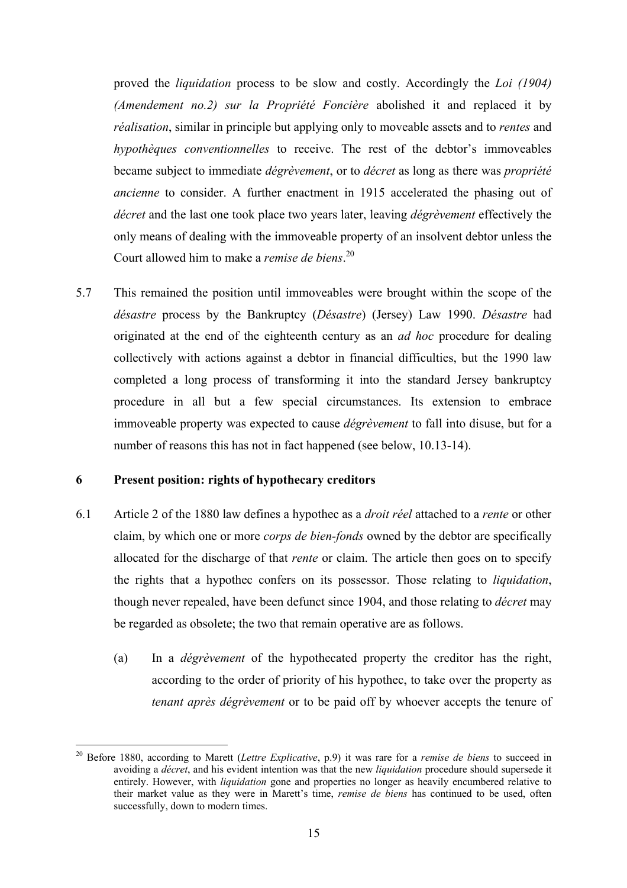proved the *liquidation* process to be slow and costly. Accordingly the *Loi (1904) (Amendement no.2) sur la Propriété Foncière* abolished it and replaced it by *réalisation*, similar in principle but applying only to moveable assets and to *rentes* and *hypothèques conventionnelles* to receive. The rest of the debtor's immoveables became subject to immediate *dégrèvement*, or to *décret* as long as there was *propriété ancienne* to consider. A further enactment in 1915 accelerated the phasing out of *décret* and the last one took place two years later, leaving *dégrèvement* effectively the only means of dealing with the immoveable property of an insolvent debtor unless the Court allowed him to make a *remise de biens*.[20]

5.7 This remained the position until immoveables were brought within the scope of the *désastre* process by the Bankruptcy (*Désastre*) (Jersey) Law 1990. *Désastre* had originated at the end of the eighteenth century as an *ad hoc* procedure for dealing collectively with actions against a debtor in financial difficulties, but the 1990 law completed a long process of transforming it into the standard Jersey bankruptcy procedure in all but a few special circumstances. Its extension to embrace immoveable property was expected to cause *dégrèvement* to fall into disuse, but for a number of reasons this has not in fact happened (see below, 10.13-14).

## 6 Present position: rights of hypothecary creditors

6.1 Article 2 of the 1880 law defines a hypothec as a *droit réel* attached to a *rente* or other claim, by which one or more *corps de bien-fonds* owned by the debtor are specifically allocated for the discharge of that *rente* or claim. The article then goes on to specify the rights that a hypothec confers on its possessor. Those relating to *liquidation*, though never repealed, have been defunct since 1904, and those relating to *décret* may be regarded as obsolete; the two that remain operative are as follows.

(a) In a *dégrèvement* of the hypothecated property the creditor has the right, according to the order of priority of his hypothec, to take over the property as *tenant après dégrèvement* or to be paid off by whoever accepts the tenure of

---

[20] Before 1880, according to Marett (*Lettre Explicative*, p.9) it was rare for a *remise de biens* to succeed in avoiding a *décret*, and his evident intention was that the new *liquidation* procedure should supersede it entirely. However, with *liquidation* gone and properties no longer as heavily encumbered relative to their market value as they were in Marett's time, *remise de biens* has continued to be used, often successfully, down to modern times.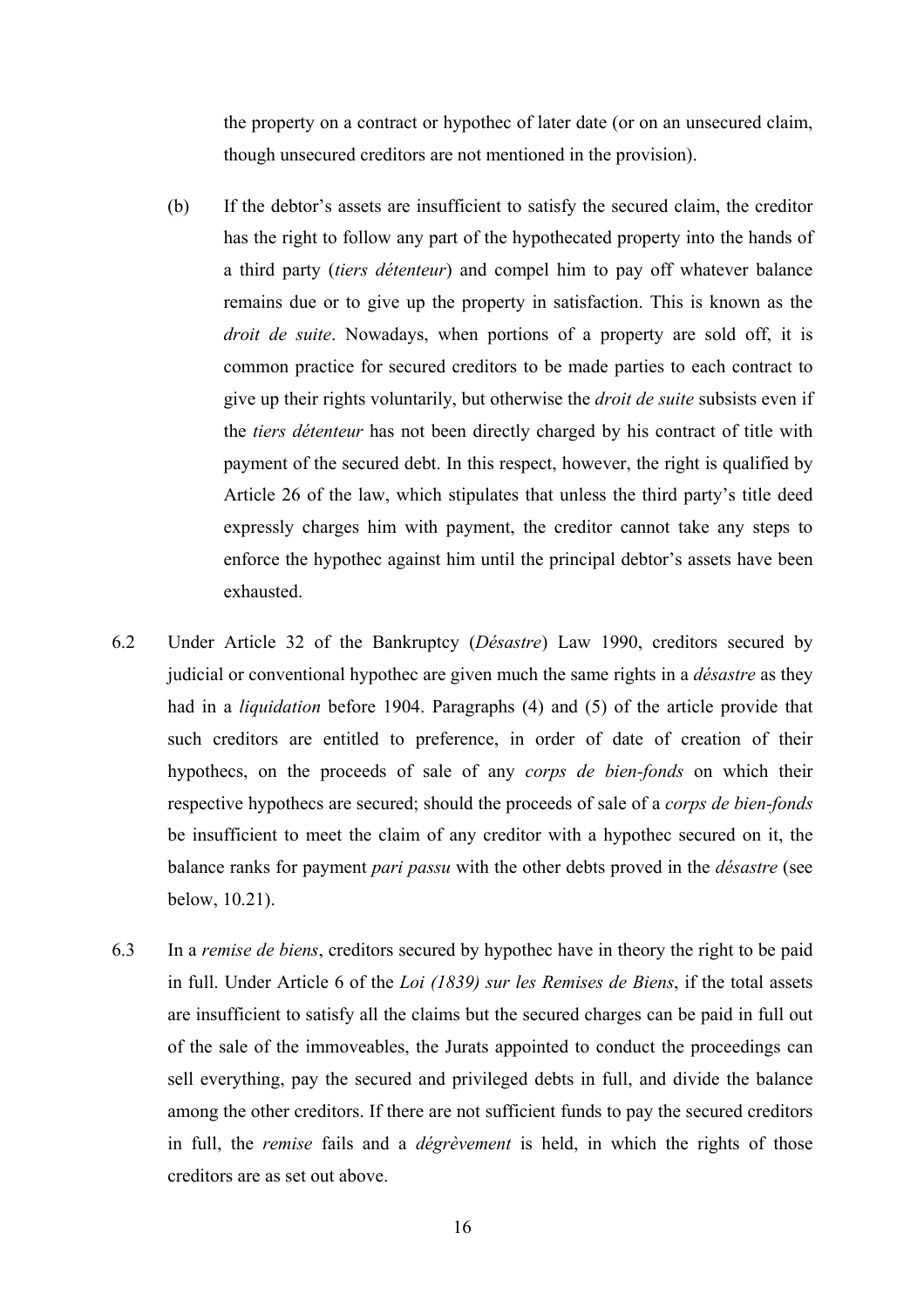the property on a contract or hypothec of later date (or on an unsecured claim, though unsecured creditors are not mentioned in the provision).

(b) If the debtor's assets are insufficient to satisfy the secured claim, the creditor has the right to follow any part of the hypothecated property into the hands of a third party (*tiers détenteur*) and compel him to pay off whatever balance remains due or to give up the property in satisfaction. This is known as the *droit de suite*. Nowadays, when portions of a property are sold off, it is common practice for secured creditors to be made parties to each contract to give up their rights voluntarily, but otherwise the *droit de suite* subsists even if the *tiers détenteur* has not been directly charged by his contract of title with payment of the secured debt. In this respect, however, the right is qualified by Article 26 of the law, which stipulates that unless the third party's title deed expressly charges him with payment, the creditor cannot take any steps to enforce the hypothec against him until the principal debtor's assets have been exhausted.

6.2 Under Article 32 of the Bankruptcy (*Désastre*) Law 1990, creditors secured by judicial or conventional hypothec are given much the same rights in a *désastre* as they had in a *liquidation* before 1904. Paragraphs (4) and (5) of the article provide that such creditors are entitled to preference, in order of date of creation of their hypothecs, on the proceeds of sale of any *corps de bien-fonds* on which their respective hypothecs are secured; should the proceeds of sale of a *corps de bien-fonds* be insufficient to meet the claim of any creditor with a hypothec secured on it, the balance ranks for payment *pari passu* with the other debts proved in the *désastre* (see below, 10.21).

6.3 In a *remise de biens*, creditors secured by hypothec have in theory the right to be paid in full. Under Article 6 of the *Loi (1839) sur les Remises de Biens*, if the total assets are insufficient to satisfy all the claims but the secured charges can be paid in full out of the sale of the immoveables, the Jurats appointed to conduct the proceedings can sell everything, pay the secured and privileged debts in full, and divide the balance among the other creditors. If there are not sufficient funds to pay the secured creditors in full, the *remise* fails and a *dégrèvement* is held, in which the rights of those creditors are as set out above.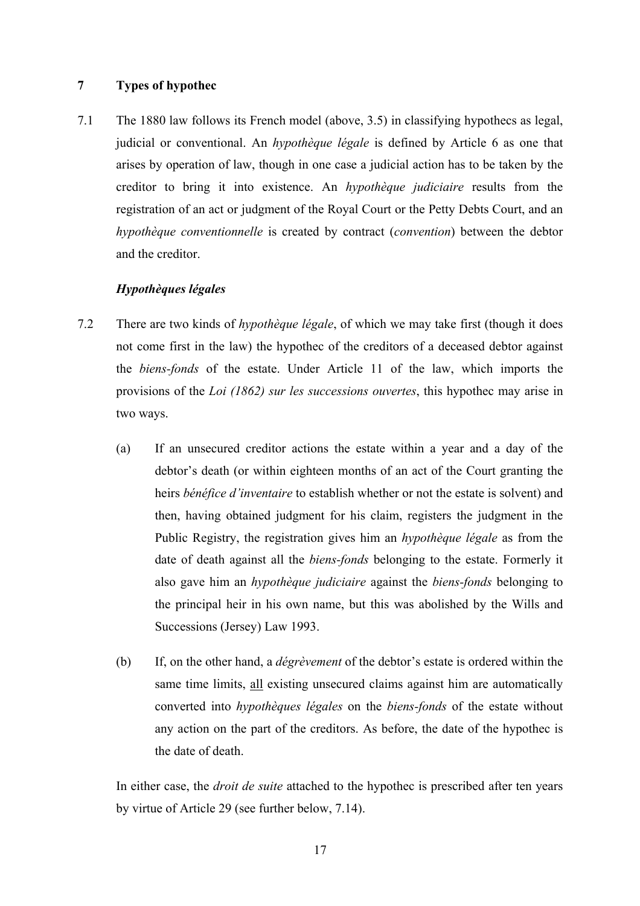## 7 Types of hypothec

7.1 The 1880 law follows its French model (above, 3.5) in classifying hypothecs as legal, judicial or conventional. An *hypothèque légale* is defined by Article 6 as one that arises by operation of law, though in one case a judicial action has to be taken by the creditor to bring it into existence. An *hypothèque judiciaire* results from the registration of an act or judgment of the Royal Court or the Petty Debts Court, and an *hypothèque conventionnelle* is created by contract (*convention*) between the debtor and the creditor.

### *Hypothèques légales*

7.2 There are two kinds of *hypothèque légale*, of which we may take first (though it does not come first in the law) the hypothec of the creditors of a deceased debtor against the *biens-fonds* of the estate. Under Article 11 of the law, which imports the provisions of the *Loi (1862) sur les successions ouvertes*, this hypothec may arise in two ways.

(a) If an unsecured creditor actions the estate within a year and a day of the debtor's death (or within eighteen months of an act of the Court granting the heirs *bénéfice d'inventaire* to establish whether or not the estate is solvent) and then, having obtained judgment for his claim, registers the judgment in the Public Registry, the registration gives him an *hypothèque légale* as from the date of death against all the *biens-fonds* belonging to the estate. Formerly it also gave him an *hypothèque judiciaire* against the *biens-fonds* belonging to the principal heir in his own name, but this was abolished by the Wills and Successions (Jersey) Law 1993.

(b) If, on the other hand, a *dégrèvement* of the debtor's estate is ordered within the same time limits, <u>all</u> existing unsecured claims against him are automatically converted into *hypothèques légales* on the *biens-fonds* of the estate without any action on the part of the creditors. As before, the date of the hypothec is the date of death.

In either case, the *droit de suite* attached to the hypothec is prescribed after ten years by virtue of Article 29 (see further below, 7.14).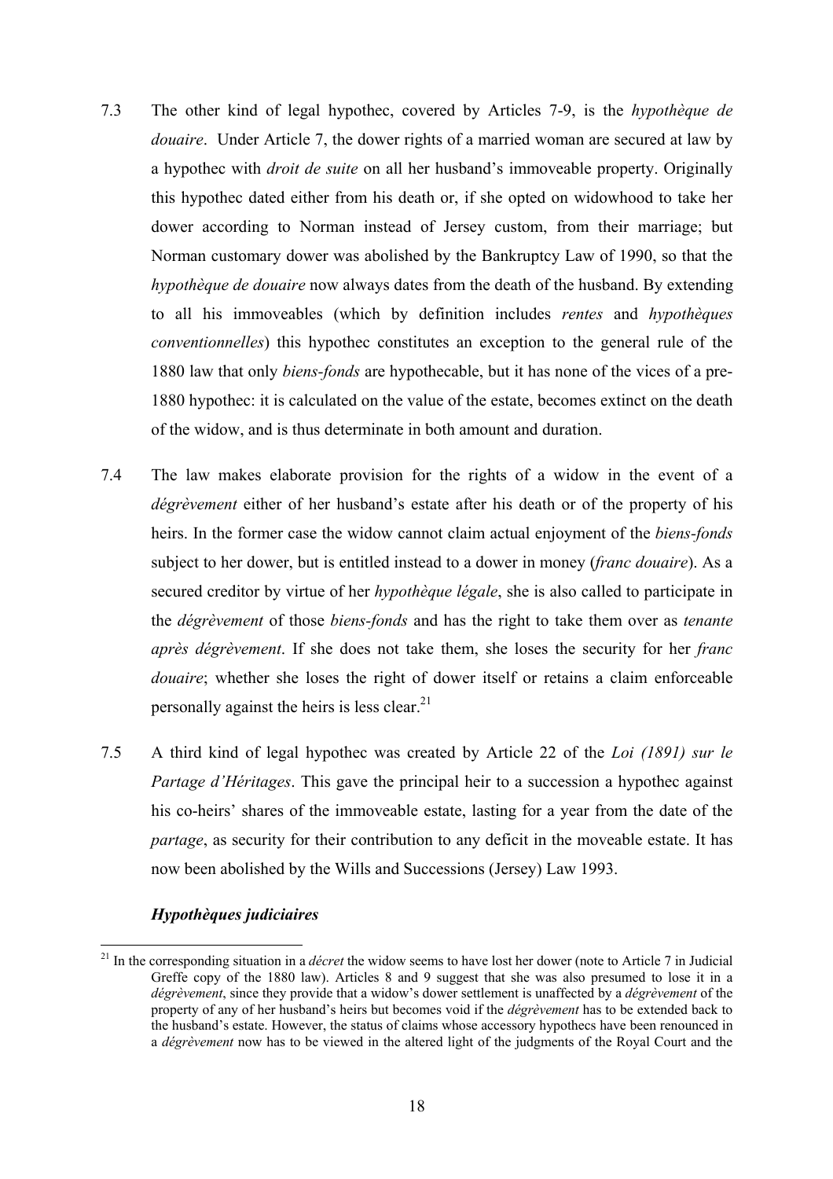7.3 The other kind of legal hypothec, covered by Articles 7-9, is the *hypothèque de douaire*. Under Article 7, the dower rights of a married woman are secured at law by a hypothec with *droit de suite* on all her husband's immoveable property. Originally this hypothec dated either from his death or, if she opted on widowhood to take her dower according to Norman instead of Jersey custom, from their marriage; but Norman customary dower was abolished by the Bankruptcy Law of 1990, so that the *hypothèque de douaire* now always dates from the death of the husband. By extending to all his immoveables (which by definition includes *rentes* and *hypothèques conventionnelles*) this hypothec constitutes an exception to the general rule of the 1880 law that only *biens-fonds* are hypothecable, but it has none of the vices of a pre-1880 hypothec: it is calculated on the value of the estate, becomes extinct on the death of the widow, and is thus determinate in both amount and duration.

7.4 The law makes elaborate provision for the rights of a widow in the event of a *dégrèvement* either of her husband's estate after his death or of the property of his heirs. In the former case the widow cannot claim actual enjoyment of the *biens-fonds* subject to her dower, but is entitled instead to a dower in money (*franc douaire*). As a secured creditor by virtue of her *hypothèque légale*, she is also called to participate in the *dégrèvement* of those *biens-fonds* and has the right to take them over as *tenante après dégrèvement*. If she does not take them, she loses the security for her *franc douaire*; whether she loses the right of dower itself or retains a claim enforceable personally against the heirs is less clear.[21]

7.5 A third kind of legal hypothec was created by Article 22 of the *Loi (1891) sur le Partage d'Héritages*. This gave the principal heir to a succession a hypothec against his co-heirs' shares of the immoveable estate, lasting for a year from the date of the *partage*, as security for their contribution to any deficit in the moveable estate. It has now been abolished by the Wills and Successions (Jersey) Law 1993.

### *Hypothèques judiciaires*

[21] In the corresponding situation in a *décret* the widow seems to have lost her dower (note to Article 7 in Judicial Greffe copy of the 1880 law). Articles 8 and 9 suggest that she was also presumed to lose it in a *dégrèvement*, since they provide that a widow's dower settlement is unaffected by a *dégrèvement* of the property of any of her husband's heirs but becomes void if the *dégrèvement* has to be extended back to the husband's estate. However, the status of claims whose accessory hypothecs have been renounced in a *dégrèvement* now has to be viewed in the altered light of the judgments of the Royal Court and the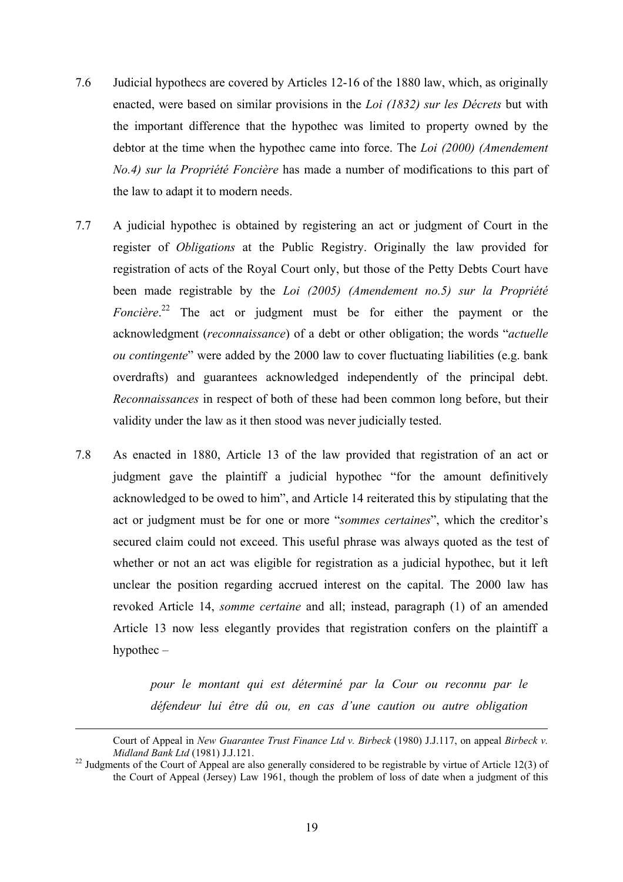7.6 Judicial hypothecs are covered by Articles 12-16 of the 1880 law, which, as originally enacted, were based on similar provisions in the *Loi (1832) sur les Décrets* but with the important difference that the hypothec was limited to property owned by the debtor at the time when the hypothec came into force. The *Loi (2000) (Amendement No.4) sur la Propriété Foncière* has made a number of modifications to this part of the law to adapt it to modern needs.

7.7 A judicial hypothec is obtained by registering an act or judgment of Court in the register of *Obligations* at the Public Registry. Originally the law provided for registration of acts of the Royal Court only, but those of the Petty Debts Court have been made registrable by the *Loi (2005) (Amendement no.5) sur la Propriété Foncière*.[22] The act or judgment must be for either the payment or the acknowledgment (*reconnaissance*) of a debt or other obligation; the words "*actuelle ou contingente*" were added by the 2000 law to cover fluctuating liabilities (e.g. bank overdrafts) and guarantees acknowledged independently of the principal debt. *Reconnaissances* in respect of both of these had been common long before, but their validity under the law as it then stood was never judicially tested.

7.8 As enacted in 1880, Article 13 of the law provided that registration of an act or judgment gave the plaintiff a judicial hypothec "for the amount definitively acknowledged to be owed to him", and Article 14 reiterated this by stipulating that the act or judgment must be for one or more "*sommes certaines*", which the creditor's secured claim could not exceed. This useful phrase was always quoted as the test of whether or not an act was eligible for registration as a judicial hypothec, but it left unclear the position regarding accrued interest on the capital. The 2000 law has revoked Article 14, *somme certaine* and all; instead, paragraph (1) of an amended Article 13 now less elegantly provides that registration confers on the plaintiff a hypothec –

> *pour le montant qui est déterminé par la Cour ou reconnu par le défendeur lui être dû ou, en cas d'une caution ou autre obligation*

---

Court of Appeal in *New Guarantee Trust Finance Ltd v. Birbeck* (1980) J.J.117, on appeal *Birbeck v. Midland Bank Ltd* (1981) J.J.121.

[22] Judgments of the Court of Appeal are also generally considered to be registrable by virtue of Article 12(3) of the Court of Appeal (Jersey) Law 1961, though the problem of loss of date when a judgment of this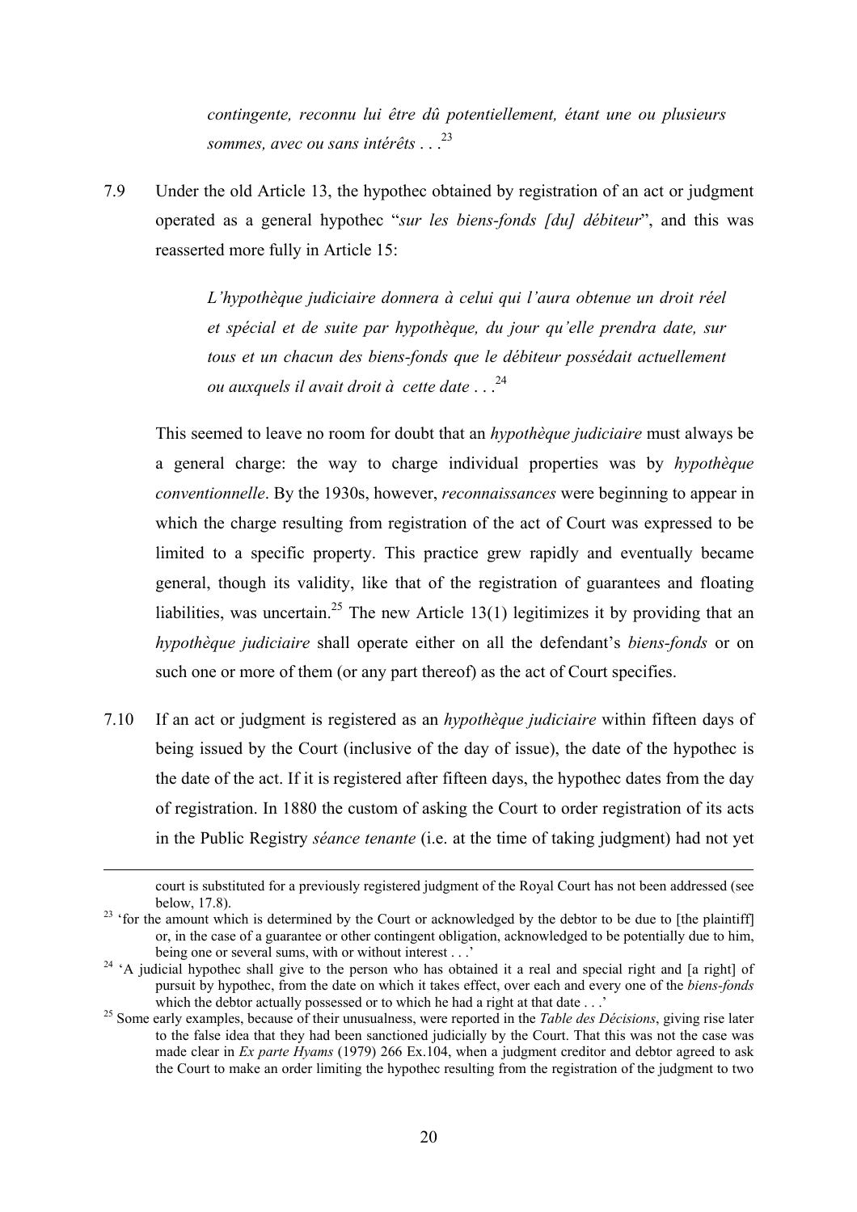> *contingente, reconnu lui être dû potentiellement, étant une ou plusieurs sommes, avec ou sans intérêts . . .*[23]

7.9 Under the old Article 13, the hypothec obtained by registration of an act or judgment operated as a general hypothec "*sur les biens-fonds [du] débiteur*", and this was reasserted more fully in Article 15:

> *L'hypothèque judiciaire donnera à celui qui l'aura obtenue un droit réel et spécial et de suite par hypothèque, du jour qu'elle prendra date, sur tous et un chacun des biens-fonds que le débiteur possédait actuellement ou auxquels il avait droit à cette date . . .*[24]

This seemed to leave no room for doubt that an *hypothèque judiciaire* must always be a general charge: the way to charge individual properties was by *hypothèque conventionnelle*. By the 1930s, however, *reconnaissances* were beginning to appear in which the charge resulting from registration of the act of Court was expressed to be limited to a specific property. This practice grew rapidly and eventually became general, though its validity, like that of the registration of guarantees and floating liabilities, was uncertain.[25] The new Article 13(1) legitimizes it by providing that an *hypothèque judiciaire* shall operate either on all the defendant's *biens-fonds* or on such one or more of them (or any part thereof) as the act of Court specifies.

7.10 If an act or judgment is registered as an *hypothèque judiciaire* within fifteen days of being issued by the Court (inclusive of the day of issue), the date of the hypothec is the date of the act. If it is registered after fifteen days, the hypothec dates from the day of registration. In 1880 the custom of asking the Court to order registration of its acts in the Public Registry *séance tenante* (i.e. at the time of taking judgment) had not yet

---

court is substituted for a previously registered judgment of the Royal Court has not been addressed (see below, 17.8).

[23] 'for the amount which is determined by the Court or acknowledged by the debtor to be due to [the plaintiff] or, in the case of a guarantee or other contingent obligation, acknowledged to be potentially due to him, being one or several sums, with or without interest . . .'

[24] 'A judicial hypothec shall give to the person who has obtained it a real and special right and [a right] of pursuit by hypothec, from the date on which it takes effect, over each and every one of the *biens-fonds* which the debtor actually possessed or to which he had a right at that date . . .'

[25] Some early examples, because of their unusualness, were reported in the *Table des Décisions*, giving rise later to the false idea that they had been sanctioned judicially by the Court. That this was not the case was made clear in *Ex parte Hyams* (1979) 266 Ex.104, when a judgment creditor and debtor agreed to ask the Court to make an order limiting the hypothec resulting from the registration of the judgment to two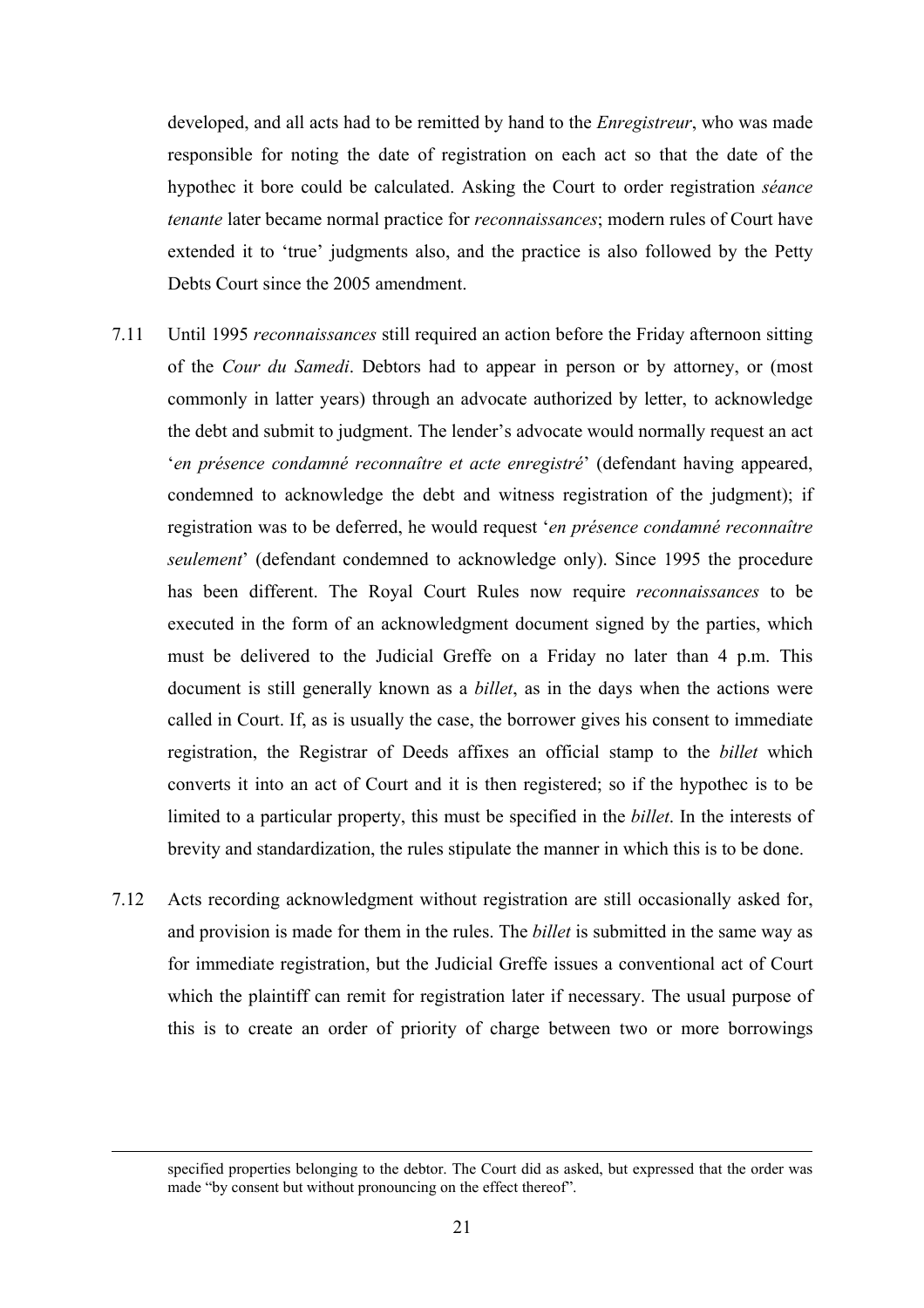developed, and all acts had to be remitted by hand to the *Enregistreur*, who was made responsible for noting the date of registration on each act so that the date of the hypothec it bore could be calculated. Asking the Court to order registration *séance tenante* later became normal practice for *reconnaissances*; modern rules of Court have extended it to 'true' judgments also, and the practice is also followed by the Petty Debts Court since the 2005 amendment.

7.11 Until 1995 *reconnaissances* still required an action before the Friday afternoon sitting of the *Cour du Samedi*. Debtors had to appear in person or by attorney, or (most commonly in latter years) through an advocate authorized by letter, to acknowledge the debt and submit to judgment. The lender's advocate would normally request an act '*en présence condamné reconnaître et acte enregistré*' (defendant having appeared, condemned to acknowledge the debt and witness registration of the judgment); if registration was to be deferred, he would request '*en présence condamné reconnaître seulement*' (defendant condemned to acknowledge only). Since 1995 the procedure has been different. The Royal Court Rules now require *reconnaissances* to be executed in the form of an acknowledgment document signed by the parties, which must be delivered to the Judicial Greffe on a Friday no later than 4 p.m. This document is still generally known as a *billet*, as in the days when the actions were called in Court. If, as is usually the case, the borrower gives his consent to immediate registration, the Registrar of Deeds affixes an official stamp to the *billet* which converts it into an act of Court and it is then registered; so if the hypothec is to be limited to a particular property, this must be specified in the *billet*. In the interests of brevity and standardization, the rules stipulate the manner in which this is to be done.

7.12 Acts recording acknowledgment without registration are still occasionally asked for, and provision is made for them in the rules. The *billet* is submitted in the same way as for immediate registration, but the Judicial Greffe issues a conventional act of Court which the plaintiff can remit for registration later if necessary. The usual purpose of this is to create an order of priority of charge between two or more borrowings

specified properties belonging to the debtor. The Court did as asked, but expressed that the order was made "by consent but without pronouncing on the effect thereof".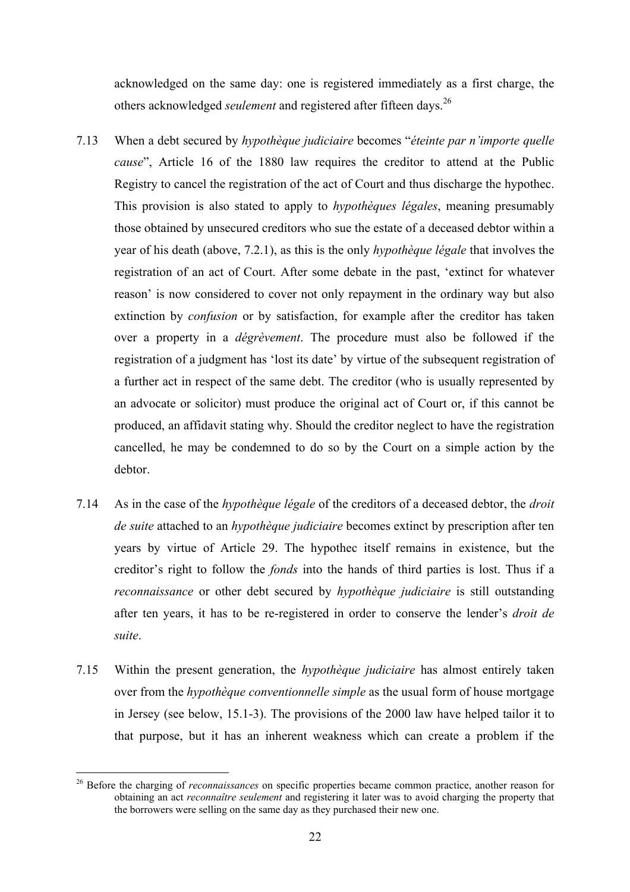acknowledged on the same day: one is registered immediately as a first charge, the others acknowledged *seulement* and registered after fifteen days.[26]

7.13 When a debt secured by *hypothèque judiciaire* becomes "*éteinte par n'importe quelle cause*", Article 16 of the 1880 law requires the creditor to attend at the Public Registry to cancel the registration of the act of Court and thus discharge the hypothec. This provision is also stated to apply to *hypothèques légales*, meaning presumably those obtained by unsecured creditors who sue the estate of a deceased debtor within a year of his death (above, 7.2.1), as this is the only *hypothèque légale* that involves the registration of an act of Court. After some debate in the past, 'extinct for whatever reason' is now considered to cover not only repayment in the ordinary way but also extinction by *confusion* or by satisfaction, for example after the creditor has taken over a property in a *dégrèvement*. The procedure must also be followed if the registration of a judgment has 'lost its date' by virtue of the subsequent registration of a further act in respect of the same debt. The creditor (who is usually represented by an advocate or solicitor) must produce the original act of Court or, if this cannot be produced, an affidavit stating why. Should the creditor neglect to have the registration cancelled, he may be condemned to do so by the Court on a simple action by the debtor.

7.14 As in the case of the *hypothèque légale* of the creditors of a deceased debtor, the *droit de suite* attached to an *hypothèque judiciaire* becomes extinct by prescription after ten years by virtue of Article 29. The hypothec itself remains in existence, but the creditor's right to follow the *fonds* into the hands of third parties is lost. Thus if a *reconnaissance* or other debt secured by *hypothèque judiciaire* is still outstanding after ten years, it has to be re-registered in order to conserve the lender's *droit de suite*.

7.15 Within the present generation, the *hypothèque judiciaire* has almost entirely taken over from the *hypothèque conventionnelle simple* as the usual form of house mortgage in Jersey (see below, 15.1-3). The provisions of the 2000 law have helped tailor it to that purpose, but it has an inherent weakness which can create a problem if the

---

[26] Before the charging of *reconnaissances* on specific properties became common practice, another reason for obtaining an act *reconnaître seulement* and registering it later was to avoid charging the property that the borrowers were selling on the same day as they purchased their new one.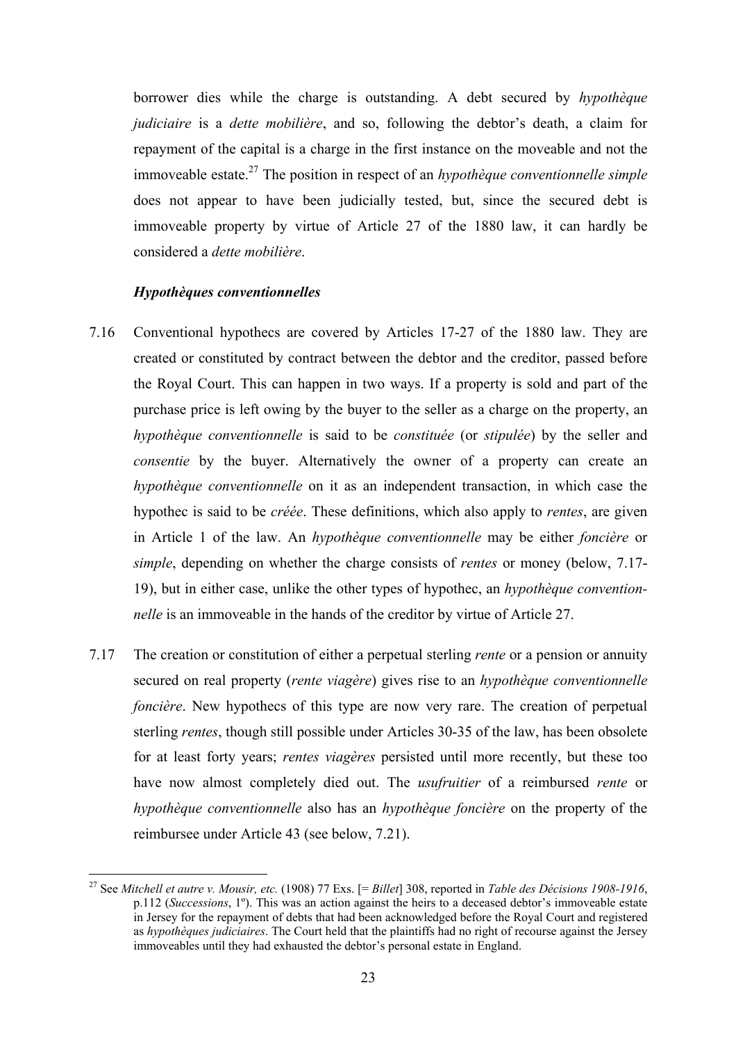borrower dies while the charge is outstanding. A debt secured by *hypothèque judiciaire* is a *dette mobilière*, and so, following the debtor's death, a claim for repayment of the capital is a charge in the first instance on the moveable and not the immoveable estate.[27] The position in respect of an *hypothèque conventionnelle simple* does not appear to have been judicially tested, but, since the secured debt is immoveable property by virtue of Article 27 of the 1880 law, it can hardly be considered a *dette mobilière*.

### *Hypothèques conventionnelles*

7.16 Conventional hypothecs are covered by Articles 17-27 of the 1880 law. They are created or constituted by contract between the debtor and the creditor, passed before the Royal Court. This can happen in two ways. If a property is sold and part of the purchase price is left owing by the buyer to the seller as a charge on the property, an *hypothèque conventionnelle* is said to be *constituée* (or *stipulée*) by the seller and *consentie* by the buyer. Alternatively the owner of a property can create an *hypothèque conventionnelle* on it as an independent transaction, in which case the hypothec is said to be *créée*. These definitions, which also apply to *rentes*, are given in Article 1 of the law. An *hypothèque conventionnelle* may be either *foncière* or *simple*, depending on whether the charge consists of *rentes* or money (below, 7.17-19), but in either case, unlike the other types of hypothec, an *hypothèque conventionnelle* is an immoveable in the hands of the creditor by virtue of Article 27.

7.17 The creation or constitution of either a perpetual sterling *rente* or a pension or annuity secured on real property (*rente viagère*) gives rise to an *hypothèque conventionnelle foncière*. New hypothecs of this type are now very rare. The creation of perpetual sterling *rentes*, though still possible under Articles 30-35 of the law, has been obsolete for at least forty years; *rentes viagères* persisted until more recently, but these too have now almost completely died out. The *usufruitier* of a reimbursed *rente* or *hypothèque conventionnelle* also has an *hypothèque foncière* on the property of the reimbursee under Article 43 (see below, 7.21).

---

[27] See *Mitchell et autre v. Mousir, etc.* (1908) 77 Exs. [= *Billet*] 308, reported in *Table des Décisions 1908-1916*, p.112 (*Successions*, 1º). This was an action against the heirs to a deceased debtor's immoveable estate in Jersey for the repayment of debts that had been acknowledged before the Royal Court and registered as *hypothèques judiciaires*. The Court held that the plaintiffs had no right of recourse against the Jersey immoveables until they had exhausted the debtor's personal estate in England.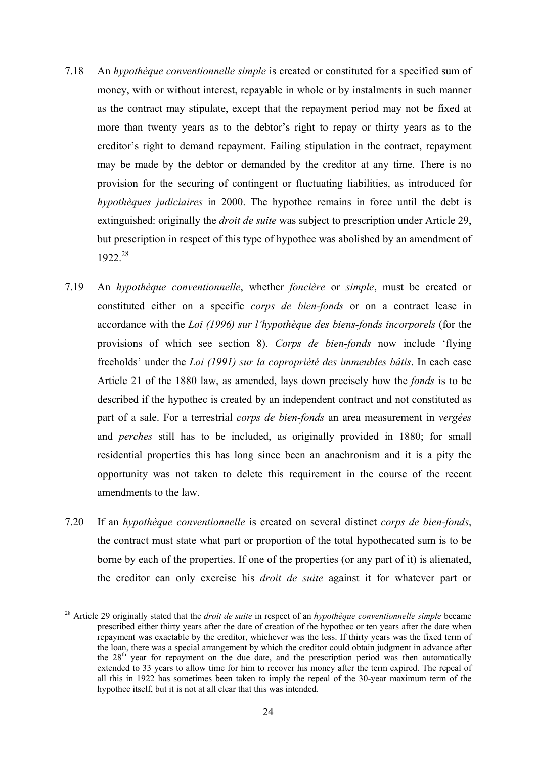7.18 An *hypothèque conventionnelle simple* is created or constituted for a specified sum of money, with or without interest, repayable in whole or by instalments in such manner as the contract may stipulate, except that the repayment period may not be fixed at more than twenty years as to the debtor's right to repay or thirty years as to the creditor's right to demand repayment. Failing stipulation in the contract, repayment may be made by the debtor or demanded by the creditor at any time. There is no provision for the securing of contingent or fluctuating liabilities, as introduced for *hypothèques judiciaires* in 2000. The hypothec remains in force until the debt is extinguished: originally the *droit de suite* was subject to prescription under Article 29, but prescription in respect of this type of hypothec was abolished by an amendment of 1922.[28]

7.19 An *hypothèque conventionnelle*, whether *foncière* or *simple*, must be created or constituted either on a specific *corps de bien-fonds* or on a contract lease in accordance with the *Loi (1996) sur l'hypothèque des biens-fonds incorporels* (for the provisions of which see section 8). *Corps de bien-fonds* now include 'flying freeholds' under the *Loi (1991) sur la copropriété des immeubles bâtis*. In each case Article 21 of the 1880 law, as amended, lays down precisely how the *fonds* is to be described if the hypothec is created by an independent contract and not constituted as part of a sale. For a terrestrial *corps de bien-fonds* an area measurement in *vergées* and *perches* still has to be included, as originally provided in 1880; for small residential properties this has long since been an anachronism and it is a pity the opportunity was not taken to delete this requirement in the course of the recent amendments to the law.

7.20 If an *hypothèque conventionnelle* is created on several distinct *corps de bien-fonds*, the contract must state what part or proportion of the total hypothecated sum is to be borne by each of the properties. If one of the properties (or any part of it) is alienated, the creditor can only exercise his *droit de suite* against it for whatever part or

[28] Article 29 originally stated that the *droit de suite* in respect of an *hypothèque conventionnelle simple* became prescribed either thirty years after the date of creation of the hypothec or ten years after the date when repayment was exactable by the creditor, whichever was the less. If thirty years was the fixed term of the loan, there was a special arrangement by which the creditor could obtain judgment in advance after the 28th year for repayment on the due date, and the prescription period was then automatically extended to 33 years to allow time for him to recover his money after the term expired. The repeal of all this in 1922 has sometimes been taken to imply the repeal of the 30-year maximum term of the hypothec itself, but it is not at all clear that this was intended.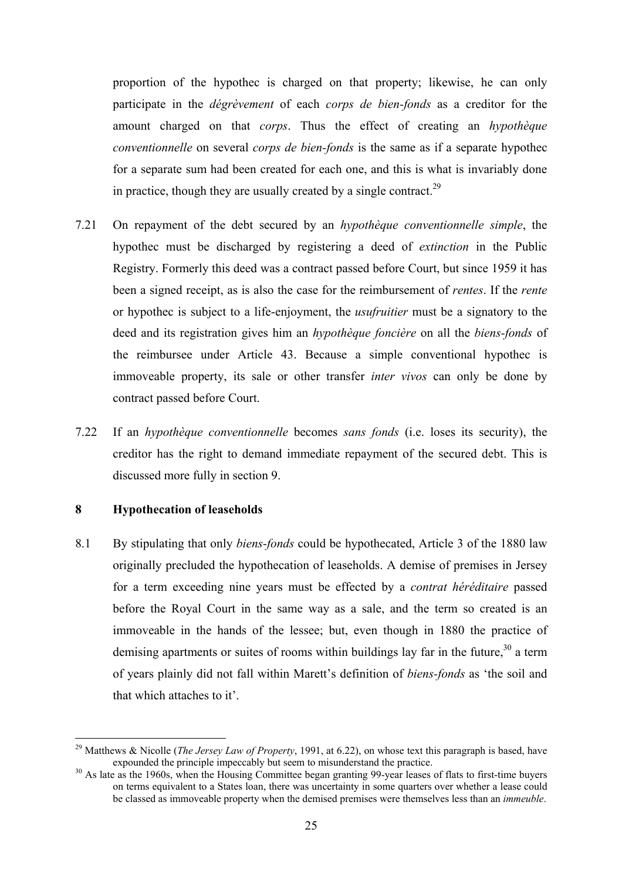proportion of the hypothec is charged on that property; likewise, he can only participate in the *dégrèvement* of each *corps de bien-fonds* as a creditor for the amount charged on that *corps*. Thus the effect of creating an *hypothèque conventionnelle* on several *corps de bien-fonds* is the same as if a separate hypothec for a separate sum had been created for each one, and this is what is invariably done in practice, though they are usually created by a single contract.[29]

7.21 On repayment of the debt secured by an *hypothèque conventionnelle simple*, the hypothec must be discharged by registering a deed of *extinction* in the Public Registry. Formerly this deed was a contract passed before Court, but since 1959 it has been a signed receipt, as is also the case for the reimbursement of *rentes*. If the *rente* or hypothec is subject to a life-enjoyment, the *usufruitier* must be a signatory to the deed and its registration gives him an *hypothèque foncière* on all the *biens-fonds* of the reimbursee under Article 43. Because a simple conventional hypothec is immoveable property, its sale or other transfer *inter vivos* can only be done by contract passed before Court.

7.22 If an *hypothèque conventionnelle* becomes *sans fonds* (i.e. loses its security), the creditor has the right to demand immediate repayment of the secured debt. This is discussed more fully in section 9.

## 8 Hypothecation of leaseholds

8.1 By stipulating that only *biens-fonds* could be hypothecated, Article 3 of the 1880 law originally precluded the hypothecation of leaseholds. A demise of premises in Jersey for a term exceeding nine years must be effected by a *contrat héréditaire* passed before the Royal Court in the same way as a sale, and the term so created is an immoveable in the hands of the lessee; but, even though in 1880 the practice of demising apartments or suites of rooms within buildings lay far in the future,[30] a term of years plainly did not fall within Marett's definition of *biens-fonds* as 'the soil and that which attaches to it'.

---

[29] Matthews & Nicolle (*The Jersey Law of Property*, 1991, at 6.22), on whose text this paragraph is based, have expounded the principle impeccably but seem to misunderstand the practice.

[30] As late as the 1960s, when the Housing Committee began granting 99-year leases of flats to first-time buyers on terms equivalent to a States loan, there was uncertainty in some quarters over whether a lease could be classed as immoveable property when the demised premises were themselves less than an *immeuble*.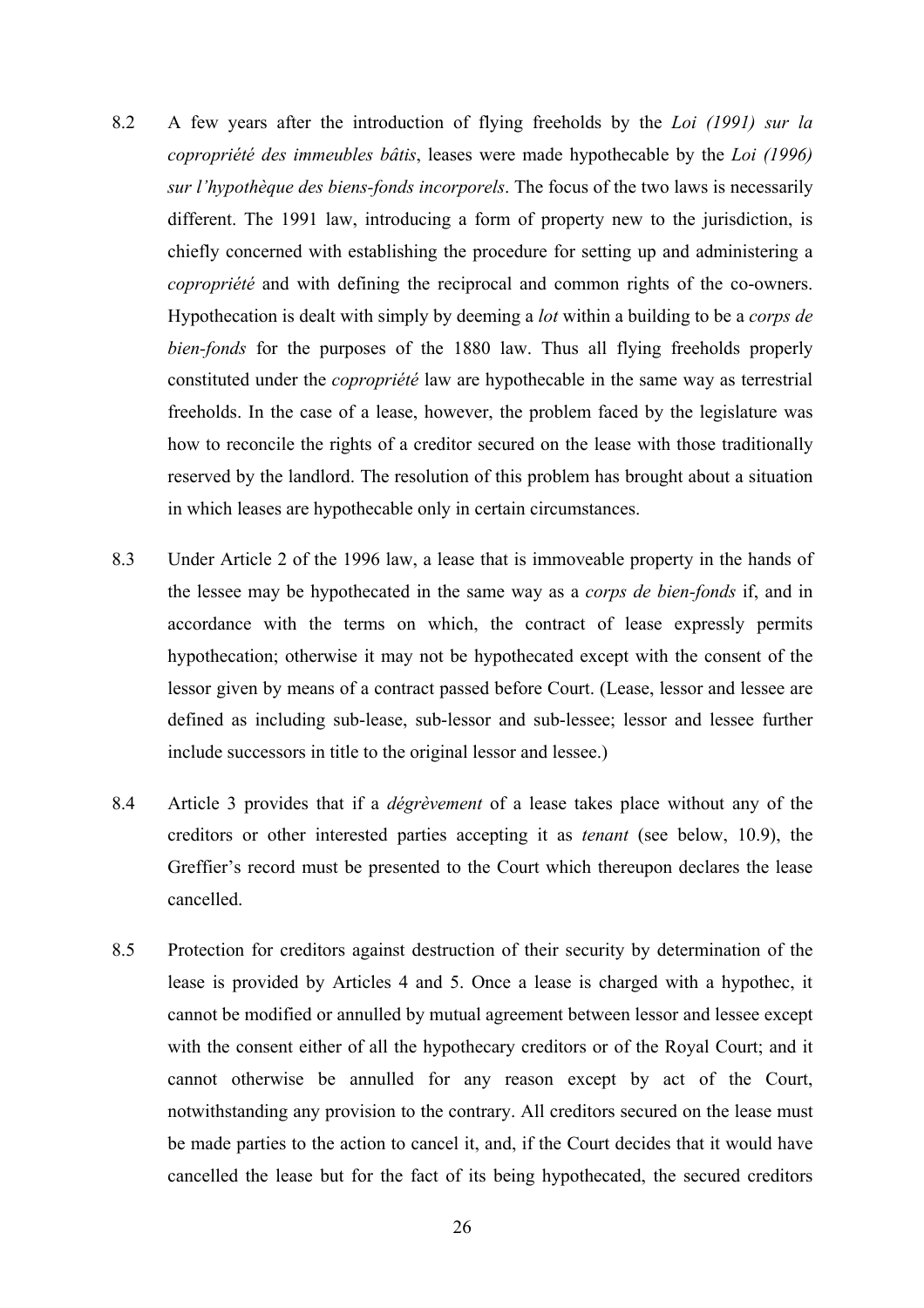8.2 A few years after the introduction of flying freeholds by the *Loi (1991) sur la copropriété des immeubles bâtis*, leases were made hypothecable by the *Loi (1996) sur l'hypothèque des biens-fonds incorporels*. The focus of the two laws is necessarily different. The 1991 law, introducing a form of property new to the jurisdiction, is chiefly concerned with establishing the procedure for setting up and administering a *copropriété* and with defining the reciprocal and common rights of the co-owners. Hypothecation is dealt with simply by deeming a *lot* within a building to be a *corps de bien-fonds* for the purposes of the 1880 law. Thus all flying freeholds properly constituted under the *copropriété* law are hypothecable in the same way as terrestrial freeholds. In the case of a lease, however, the problem faced by the legislature was how to reconcile the rights of a creditor secured on the lease with those traditionally reserved by the landlord. The resolution of this problem has brought about a situation in which leases are hypothecable only in certain circumstances.

8.3 Under Article 2 of the 1996 law, a lease that is immoveable property in the hands of the lessee may be hypothecated in the same way as a *corps de bien-fonds* if, and in accordance with the terms on which, the contract of lease expressly permits hypothecation; otherwise it may not be hypothecated except with the consent of the lessor given by means of a contract passed before Court. (Lease, lessor and lessee are defined as including sub-lease, sub-lessor and sub-lessee; lessor and lessee further include successors in title to the original lessor and lessee.)

8.4 Article 3 provides that if a *dégrèvement* of a lease takes place without any of the creditors or other interested parties accepting it as *tenant* (see below, 10.9), the Greffier's record must be presented to the Court which thereupon declares the lease cancelled.

8.5 Protection for creditors against destruction of their security by determination of the lease is provided by Articles 4 and 5. Once a lease is charged with a hypothec, it cannot be modified or annulled by mutual agreement between lessor and lessee except with the consent either of all the hypothecary creditors or of the Royal Court; and it cannot otherwise be annulled for any reason except by act of the Court, notwithstanding any provision to the contrary. All creditors secured on the lease must be made parties to the action to cancel it, and, if the Court decides that it would have cancelled the lease but for the fact of its being hypothecated, the secured creditors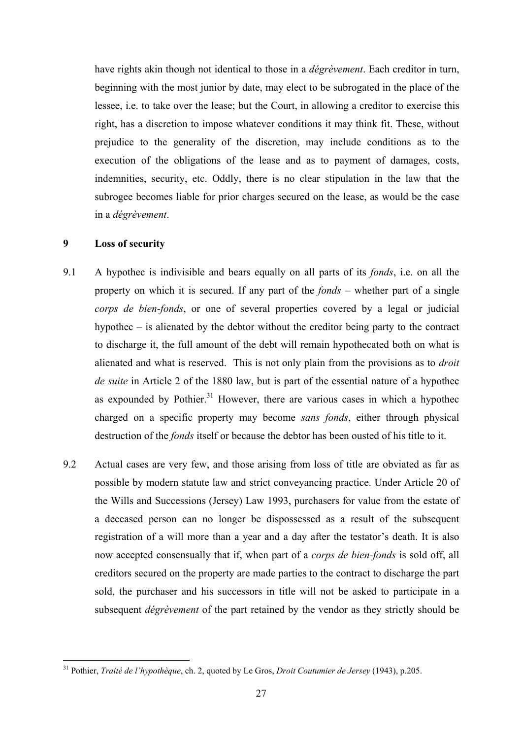have rights akin though not identical to those in a *dégrèvement*. Each creditor in turn, beginning with the most junior by date, may elect to be subrogated in the place of the lessee, i.e. to take over the lease; but the Court, in allowing a creditor to exercise this right, has a discretion to impose whatever conditions it may think fit. These, without prejudice to the generality of the discretion, may include conditions as to the execution of the obligations of the lease and as to payment of damages, costs, indemnities, security, etc. Oddly, there is no clear stipulation in the law that the subrogee becomes liable for prior charges secured on the lease, as would be the case in a *dégrèvement*.

## 9 Loss of security

9.1 A hypothec is indivisible and bears equally on all parts of its *fonds*, i.e. on all the property on which it is secured. If any part of the *fonds* – whether part of a single *corps de bien-fonds*, or one of several properties covered by a legal or judicial hypothec – is alienated by the debtor without the creditor being party to the contract to discharge it, the full amount of the debt will remain hypothecated both on what is alienated and what is reserved. This is not only plain from the provisions as to *droit de suite* in Article 2 of the 1880 law, but is part of the essential nature of a hypothec as expounded by Pothier.[31] However, there are various cases in which a hypothec charged on a specific property may become *sans fonds*, either through physical destruction of the *fonds* itself or because the debtor has been ousted of his title to it.

9.2 Actual cases are very few, and those arising from loss of title are obviated as far as possible by modern statute law and strict conveyancing practice. Under Article 20 of the Wills and Successions (Jersey) Law 1993, purchasers for value from the estate of a deceased person can no longer be dispossessed as a result of the subsequent registration of a will more than a year and a day after the testator's death. It is also now accepted consensually that if, when part of a *corps de bien-fonds* is sold off, all creditors secured on the property are made parties to the contract to discharge the part sold, the purchaser and his successors in title will not be asked to participate in a subsequent *dégrèvement* of the part retained by the vendor as they strictly should be

[31] Pothier, *Traité de l'hypothèque*, ch. 2, quoted by Le Gros, *Droit Coutumier de Jersey* (1943), p.205.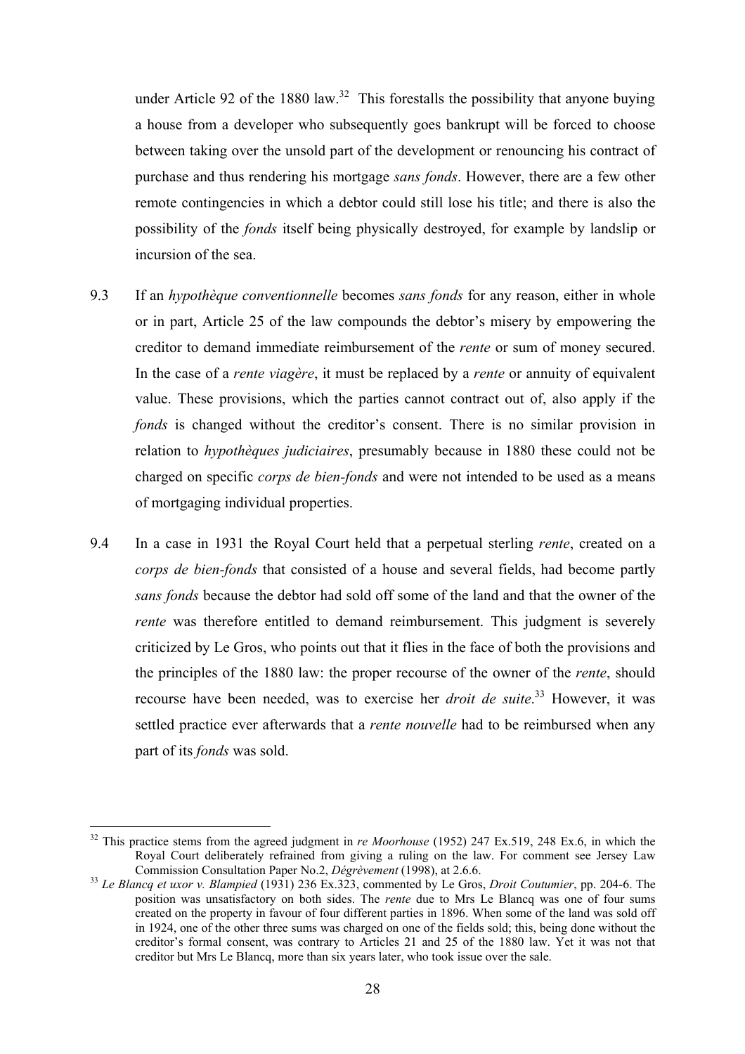under Article 92 of the 1880 law.[32] This forestalls the possibility that anyone buying a house from a developer who subsequently goes bankrupt will be forced to choose between taking over the unsold part of the development or renouncing his contract of purchase and thus rendering his mortgage *sans fonds*. However, there are a few other remote contingencies in which a debtor could still lose his title; and there is also the possibility of the *fonds* itself being physically destroyed, for example by landslip or incursion of the sea.

9.3 If an *hypothèque conventionnelle* becomes *sans fonds* for any reason, either in whole or in part, Article 25 of the law compounds the debtor's misery by empowering the creditor to demand immediate reimbursement of the *rente* or sum of money secured. In the case of a *rente viagère*, it must be replaced by a *rente* or annuity of equivalent value. These provisions, which the parties cannot contract out of, also apply if the *fonds* is changed without the creditor's consent. There is no similar provision in relation to *hypothèques judiciaires*, presumably because in 1880 these could not be charged on specific *corps de bien-fonds* and were not intended to be used as a means of mortgaging individual properties.

9.4 In a case in 1931 the Royal Court held that a perpetual sterling *rente*, created on a *corps de bien-fonds* that consisted of a house and several fields, had become partly *sans fonds* because the debtor had sold off some of the land and that the owner of the *rente* was therefore entitled to demand reimbursement. This judgment is severely criticized by Le Gros, who points out that it flies in the face of both the provisions and the principles of the 1880 law: the proper recourse of the owner of the *rente*, should recourse have been needed, was to exercise her *droit de suite*.[33] However, it was settled practice ever afterwards that a *rente nouvelle* had to be reimbursed when any part of its *fonds* was sold.

[32] This practice stems from the agreed judgment in *re Moorhouse* (1952) 247 Ex.519, 248 Ex.6, in which the Royal Court deliberately refrained from giving a ruling on the law. For comment see Jersey Law Commission Consultation Paper No.2, *Dégrèvement* (1998), at 2.6.6.

[33] *Le Blancq et uxor v. Blampied* (1931) 236 Ex.323, commented by Le Gros, *Droit Coutumier*, pp. 204-6. The position was unsatisfactory on both sides. The *rente* due to Mrs Le Blancq was one of four sums created on the property in favour of four different parties in 1896. When some of the land was sold off in 1924, one of the other three sums was charged on one of the fields sold; this, being done without the creditor's formal consent, was contrary to Articles 21 and 25 of the 1880 law. Yet it was not that creditor but Mrs Le Blancq, more than six years later, who took issue over the sale.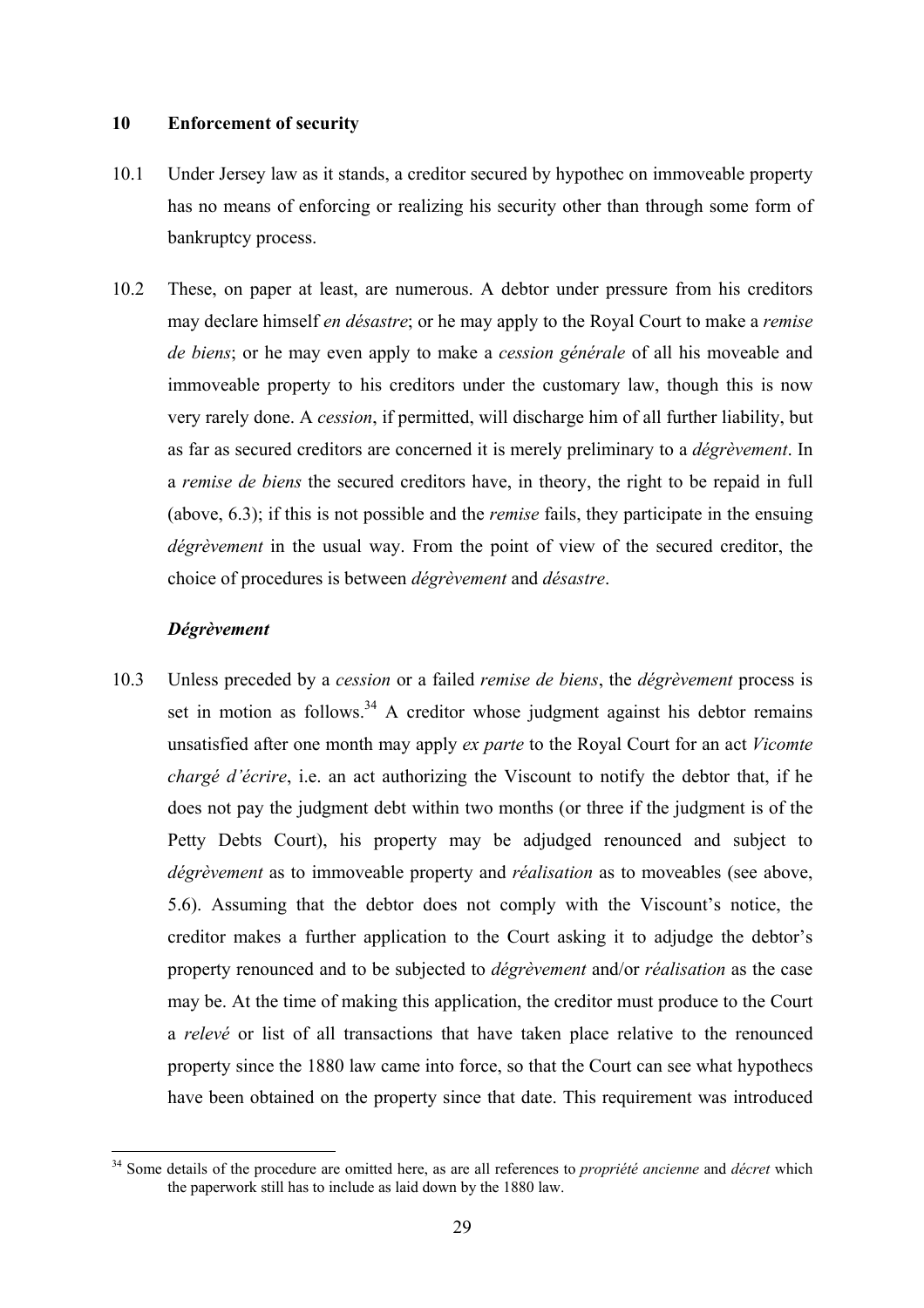## 10 Enforcement of security

10.1 Under Jersey law as it stands, a creditor secured by hypothec on immoveable property has no means of enforcing or realizing his security other than through some form of bankruptcy process.

10.2 These, on paper at least, are numerous. A debtor under pressure from his creditors may declare himself *en désastre*; or he may apply to the Royal Court to make a *remise de biens*; or he may even apply to make a *cession générale* of all his moveable and immoveable property to his creditors under the customary law, though this is now very rarely done. A *cession*, if permitted, will discharge him of all further liability, but as far as secured creditors are concerned it is merely preliminary to a *dégrèvement*. In a *remise de biens* the secured creditors have, in theory, the right to be repaid in full (above, 6.3); if this is not possible and the *remise* fails, they participate in the ensuing *dégrèvement* in the usual way. From the point of view of the secured creditor, the choice of procedures is between *dégrèvement* and *désastre*.

### *Dégrèvement*

10.3 Unless preceded by a *cession* or a failed *remise de biens*, the *dégrèvement* process is set in motion as follows.[34] A creditor whose judgment against his debtor remains unsatisfied after one month may apply *ex parte* to the Royal Court for an act *Vicomte chargé d'écrire*, i.e. an act authorizing the Viscount to notify the debtor that, if he does not pay the judgment debt within two months (or three if the judgment is of the Petty Debts Court), his property may be adjudged renounced and subject to *dégrèvement* as to immoveable property and *réalisation* as to moveables (see above, 5.6). Assuming that the debtor does not comply with the Viscount's notice, the creditor makes a further application to the Court asking it to adjudge the debtor's property renounced and to be subjected to *dégrèvement* and/or *réalisation* as the case may be. At the time of making this application, the creditor must produce to the Court a *relevé* or list of all transactions that have taken place relative to the renounced property since the 1880 law came into force, so that the Court can see what hypothecs have been obtained on the property since that date. This requirement was introduced

[34] Some details of the procedure are omitted here, as are all references to *propriété ancienne* and *décret* which the paperwork still has to include as laid down by the 1880 law.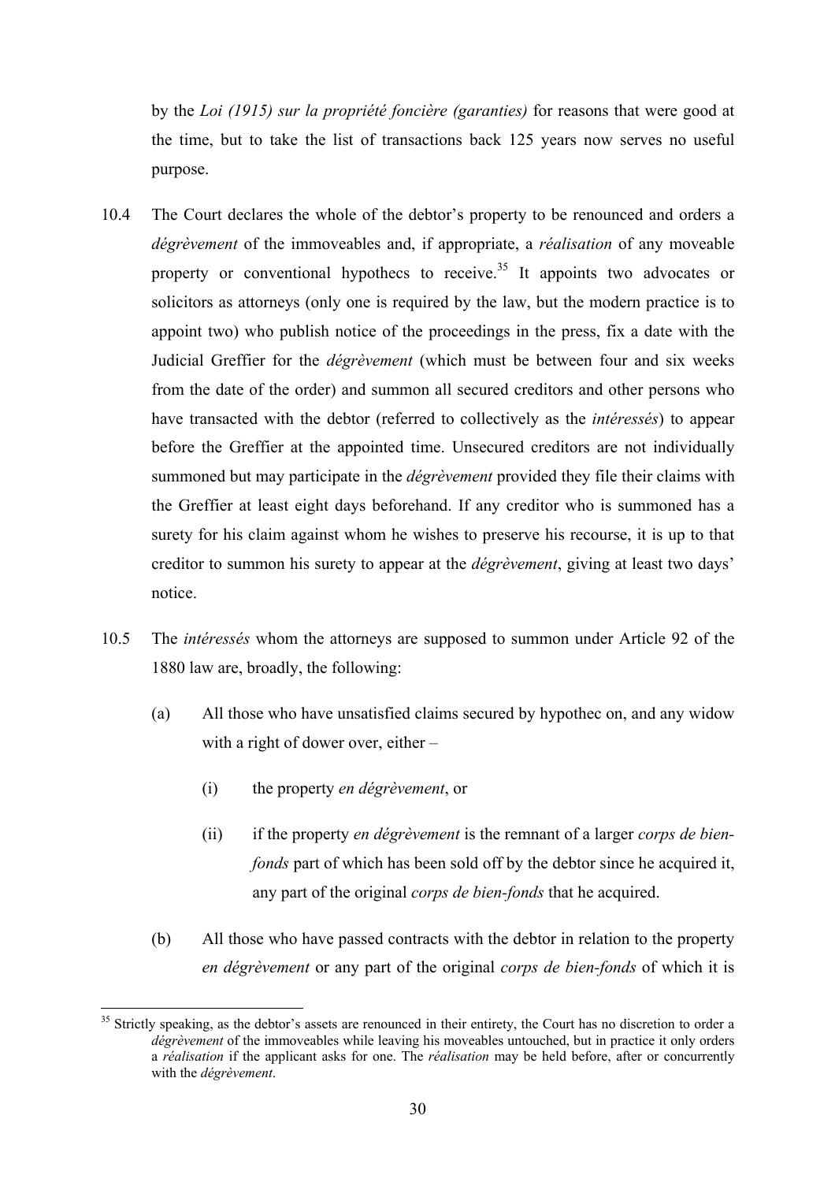by the *Loi (1915) sur la propriété foncière (garanties)* for reasons that were good at the time, but to take the list of transactions back 125 years now serves no useful purpose.

10.4 The Court declares the whole of the debtor's property to be renounced and orders a *dégrèvement* of the immoveables and, if appropriate, a *réalisation* of any moveable property or conventional hypothecs to receive.[35] It appoints two advocates or solicitors as attorneys (only one is required by the law, but the modern practice is to appoint two) who publish notice of the proceedings in the press, fix a date with the Judicial Greffier for the *dégrèvement* (which must be between four and six weeks from the date of the order) and summon all secured creditors and other persons who have transacted with the debtor (referred to collectively as the *intéressés*) to appear before the Greffier at the appointed time. Unsecured creditors are not individually summoned but may participate in the *dégrèvement* provided they file their claims with the Greffier at least eight days beforehand. If any creditor who is summoned has a surety for his claim against whom he wishes to preserve his recourse, it is up to that creditor to summon his surety to appear at the *dégrèvement*, giving at least two days' notice.

10.5 The *intéressés* whom the attorneys are supposed to summon under Article 92 of the 1880 law are, broadly, the following:

(a) All those who have unsatisfied claims secured by hypothec on, and any widow with a right of dower over, either –

(i) the property *en dégrèvement*, or

(ii) if the property *en dégrèvement* is the remnant of a larger *corps de bien-fonds* part of which has been sold off by the debtor since he acquired it, any part of the original *corps de bien-fonds* that he acquired.

(b) All those who have passed contracts with the debtor in relation to the property *en dégrèvement* or any part of the original *corps de bien-fonds* of which it is

[35] Strictly speaking, as the debtor's assets are renounced in their entirety, the Court has no discretion to order a *dégrèvement* of the immoveables while leaving his moveables untouched, but in practice it only orders a *réalisation* if the applicant asks for one. The *réalisation* may be held before, after or concurrently with the *dégrèvement*.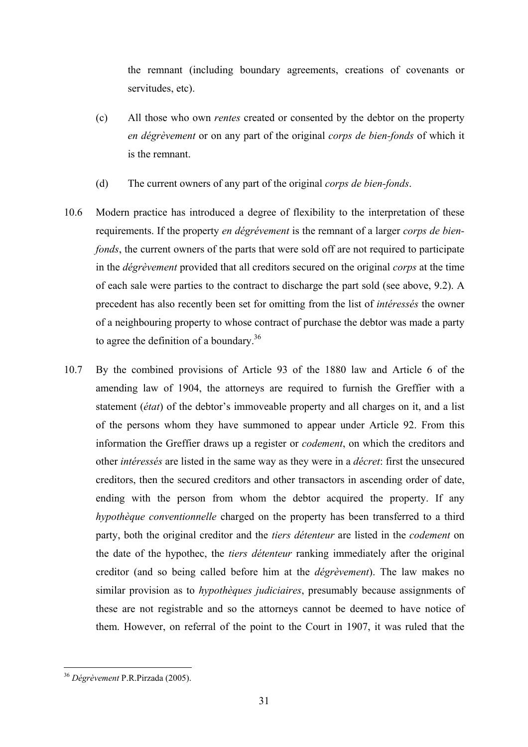the remnant (including boundary agreements, creations of covenants or servitudes, etc).

(c) All those who own *rentes* created or consented by the debtor on the property *en dégrèvement* or on any part of the original *corps de bien-fonds* of which it is the remnant.

(d) The current owners of any part of the original *corps de bien-fonds*.

10.6 Modern practice has introduced a degree of flexibility to the interpretation of these requirements. If the property *en dégrévement* is the remnant of a larger *corps de bien-fonds*, the current owners of the parts that were sold off are not required to participate in the *dégrèvement* provided that all creditors secured on the original *corps* at the time of each sale were parties to the contract to discharge the part sold (see above, 9.2). A precedent has also recently been set for omitting from the list of *intéressés* the owner of a neighbouring property to whose contract of purchase the debtor was made a party to agree the definition of a boundary.[36]

10.7 By the combined provisions of Article 93 of the 1880 law and Article 6 of the amending law of 1904, the attorneys are required to furnish the Greffier with a statement (*état*) of the debtor's immoveable property and all charges on it, and a list of the persons whom they have summoned to appear under Article 92. From this information the Greffier draws up a register or *codement*, on which the creditors and other *intéressés* are listed in the same way as they were in a *décret*: first the unsecured creditors, then the secured creditors and other transactors in ascending order of date, ending with the person from whom the debtor acquired the property. If any *hypothèque conventionnelle* charged on the property has been transferred to a third party, both the original creditor and the *tiers détenteur* are listed in the *codement* on the date of the hypothec, the *tiers détenteur* ranking immediately after the original creditor (and so being called before him at the *dégrèvement*). The law makes no similar provision as to *hypothèques judiciaires*, presumably because assignments of these are not registrable and so the attorneys cannot be deemed to have notice of them. However, on referral of the point to the Court in 1907, it was ruled that the

[36] *Dégrèvement* P.R.Pirzada (2005).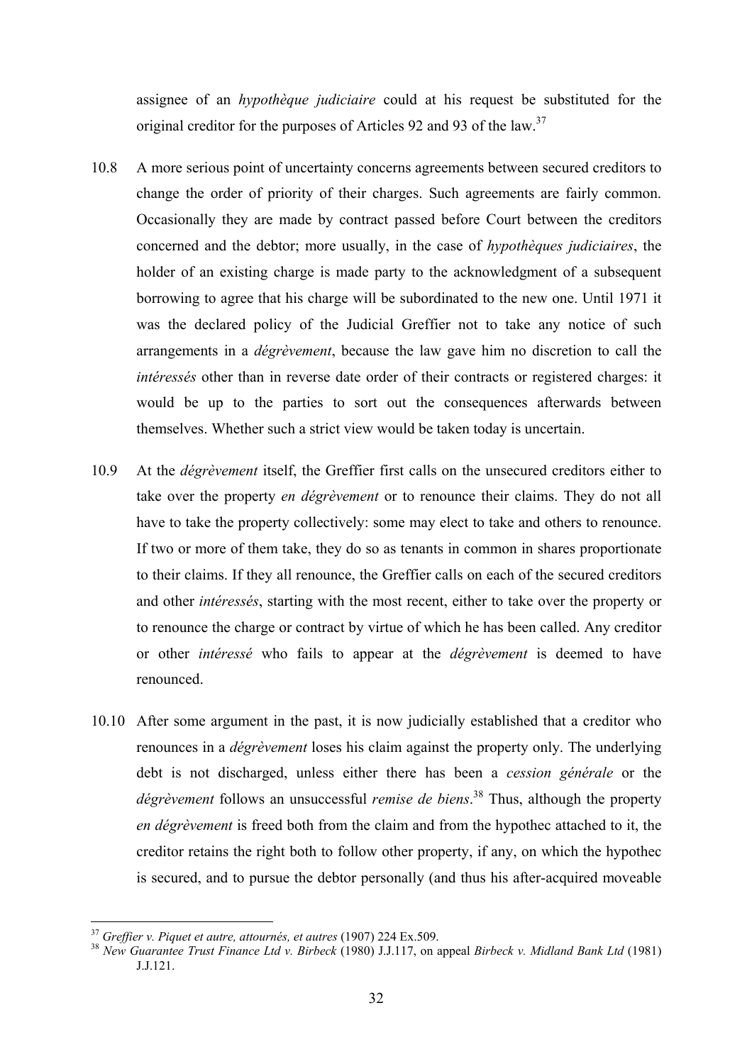assignee of an *hypothèque judiciaire* could at his request be substituted for the original creditor for the purposes of Articles 92 and 93 of the law.[37]

10.8 A more serious point of uncertainty concerns agreements between secured creditors to change the order of priority of their charges. Such agreements are fairly common. Occasionally they are made by contract passed before Court between the creditors concerned and the debtor; more usually, in the case of *hypothèques judiciaires*, the holder of an existing charge is made party to the acknowledgment of a subsequent borrowing to agree that his charge will be subordinated to the new one. Until 1971 it was the declared policy of the Judicial Greffier not to take any notice of such arrangements in a *dégrèvement*, because the law gave him no discretion to call the *intéressés* other than in reverse date order of their contracts or registered charges: it would be up to the parties to sort out the consequences afterwards between themselves. Whether such a strict view would be taken today is uncertain.

10.9 At the *dégrèvement* itself, the Greffier first calls on the unsecured creditors either to take over the property *en dégrèvement* or to renounce their claims. They do not all have to take the property collectively: some may elect to take and others to renounce. If two or more of them take, they do so as tenants in common in shares proportionate to their claims. If they all renounce, the Greffier calls on each of the secured creditors and other *intéressés*, starting with the most recent, either to take over the property or to renounce the charge or contract by virtue of which he has been called. Any creditor or other *intéressé* who fails to appear at the *dégrèvement* is deemed to have renounced.

10.10 After some argument in the past, it is now judicially established that a creditor who renounces in a *dégrèvement* loses his claim against the property only. The underlying debt is not discharged, unless either there has been a *cession générale* or the *dégrèvement* follows an unsuccessful *remise de biens*.[38] Thus, although the property *en dégrèvement* is freed both from the claim and from the hypothec attached to it, the creditor retains the right both to follow other property, if any, on which the hypothec is secured, and to pursue the debtor personally (and thus his after-acquired moveable

---

[37] *Greffier v. Piquet et autre, attournés, et autres* (1907) 224 Ex.509.

[38] *New Guarantee Trust Finance Ltd v. Birbeck* (1980) J.J.117, on appeal *Birbeck v. Midland Bank Ltd* (1981) J.J.121.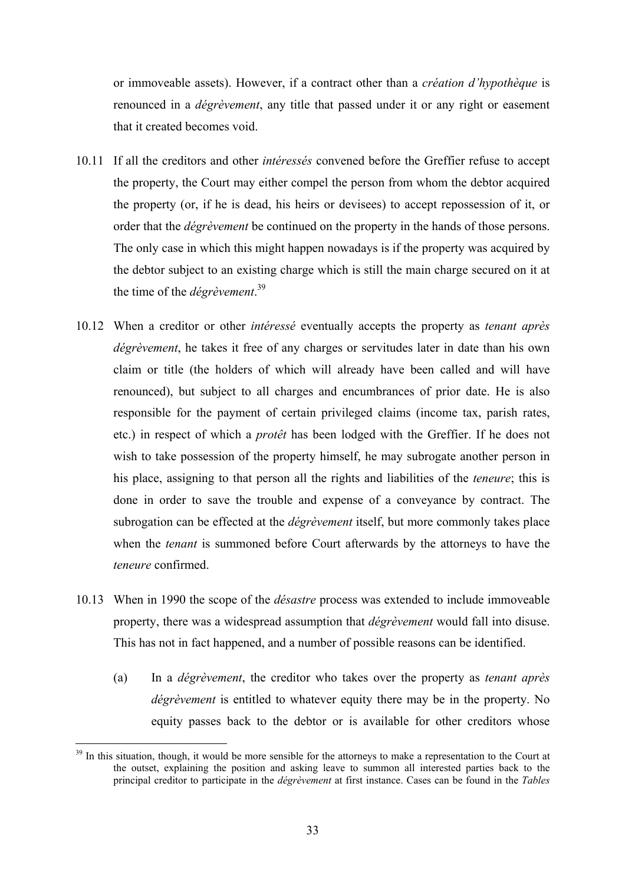or immoveable assets). However, if a contract other than a *création d'hypothèque* is renounced in a *dégrèvement*, any title that passed under it or any right or easement that it created becomes void.

10.11 If all the creditors and other *intéressés* convened before the Greffier refuse to accept the property, the Court may either compel the person from whom the debtor acquired the property (or, if he is dead, his heirs or devisees) to accept repossession of it, or order that the *dégrèvement* be continued on the property in the hands of those persons. The only case in which this might happen nowadays is if the property was acquired by the debtor subject to an existing charge which is still the main charge secured on it at the time of the *dégrèvement*.[39]

10.12 When a creditor or other *intéressé* eventually accepts the property as *tenant après dégrèvement*, he takes it free of any charges or servitudes later in date than his own claim or title (the holders of which will already have been called and will have renounced), but subject to all charges and encumbrances of prior date. He is also responsible for the payment of certain privileged claims (income tax, parish rates, etc.) in respect of which a *protêt* has been lodged with the Greffier. If he does not wish to take possession of the property himself, he may subrogate another person in his place, assigning to that person all the rights and liabilities of the *teneure*; this is done in order to save the trouble and expense of a conveyance by contract. The subrogation can be effected at the *dégrèvement* itself, but more commonly takes place when the *tenant* is summoned before Court afterwards by the attorneys to have the *teneure* confirmed.

10.13 When in 1990 the scope of the *désastre* process was extended to include immoveable property, there was a widespread assumption that *dégrèvement* would fall into disuse. This has not in fact happened, and a number of possible reasons can be identified.

(a) In a *dégrèvement*, the creditor who takes over the property as *tenant après dégrèvement* is entitled to whatever equity there may be in the property. No equity passes back to the debtor or is available for other creditors whose

---

[39] In this situation, though, it would be more sensible for the attorneys to make a representation to the Court at the outset, explaining the position and asking leave to summon all interested parties back to the principal creditor to participate in the *dégrèvement* at first instance. Cases can be found in the *Tables*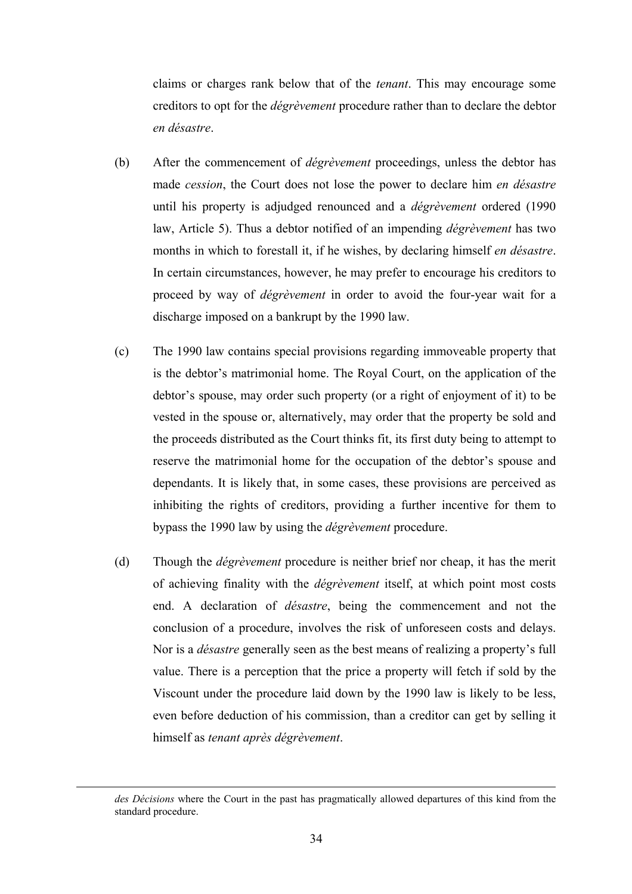claims or charges rank below that of the *tenant*. This may encourage some creditors to opt for the *dégrèvement* procedure rather than to declare the debtor *en désastre*.

(b) After the commencement of *dégrèvement* proceedings, unless the debtor has made *cession*, the Court does not lose the power to declare him *en désastre* until his property is adjudged renounced and a *dégrèvement* ordered (1990 law, Article 5). Thus a debtor notified of an impending *dégrèvement* has two months in which to forestall it, if he wishes, by declaring himself *en désastre*. In certain circumstances, however, he may prefer to encourage his creditors to proceed by way of *dégrèvement* in order to avoid the four-year wait for a discharge imposed on a bankrupt by the 1990 law.

(c) The 1990 law contains special provisions regarding immoveable property that is the debtor's matrimonial home. The Royal Court, on the application of the debtor's spouse, may order such property (or a right of enjoyment of it) to be vested in the spouse or, alternatively, may order that the property be sold and the proceeds distributed as the Court thinks fit, its first duty being to attempt to reserve the matrimonial home for the occupation of the debtor's spouse and dependants. It is likely that, in some cases, these provisions are perceived as inhibiting the rights of creditors, providing a further incentive for them to bypass the 1990 law by using the *dégrèvement* procedure.

(d) Though the *dégrèvement* procedure is neither brief nor cheap, it has the merit of achieving finality with the *dégrèvement* itself, at which point most costs end. A declaration of *désastre*, being the commencement and not the conclusion of a procedure, involves the risk of unforeseen costs and delays. Nor is a *désastre* generally seen as the best means of realizing a property's full value. There is a perception that the price a property will fetch if sold by the Viscount under the procedure laid down by the 1990 law is likely to be less, even before deduction of his commission, than a creditor can get by selling it himself as *tenant après dégrèvement*.

---

*des Décisions* where the Court in the past has pragmatically allowed departures of this kind from the standard procedure.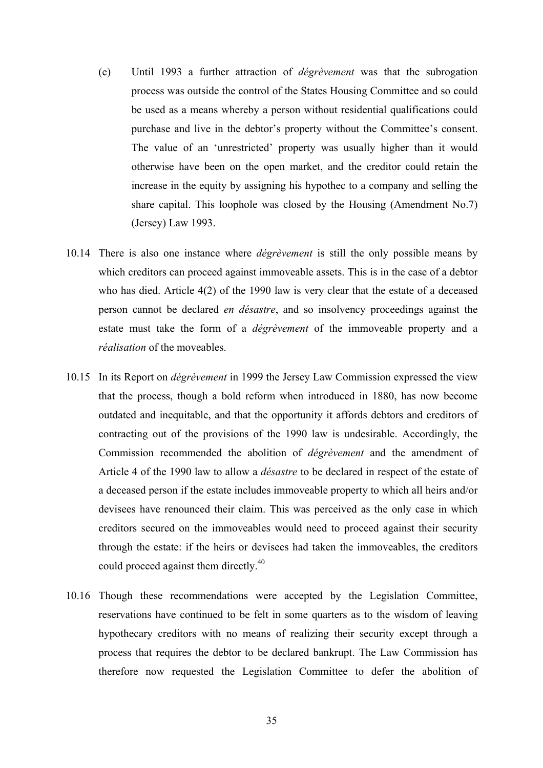(e) Until 1993 a further attraction of *dégrèvement* was that the subrogation process was outside the control of the States Housing Committee and so could be used as a means whereby a person without residential qualifications could purchase and live in the debtor's property without the Committee's consent. The value of an 'unrestricted' property was usually higher than it would otherwise have been on the open market, and the creditor could retain the increase in the equity by assigning his hypothec to a company and selling the share capital. This loophole was closed by the Housing (Amendment No.7) (Jersey) Law 1993.

10.14 There is also one instance where *dégrèvement* is still the only possible means by which creditors can proceed against immoveable assets. This is in the case of a debtor who has died. Article 4(2) of the 1990 law is very clear that the estate of a deceased person cannot be declared *en désastre*, and so insolvency proceedings against the estate must take the form of a *dégrèvement* of the immoveable property and a *réalisation* of the moveables.

10.15 In its Report on *dégrèvement* in 1999 the Jersey Law Commission expressed the view that the process, though a bold reform when introduced in 1880, has now become outdated and inequitable, and that the opportunity it affords debtors and creditors of contracting out of the provisions of the 1990 law is undesirable. Accordingly, the Commission recommended the abolition of *dégrèvement* and the amendment of Article 4 of the 1990 law to allow a *désastre* to be declared in respect of the estate of a deceased person if the estate includes immoveable property to which all heirs and/or devisees have renounced their claim. This was perceived as the only case in which creditors secured on the immoveables would need to proceed against their security through the estate: if the heirs or devisees had taken the immoveables, the creditors could proceed against them directly.[40]

10.16 Though these recommendations were accepted by the Legislation Committee, reservations have continued to be felt in some quarters as to the wisdom of leaving hypothecary creditors with no means of realizing their security except through a process that requires the debtor to be declared bankrupt. The Law Commission has therefore now requested the Legislation Committee to defer the abolition of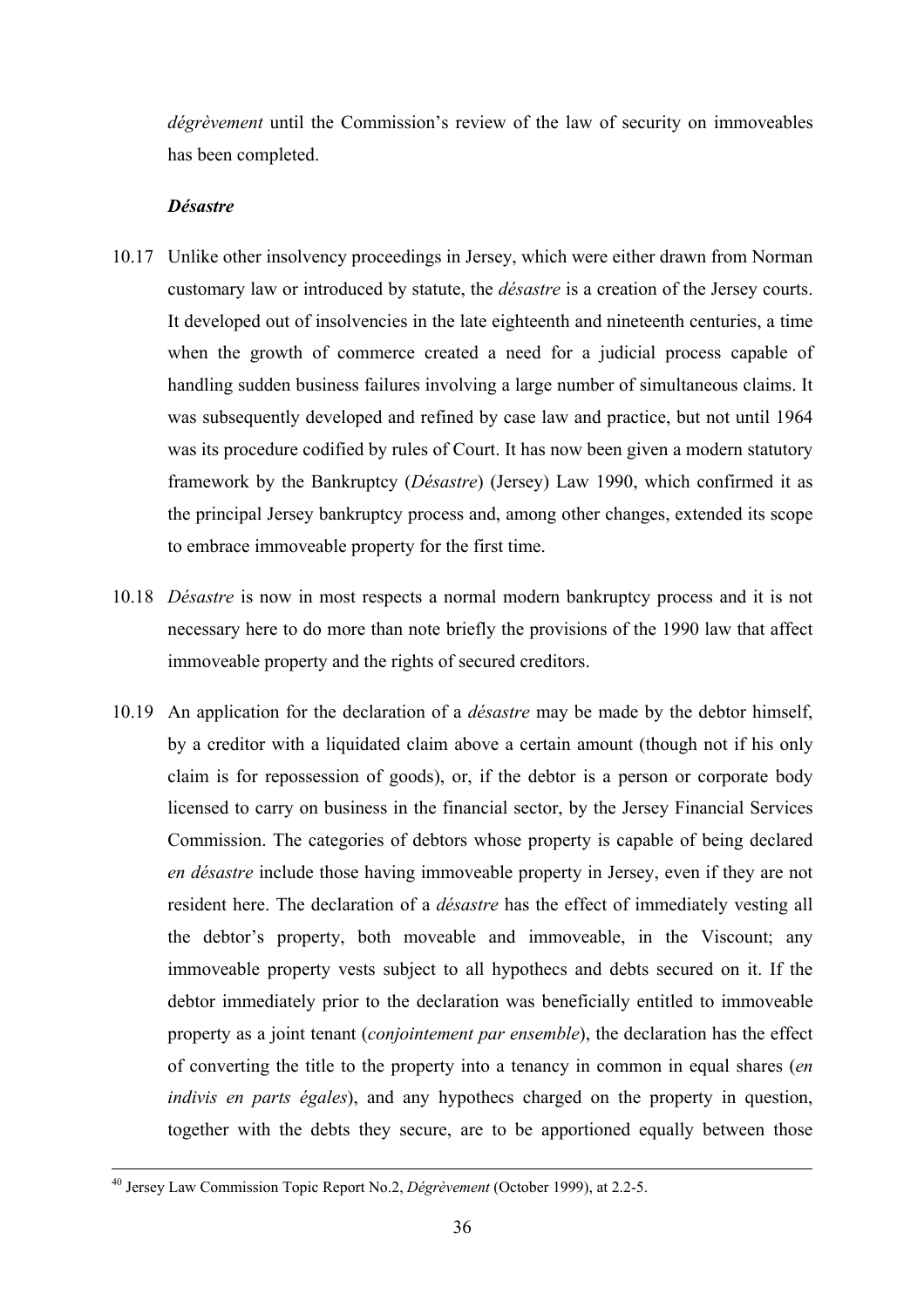*dégrèvement* until the Commission's review of the law of security on immoveables has been completed.

### *Désastre*

10.17 Unlike other insolvency proceedings in Jersey, which were either drawn from Norman customary law or introduced by statute, the *désastre* is a creation of the Jersey courts. It developed out of insolvencies in the late eighteenth and nineteenth centuries, a time when the growth of commerce created a need for a judicial process capable of handling sudden business failures involving a large number of simultaneous claims. It was subsequently developed and refined by case law and practice, but not until 1964 was its procedure codified by rules of Court. It has now been given a modern statutory framework by the Bankruptcy (*Désastre*) (Jersey) Law 1990, which confirmed it as the principal Jersey bankruptcy process and, among other changes, extended its scope to embrace immoveable property for the first time.

10.18 *Désastre* is now in most respects a normal modern bankruptcy process and it is not necessary here to do more than note briefly the provisions of the 1990 law that affect immoveable property and the rights of secured creditors.

10.19 An application for the declaration of a *désastre* may be made by the debtor himself, by a creditor with a liquidated claim above a certain amount (though not if his only claim is for repossession of goods), or, if the debtor is a person or corporate body licensed to carry on business in the financial sector, by the Jersey Financial Services Commission. The categories of debtors whose property is capable of being declared *en désastre* include those having immoveable property in Jersey, even if they are not resident here. The declaration of a *désastre* has the effect of immediately vesting all the debtor's property, both moveable and immoveable, in the Viscount; any immoveable property vests subject to all hypothecs and debts secured on it. If the debtor immediately prior to the declaration was beneficially entitled to immoveable property as a joint tenant (*conjointement par ensemble*), the declaration has the effect of converting the title to the property into a tenancy in common in equal shares (*en indivis en parts égales*), and any hypothecs charged on the property in question, together with the debts they secure, are to be apportioned equally between those

[40] Jersey Law Commission Topic Report No.2, *Dégrèvement* (October 1999), at 2.2-5.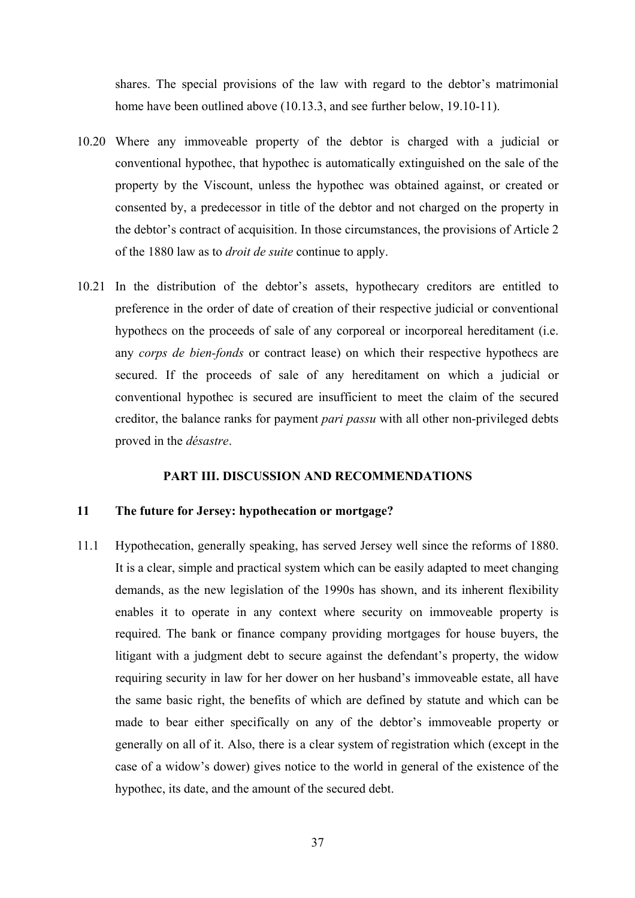shares. The special provisions of the law with regard to the debtor's matrimonial home have been outlined above (10.13.3, and see further below, 19.10-11).

10.20 Where any immoveable property of the debtor is charged with a judicial or conventional hypothec, that hypothec is automatically extinguished on the sale of the property by the Viscount, unless the hypothec was obtained against, or created or consented by, a predecessor in title of the debtor and not charged on the property in the debtor's contract of acquisition. In those circumstances, the provisions of Article 2 of the 1880 law as to *droit de suite* continue to apply.

10.21 In the distribution of the debtor's assets, hypothecary creditors are entitled to preference in the order of date of creation of their respective judicial or conventional hypothecs on the proceeds of sale of any corporeal or incorporeal hereditament (i.e. any *corps de bien-fonds* or contract lease) on which their respective hypothecs are secured. If the proceeds of sale of any hereditament on which a judicial or conventional hypothec is secured are insufficient to meet the claim of the secured creditor, the balance ranks for payment *pari passu* with all other non-privileged debts proved in the *désastre*.

## PART III. DISCUSSION AND RECOMMENDATIONS

### 11 The future for Jersey: hypothecation or mortgage?

11.1 Hypothecation, generally speaking, has served Jersey well since the reforms of 1880. It is a clear, simple and practical system which can be easily adapted to meet changing demands, as the new legislation of the 1990s has shown, and its inherent flexibility enables it to operate in any context where security on immoveable property is required. The bank or finance company providing mortgages for house buyers, the litigant with a judgment debt to secure against the defendant's property, the widow requiring security in law for her dower on her husband's immoveable estate, all have the same basic right, the benefits of which are defined by statute and which can be made to bear either specifically on any of the debtor's immoveable property or generally on all of it. Also, there is a clear system of registration which (except in the case of a widow's dower) gives notice to the world in general of the existence of the hypothec, its date, and the amount of the secured debt.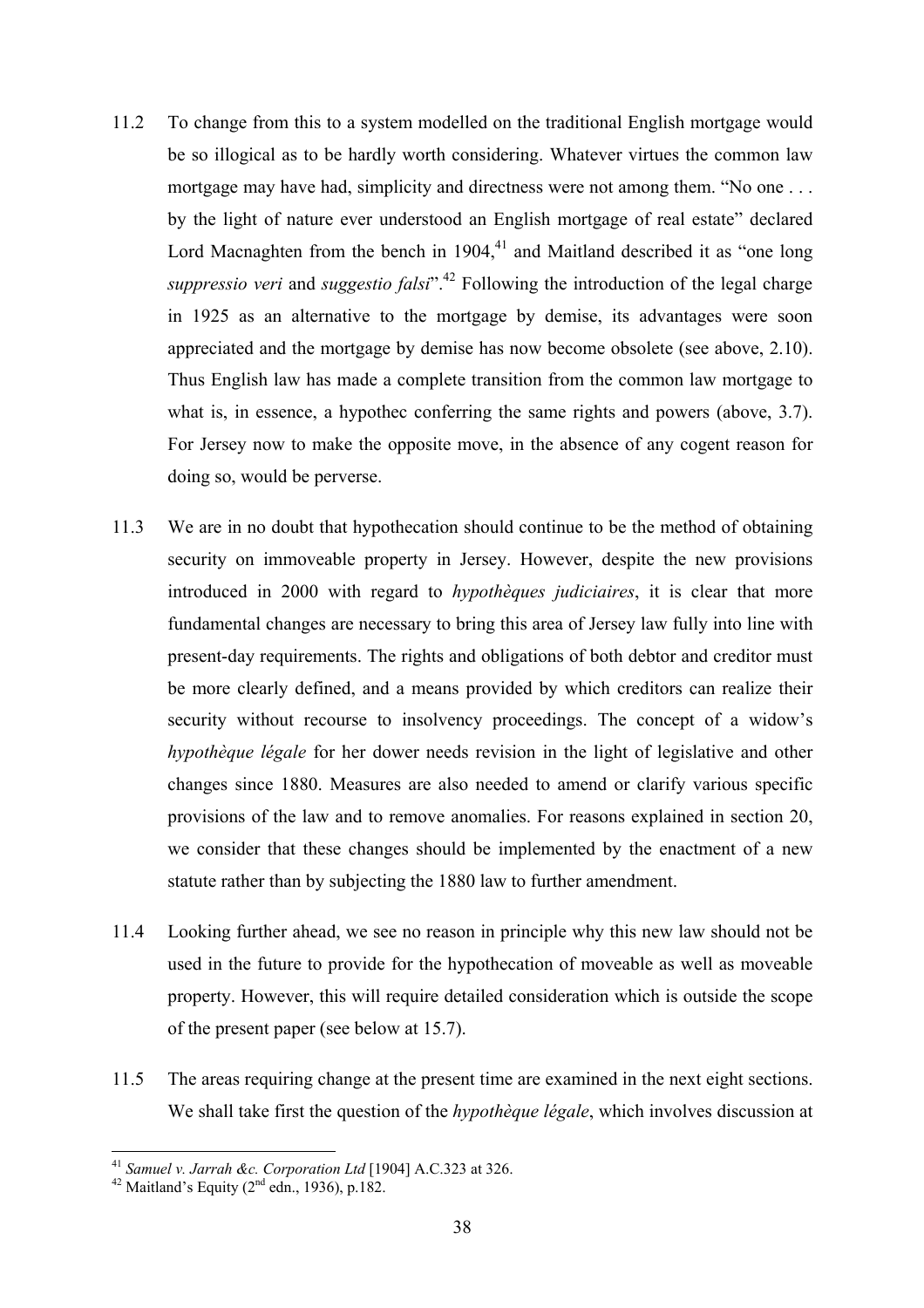11.2 To change from this to a system modelled on the traditional English mortgage would be so illogical as to be hardly worth considering. Whatever virtues the common law mortgage may have had, simplicity and directness were not among them. "No one . . . by the light of nature ever understood an English mortgage of real estate" declared Lord Macnaghten from the bench in 1904,[41] and Maitland described it as "one long *suppressio veri* and *suggestio falsi*".[42] Following the introduction of the legal charge in 1925 as an alternative to the mortgage by demise, its advantages were soon appreciated and the mortgage by demise has now become obsolete (see above, 2.10). Thus English law has made a complete transition from the common law mortgage to what is, in essence, a hypothec conferring the same rights and powers (above, 3.7). For Jersey now to make the opposite move, in the absence of any cogent reason for doing so, would be perverse.

11.3 We are in no doubt that hypothecation should continue to be the method of obtaining security on immoveable property in Jersey. However, despite the new provisions introduced in 2000 with regard to *hypothèques judiciaires*, it is clear that more fundamental changes are necessary to bring this area of Jersey law fully into line with present-day requirements. The rights and obligations of both debtor and creditor must be more clearly defined, and a means provided by which creditors can realize their security without recourse to insolvency proceedings. The concept of a widow's *hypothèque légale* for her dower needs revision in the light of legislative and other changes since 1880. Measures are also needed to amend or clarify various specific provisions of the law and to remove anomalies. For reasons explained in section 20, we consider that these changes should be implemented by the enactment of a new statute rather than by subjecting the 1880 law to further amendment.

11.4 Looking further ahead, we see no reason in principle why this new law should not be used in the future to provide for the hypothecation of moveable as well as moveable property. However, this will require detailed consideration which is outside the scope of the present paper (see below at 15.7).

11.5 The areas requiring change at the present time are examined in the next eight sections. We shall take first the question of the *hypothèque légale*, which involves discussion at

---

[41] *Samuel v. Jarrah &c. Corporation Ltd* [1904] A.C.323 at 326.

[42] Maitland's Equity (2nd edn., 1936), p.182.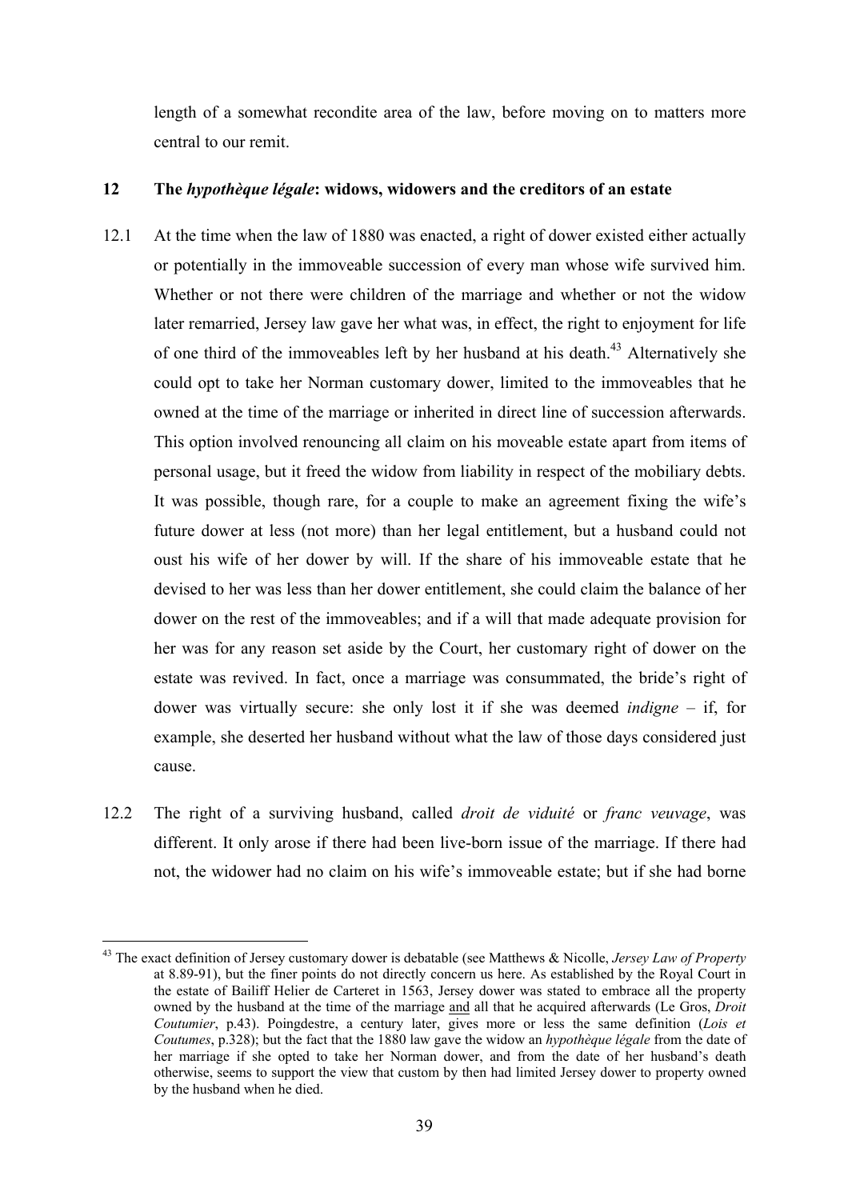length of a somewhat recondite area of the law, before moving on to matters more central to our remit.

## 12 The *hypothèque légale*: widows, widowers and the creditors of an estate

12.1 At the time when the law of 1880 was enacted, a right of dower existed either actually or potentially in the immoveable succession of every man whose wife survived him. Whether or not there were children of the marriage and whether or not the widow later remarried, Jersey law gave her what was, in effect, the right to enjoyment for life of one third of the immoveables left by her husband at his death.[43] Alternatively she could opt to take her Norman customary dower, limited to the immoveables that he owned at the time of the marriage or inherited in direct line of succession afterwards. This option involved renouncing all claim on his moveable estate apart from items of personal usage, but it freed the widow from liability in respect of the mobiliary debts. It was possible, though rare, for a couple to make an agreement fixing the wife's future dower at less (not more) than her legal entitlement, but a husband could not oust his wife of her dower by will. If the share of his immoveable estate that he devised to her was less than her dower entitlement, she could claim the balance of her dower on the rest of the immoveables; and if a will that made adequate provision for her was for any reason set aside by the Court, her customary right of dower on the estate was revived. In fact, once a marriage was consummated, the bride's right of dower was virtually secure: she only lost it if she was deemed *indigne* – if, for example, she deserted her husband without what the law of those days considered just cause.

12.2 The right of a surviving husband, called *droit de viduité* or *franc veuvage*, was different. It only arose if there had been live-born issue of the marriage. If there had not, the widower had no claim on his wife's immoveable estate; but if she had borne

---

[43] The exact definition of Jersey customary dower is debatable (see Matthews & Nicolle, *Jersey Law of Property* at 8.89-91), but the finer points do not directly concern us here. As established by the Royal Court in the estate of Bailiff Helier de Carteret in 1563, Jersey dower was stated to embrace all the property owned by the husband at the time of the marriage and all that he acquired afterwards (Le Gros, *Droit Coutumier*, p.43). Poingdestre, a century later, gives more or less the same definition (*Lois et Coutumes*, p.328); but the fact that the 1880 law gave the widow an *hypothèque légale* from the date of her marriage if she opted to take her Norman dower, and from the date of her husband's death otherwise, seems to support the view that custom by then had limited Jersey dower to property owned by the husband when he died.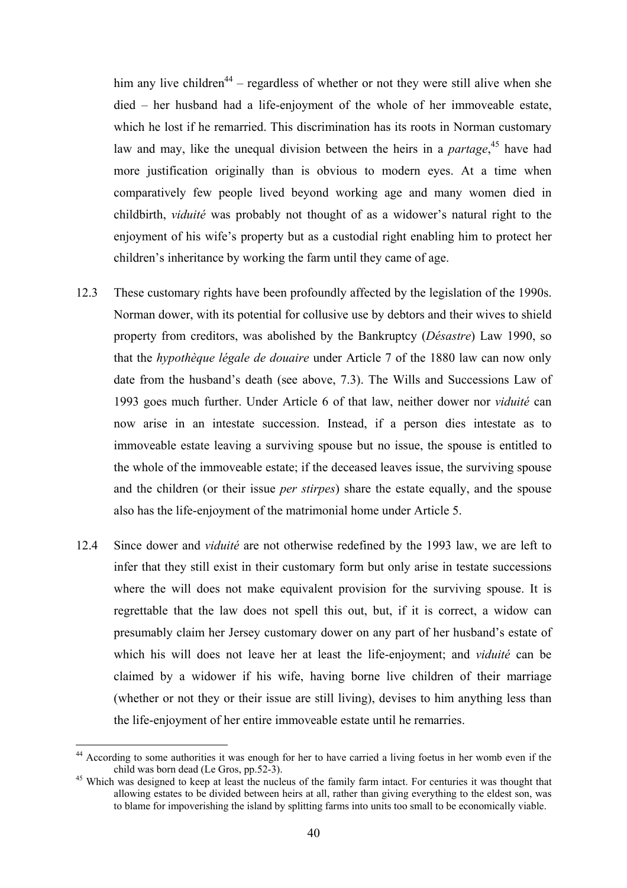him any live children[44] – regardless of whether or not they were still alive when she died – her husband had a life-enjoyment of the whole of her immoveable estate, which he lost if he remarried. This discrimination has its roots in Norman customary law and may, like the unequal division between the heirs in a *partage*,[45] have had more justification originally than is obvious to modern eyes. At a time when comparatively few people lived beyond working age and many women died in childbirth, *viduité* was probably not thought of as a widower's natural right to the enjoyment of his wife's property but as a custodial right enabling him to protect her children's inheritance by working the farm until they came of age.

12.3 These customary rights have been profoundly affected by the legislation of the 1990s. Norman dower, with its potential for collusive use by debtors and their wives to shield property from creditors, was abolished by the Bankruptcy (*Désastre*) Law 1990, so that the *hypothèque légale de douaire* under Article 7 of the 1880 law can now only date from the husband's death (see above, 7.3). The Wills and Successions Law of 1993 goes much further. Under Article 6 of that law, neither dower nor *viduité* can now arise in an intestate succession. Instead, if a person dies intestate as to immoveable estate leaving a surviving spouse but no issue, the spouse is entitled to the whole of the immoveable estate; if the deceased leaves issue, the surviving spouse and the children (or their issue *per stirpes*) share the estate equally, and the spouse also has the life-enjoyment of the matrimonial home under Article 5.

12.4 Since dower and *viduité* are not otherwise redefined by the 1993 law, we are left to infer that they still exist in their customary form but only arise in testate successions where the will does not make equivalent provision for the surviving spouse. It is regrettable that the law does not spell this out, but, if it is correct, a widow can presumably claim her Jersey customary dower on any part of her husband's estate of which his will does not leave her at least the life-enjoyment; and *viduité* can be claimed by a widower if his wife, having borne live children of their marriage (whether or not they or their issue are still living), devises to him anything less than the life-enjoyment of her entire immoveable estate until he remarries.

---

[44] According to some authorities it was enough for her to have carried a living foetus in her womb even if the child was born dead (Le Gros, pp.52-3).

[45] Which was designed to keep at least the nucleus of the family farm intact. For centuries it was thought that allowing estates to be divided between heirs at all, rather than giving everything to the eldest son, was to blame for impoverishing the island by splitting farms into units too small to be economically viable.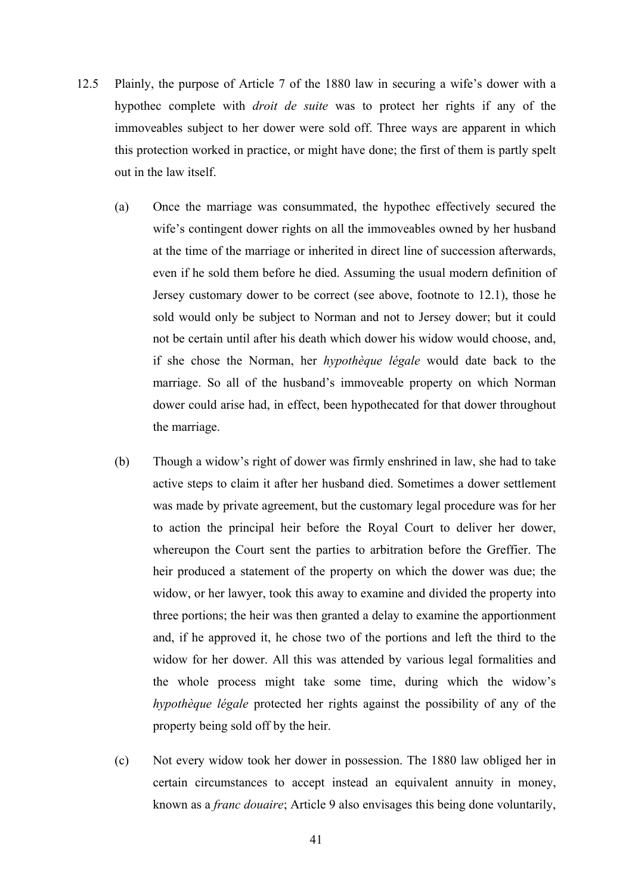12.5 Plainly, the purpose of Article 7 of the 1880 law in securing a wife's dower with a hypothec complete with *droit de suite* was to protect her rights if any of the immoveables subject to her dower were sold off. Three ways are apparent in which this protection worked in practice, or might have done; the first of them is partly spelt out in the law itself.

(a) Once the marriage was consummated, the hypothec effectively secured the wife's contingent dower rights on all the immoveables owned by her husband at the time of the marriage or inherited in direct line of succession afterwards, even if he sold them before he died. Assuming the usual modern definition of Jersey customary dower to be correct (see above, footnote to 12.1), those he sold would only be subject to Norman and not to Jersey dower; but it could not be certain until after his death which dower his widow would choose, and, if she chose the Norman, her *hypothèque légale* would date back to the marriage. So all of the husband's immoveable property on which Norman dower could arise had, in effect, been hypothecated for that dower throughout the marriage.

(b) Though a widow's right of dower was firmly enshrined in law, she had to take active steps to claim it after her husband died. Sometimes a dower settlement was made by private agreement, but the customary legal procedure was for her to action the principal heir before the Royal Court to deliver her dower, whereupon the Court sent the parties to arbitration before the Greffier. The heir produced a statement of the property on which the dower was due; the widow, or her lawyer, took this away to examine and divided the property into three portions; the heir was then granted a delay to examine the apportionment and, if he approved it, he chose two of the portions and left the third to the widow for her dower. All this was attended by various legal formalities and the whole process might take some time, during which the widow's *hypothèque légale* protected her rights against the possibility of any of the property being sold off by the heir.

(c) Not every widow took her dower in possession. The 1880 law obliged her in certain circumstances to accept instead an equivalent annuity in money, known as a *franc douaire*; Article 9 also envisages this being done voluntarily,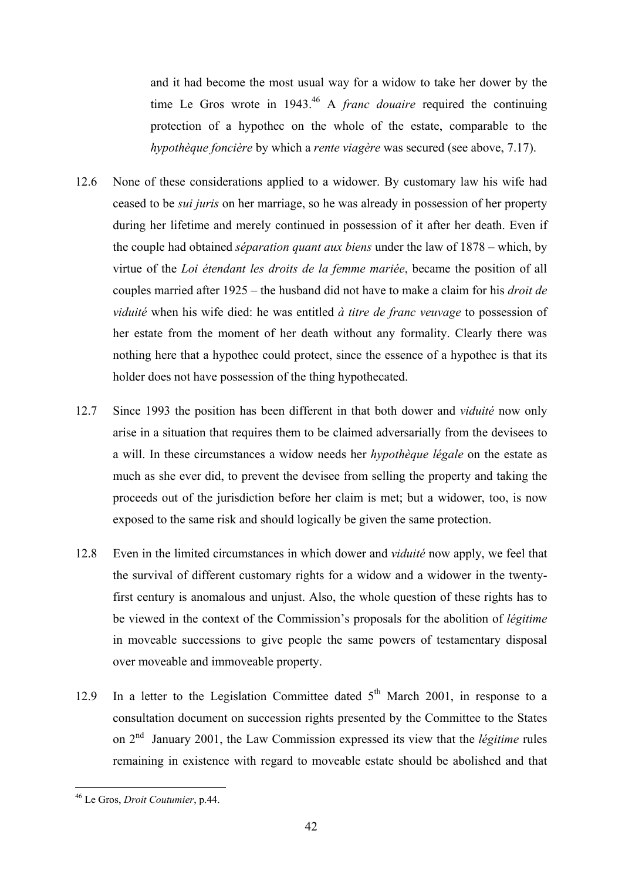and it had become the most usual way for a widow to take her dower by the time Le Gros wrote in 1943.[46] A *franc douaire* required the continuing protection of a hypothec on the whole of the estate, comparable to the *hypothèque foncière* by which a *rente viagère* was secured (see above, 7.17).

12.6 None of these considerations applied to a widower. By customary law his wife had ceased to be *sui juris* on her marriage, so he was already in possession of her property during her lifetime and merely continued in possession of it after her death. Even if the couple had obtained *séparation quant aux biens* under the law of 1878 – which, by virtue of the *Loi étendant les droits de la femme mariée*, became the position of all couples married after 1925 – the husband did not have to make a claim for his *droit de viduité* when his wife died: he was entitled *à titre de franc veuvage* to possession of her estate from the moment of her death without any formality. Clearly there was nothing here that a hypothec could protect, since the essence of a hypothec is that its holder does not have possession of the thing hypothecated.

12.7 Since 1993 the position has been different in that both dower and *viduité* now only arise in a situation that requires them to be claimed adversarially from the devisees to a will. In these circumstances a widow needs her *hypothèque légale* on the estate as much as she ever did, to prevent the devisee from selling the property and taking the proceeds out of the jurisdiction before her claim is met; but a widower, too, is now exposed to the same risk and should logically be given the same protection.

12.8 Even in the limited circumstances in which dower and *viduité* now apply, we feel that the survival of different customary rights for a widow and a widower in the twenty-first century is anomalous and unjust. Also, the whole question of these rights has to be viewed in the context of the Commission's proposals for the abolition of *légitime* in moveable successions to give people the same powers of testamentary disposal over moveable and immoveable property.

12.9 In a letter to the Legislation Committee dated 5th March 2001, in response to a consultation document on succession rights presented by the Committee to the States on 2nd January 2001, the Law Commission expressed its view that the *légitime* rules remaining in existence with regard to moveable estate should be abolished and that

---

[46] Le Gros, *Droit Coutumier*, p.44.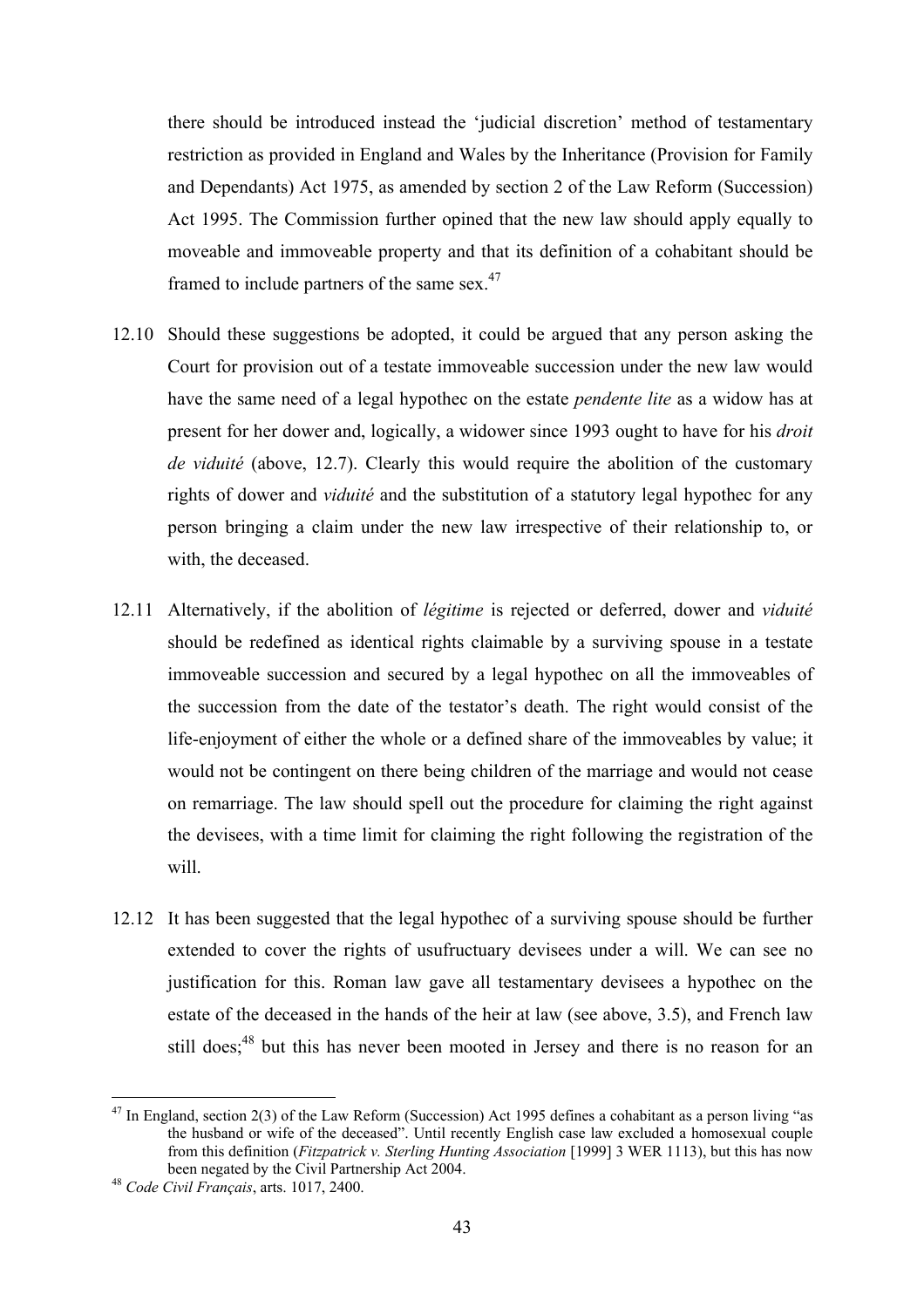there should be introduced instead the 'judicial discretion' method of testamentary restriction as provided in England and Wales by the Inheritance (Provision for Family and Dependants) Act 1975, as amended by section 2 of the Law Reform (Succession) Act 1995. The Commission further opined that the new law should apply equally to moveable and immoveable property and that its definition of a cohabitant should be framed to include partners of the same sex.[47]

12.10 Should these suggestions be adopted, it could be argued that any person asking the Court for provision out of a testate immoveable succession under the new law would have the same need of a legal hypothec on the estate *pendente lite* as a widow has at present for her dower and, logically, a widower since 1993 ought to have for his *droit de viduité* (above, 12.7). Clearly this would require the abolition of the customary rights of dower and *viduité* and the substitution of a statutory legal hypothec for any person bringing a claim under the new law irrespective of their relationship to, or with, the deceased.

12.11 Alternatively, if the abolition of *légitime* is rejected or deferred, dower and *viduité* should be redefined as identical rights claimable by a surviving spouse in a testate immoveable succession and secured by a legal hypothec on all the immoveables of the succession from the date of the testator's death. The right would consist of the life-enjoyment of either the whole or a defined share of the immoveables by value; it would not be contingent on there being children of the marriage and would not cease on remarriage. The law should spell out the procedure for claiming the right against the devisees, with a time limit for claiming the right following the registration of the will.

12.12 It has been suggested that the legal hypothec of a surviving spouse should be further extended to cover the rights of usufructuary devisees under a will. We can see no justification for this. Roman law gave all testamentary devisees a hypothec on the estate of the deceased in the hands of the heir at law (see above, 3.5), and French law still does;[48] but this has never been mooted in Jersey and there is no reason for an

---

[47] In England, section 2(3) of the Law Reform (Succession) Act 1995 defines a cohabitant as a person living "as the husband or wife of the deceased". Until recently English case law excluded a homosexual couple from this definition (*Fitzpatrick v. Sterling Hunting Association* [1999] 3 WER 1113), but this has now been negated by the Civil Partnership Act 2004.

[48] *Code Civil Français*, arts. 1017, 2400.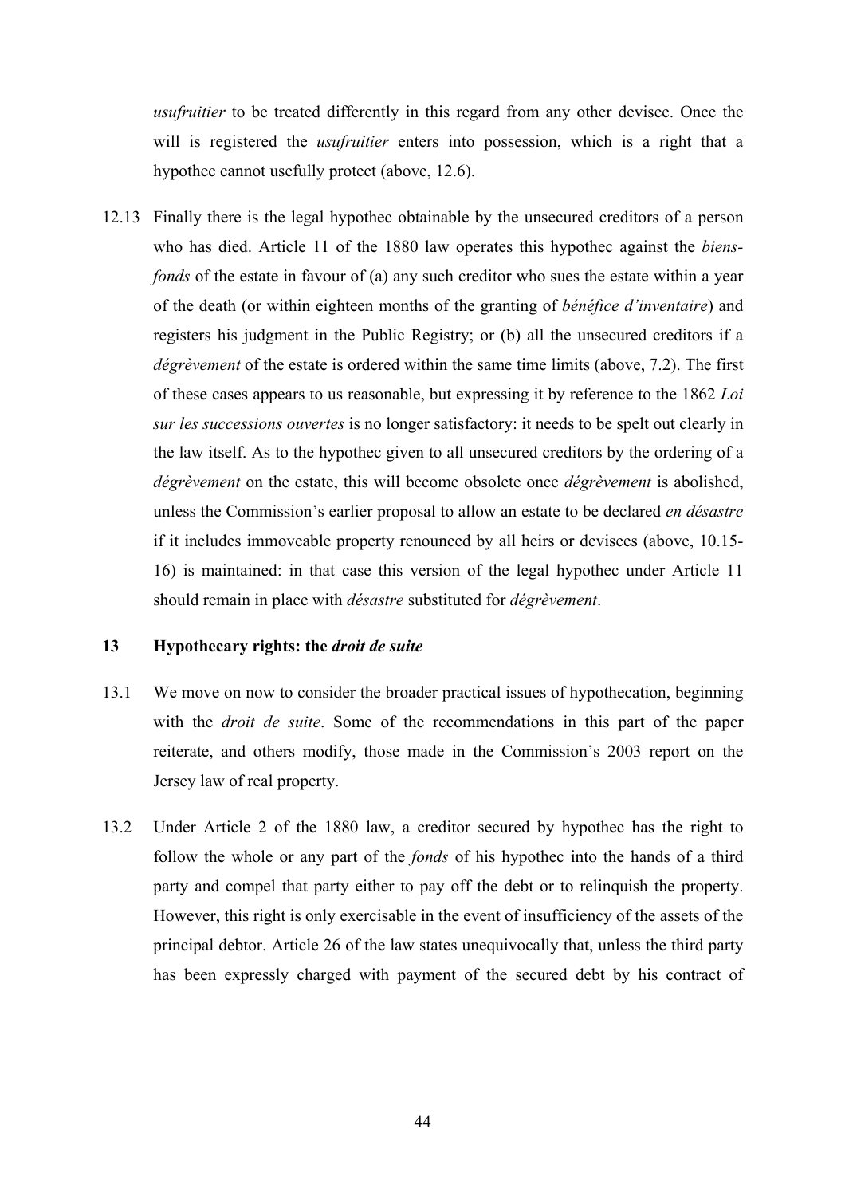*usufruitier* to be treated differently in this regard from any other devisee. Once the will is registered the *usufruitier* enters into possession, which is a right that a hypothec cannot usefully protect (above, 12.6).

12.13 Finally there is the legal hypothec obtainable by the unsecured creditors of a person who has died. Article 11 of the 1880 law operates this hypothec against the *biens-fonds* of the estate in favour of (a) any such creditor who sues the estate within a year of the death (or within eighteen months of the granting of *bénéfice d'inventaire*) and registers his judgment in the Public Registry; or (b) all the unsecured creditors if a *dégrèvement* of the estate is ordered within the same time limits (above, 7.2). The first of these cases appears to us reasonable, but expressing it by reference to the 1862 *Loi sur les successions ouvertes* is no longer satisfactory: it needs to be spelt out clearly in the law itself. As to the hypothec given to all unsecured creditors by the ordering of a *dégrèvement* on the estate, this will become obsolete once *dégrèvement* is abolished, unless the Commission's earlier proposal to allow an estate to be declared *en désastre* if it includes immoveable property renounced by all heirs or devisees (above, 10.15-16) is maintained: in that case this version of the legal hypothec under Article 11 should remain in place with *désastre* substituted for *dégrèvement*.

## 13 Hypothecary rights: the *droit de suite*

13.1 We move on now to consider the broader practical issues of hypothecation, beginning with the *droit de suite*. Some of the recommendations in this part of the paper reiterate, and others modify, those made in the Commission's 2003 report on the Jersey law of real property.

13.2 Under Article 2 of the 1880 law, a creditor secured by hypothec has the right to follow the whole or any part of the *fonds* of his hypothec into the hands of a third party and compel that party either to pay off the debt or to relinquish the property. However, this right is only exercisable in the event of insufficiency of the assets of the principal debtor. Article 26 of the law states unequivocally that, unless the third party has been expressly charged with payment of the secured debt by his contract of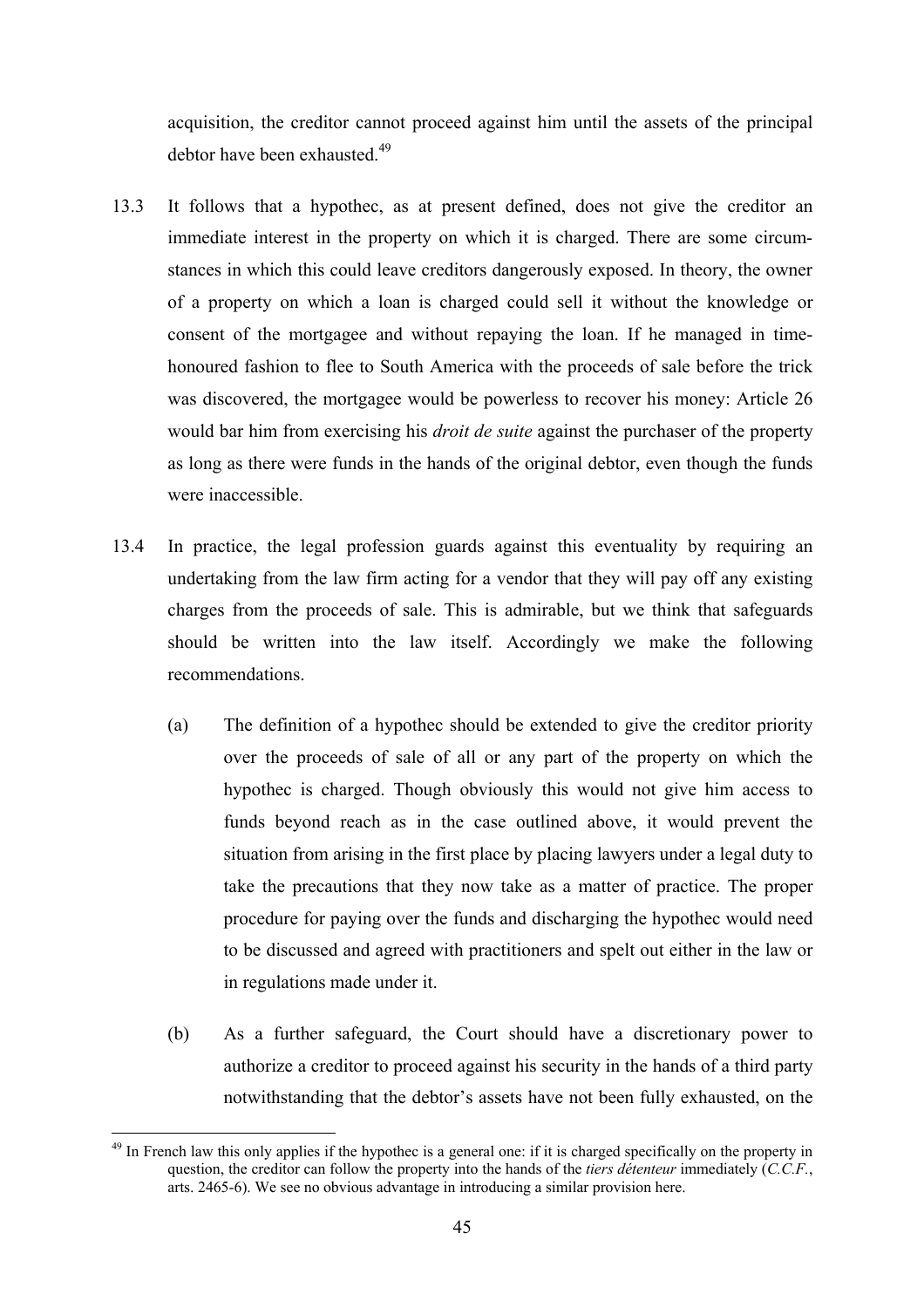acquisition, the creditor cannot proceed against him until the assets of the principal debtor have been exhausted.[49]

13.3 It follows that a hypothec, as at present defined, does not give the creditor an immediate interest in the property on which it is charged. There are some circumstances in which this could leave creditors dangerously exposed. In theory, the owner of a property on which a loan is charged could sell it without the knowledge or consent of the mortgagee and without repaying the loan. If he managed in time-honoured fashion to flee to South America with the proceeds of sale before the trick was discovered, the mortgagee would be powerless to recover his money: Article 26 would bar him from exercising his *droit de suite* against the purchaser of the property as long as there were funds in the hands of the original debtor, even though the funds were inaccessible.

13.4 In practice, the legal profession guards against this eventuality by requiring an undertaking from the law firm acting for a vendor that they will pay off any existing charges from the proceeds of sale. This is admirable, but we think that safeguards should be written into the law itself. Accordingly we make the following recommendations.

(a) The definition of a hypothec should be extended to give the creditor priority over the proceeds of sale of all or any part of the property on which the hypothec is charged. Though obviously this would not give him access to funds beyond reach as in the case outlined above, it would prevent the situation from arising in the first place by placing lawyers under a legal duty to take the precautions that they now take as a matter of practice. The proper procedure for paying over the funds and discharging the hypothec would need to be discussed and agreed with practitioners and spelt out either in the law or in regulations made under it.

(b) As a further safeguard, the Court should have a discretionary power to authorize a creditor to proceed against his security in the hands of a third party notwithstanding that the debtor's assets have not been fully exhausted, on the

---

[49] In French law this only applies if the hypothec is a general one: if it is charged specifically on the property in question, the creditor can follow the property into the hands of the *tiers détenteur* immediately (*C.C.F.*, arts. 2465-6). We see no obvious advantage in introducing a similar provision here.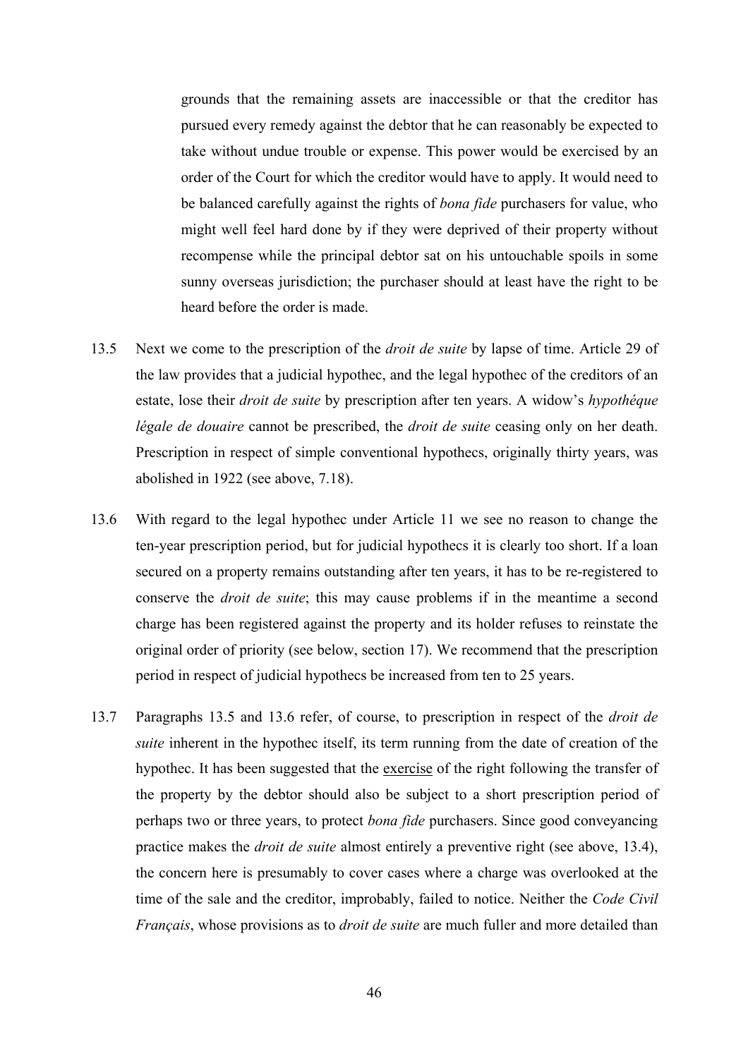grounds that the remaining assets are inaccessible or that the creditor has pursued every remedy against the debtor that he can reasonably be expected to take without undue trouble or expense. This power would be exercised by an order of the Court for which the creditor would have to apply. It would need to be balanced carefully against the rights of *bona fide* purchasers for value, who might well feel hard done by if they were deprived of their property without recompense while the principal debtor sat on his untouchable spoils in some sunny overseas jurisdiction; the purchaser should at least have the right to be heard before the order is made.

13.5 Next we come to the prescription of the *droit de suite* by lapse of time. Article 29 of the law provides that a judicial hypothec, and the legal hypothec of the creditors of an estate, lose their *droit de suite* by prescription after ten years. A widow's *hypothéque légale de douaire* cannot be prescribed, the *droit de suite* ceasing only on her death. Prescription in respect of simple conventional hypothecs, originally thirty years, was abolished in 1922 (see above, 7.18).

13.6 With regard to the legal hypothec under Article 11 we see no reason to change the ten-year prescription period, but for judicial hypothecs it is clearly too short. If a loan secured on a property remains outstanding after ten years, it has to be re-registered to conserve the *droit de suite*; this may cause problems if in the meantime a second charge has been registered against the property and its holder refuses to reinstate the original order of priority (see below, section 17). We recommend that the prescription period in respect of judicial hypothecs be increased from ten to 25 years.

13.7 Paragraphs 13.5 and 13.6 refer, of course, to prescription in respect of the *droit de suite* inherent in the hypothec itself, its term running from the date of creation of the hypothec. It has been suggested that the <u>exercise</u> of the right following the transfer of the property by the debtor should also be subject to a short prescription period of perhaps two or three years, to protect *bona fide* purchasers. Since good conveyancing practice makes the *droit de suite* almost entirely a preventive right (see above, 13.4), the concern here is presumably to cover cases where a charge was overlooked at the time of the sale and the creditor, improbably, failed to notice. Neither the *Code Civil Français*, whose provisions as to *droit de suite* are much fuller and more detailed than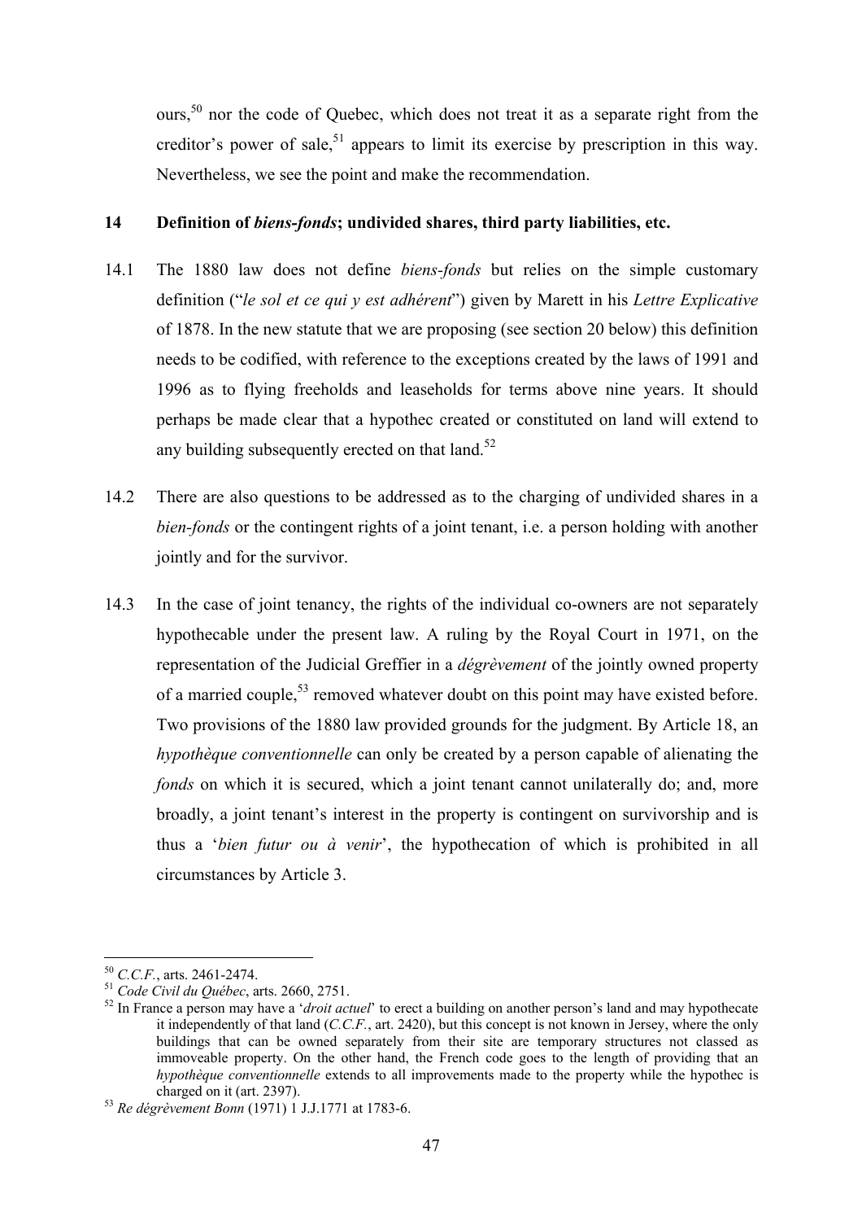ours,[50] nor the code of Quebec, which does not treat it as a separate right from the creditor's power of sale,[51] appears to limit its exercise by prescription in this way. Nevertheless, we see the point and make the recommendation.

## 14 Definition of *biens-fonds*; undivided shares, third party liabilities, etc.

14.1 The 1880 law does not define *biens-fonds* but relies on the simple customary definition ("*le sol et ce qui y est adhérent*") given by Marett in his *Lettre Explicative* of 1878. In the new statute that we are proposing (see section 20 below) this definition needs to be codified, with reference to the exceptions created by the laws of 1991 and 1996 as to flying freeholds and leaseholds for terms above nine years. It should perhaps be made clear that a hypothec created or constituted on land will extend to any building subsequently erected on that land.[52]

14.2 There are also questions to be addressed as to the charging of undivided shares in a *bien-fonds* or the contingent rights of a joint tenant, i.e. a person holding with another jointly and for the survivor.

14.3 In the case of joint tenancy, the rights of the individual co-owners are not separately hypothecable under the present law. A ruling by the Royal Court in 1971, on the representation of the Judicial Greffier in a *dégrèvement* of the jointly owned property of a married couple,[53] removed whatever doubt on this point may have existed before. Two provisions of the 1880 law provided grounds for the judgment. By Article 18, an *hypothèque conventionnelle* can only be created by a person capable of alienating the *fonds* on which it is secured, which a joint tenant cannot unilaterally do; and, more broadly, a joint tenant's interest in the property is contingent on survivorship and is thus a '*bien futur ou à venir*', the hypothecation of which is prohibited in all circumstances by Article 3.

---

[50] *C.C.F.*, arts. 2461-2474.

[51] *Code Civil du Québec*, arts. 2660, 2751.

[52] In France a person may have a '*droit actuel*' to erect a building on another person's land and may hypothecate it independently of that land (*C.C.F.*, art. 2420), but this concept is not known in Jersey, where the only buildings that can be owned separately from their site are temporary structures not classed as immoveable property. On the other hand, the French code goes to the length of providing that an *hypothèque conventionnelle* extends to all improvements made to the property while the hypothec is charged on it (art. 2397).

[53] *Re dégrèvement Bonn* (1971) 1 J.J.1771 at 1783-6.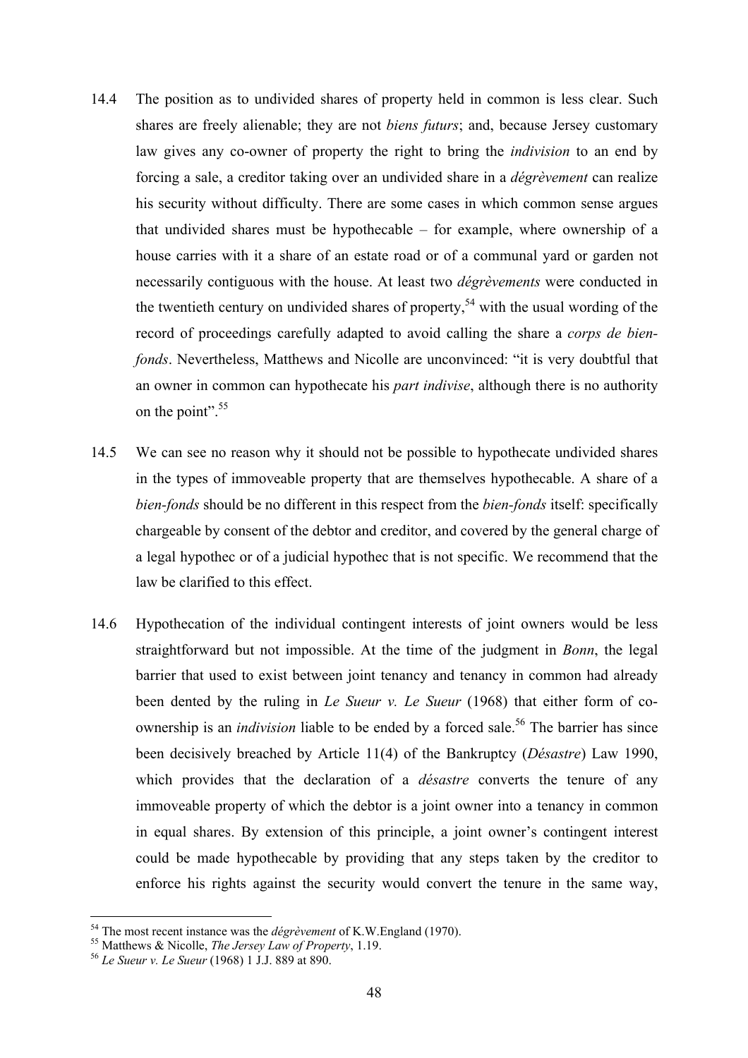14.4 The position as to undivided shares of property held in common is less clear. Such shares are freely alienable; they are not *biens futurs*; and, because Jersey customary law gives any co-owner of property the right to bring the *indivision* to an end by forcing a sale, a creditor taking over an undivided share in a *dégrèvement* can realize his security without difficulty. There are some cases in which common sense argues that undivided shares must be hypothecable – for example, where ownership of a house carries with it a share of an estate road or of a communal yard or garden not necessarily contiguous with the house. At least two *dégrèvements* were conducted in the twentieth century on undivided shares of property,[54] with the usual wording of the record of proceedings carefully adapted to avoid calling the share a *corps de bien-fonds*. Nevertheless, Matthews and Nicolle are unconvinced: "it is very doubtful that an owner in common can hypothecate his *part indivise*, although there is no authority on the point".[55]

14.5 We can see no reason why it should not be possible to hypothecate undivided shares in the types of immoveable property that are themselves hypothecable. A share of a *bien-fonds* should be no different in this respect from the *bien-fonds* itself: specifically chargeable by consent of the debtor and creditor, and covered by the general charge of a legal hypothec or of a judicial hypothec that is not specific. We recommend that the law be clarified to this effect.

14.6 Hypothecation of the individual contingent interests of joint owners would be less straightforward but not impossible. At the time of the judgment in *Bonn*, the legal barrier that used to exist between joint tenancy and tenancy in common had already been dented by the ruling in *Le Sueur v. Le Sueur* (1968) that either form of co-ownership is an *indivision* liable to be ended by a forced sale.[56] The barrier has since been decisively breached by Article 11(4) of the Bankruptcy (*Désastre*) Law 1990, which provides that the declaration of a *désastre* converts the tenure of any immoveable property of which the debtor is a joint owner into a tenancy in common in equal shares. By extension of this principle, a joint owner's contingent interest could be made hypothecable by providing that any steps taken by the creditor to enforce his rights against the security would convert the tenure in the same way,

---

[54] The most recent instance was the *dégrèvement* of K.W.England (1970).

[55] Matthews & Nicolle, *The Jersey Law of Property*, 1.19.

[56] *Le Sueur v. Le Sueur* (1968) 1 J.J. 889 at 890.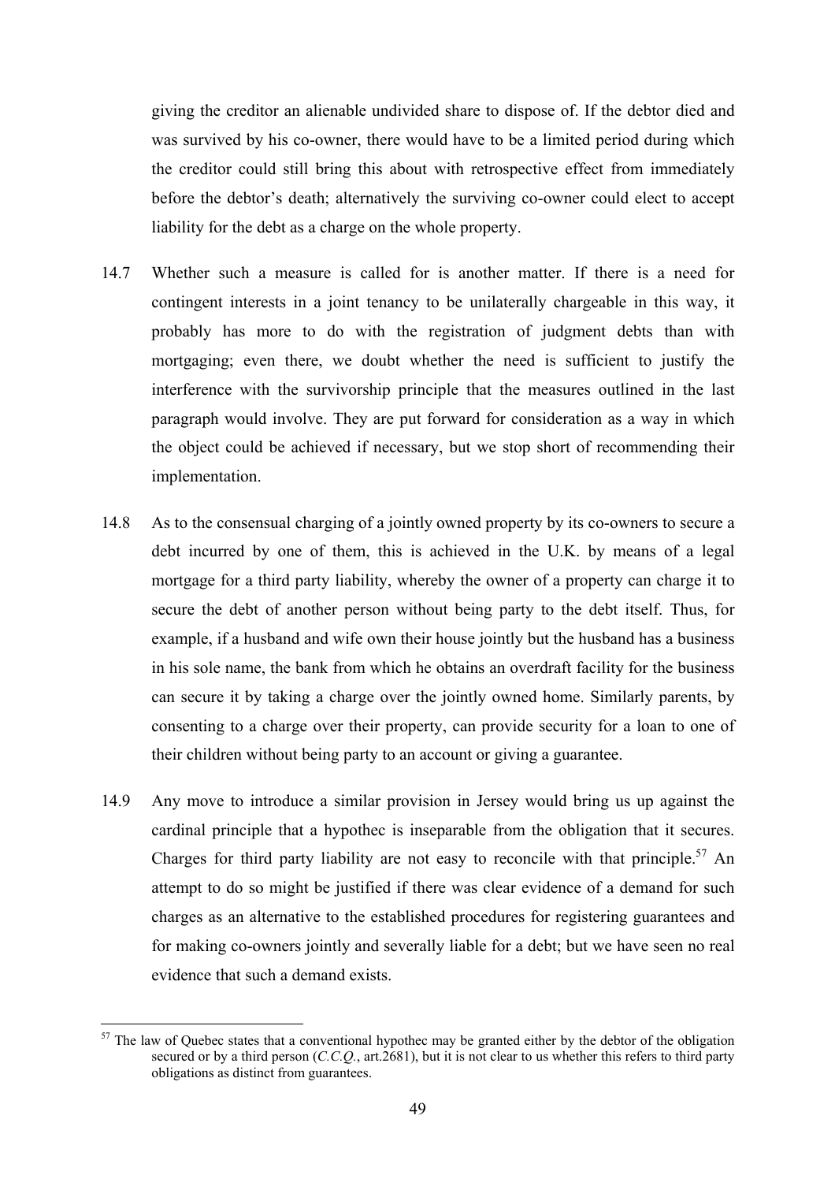giving the creditor an alienable undivided share to dispose of. If the debtor died and was survived by his co-owner, there would have to be a limited period during which the creditor could still bring this about with retrospective effect from immediately before the debtor's death; alternatively the surviving co-owner could elect to accept liability for the debt as a charge on the whole property.

14.7 Whether such a measure is called for is another matter. If there is a need for contingent interests in a joint tenancy to be unilaterally chargeable in this way, it probably has more to do with the registration of judgment debts than with mortgaging; even there, we doubt whether the need is sufficient to justify the interference with the survivorship principle that the measures outlined in the last paragraph would involve. They are put forward for consideration as a way in which the object could be achieved if necessary, but we stop short of recommending their implementation.

14.8 As to the consensual charging of a jointly owned property by its co-owners to secure a debt incurred by one of them, this is achieved in the U.K. by means of a legal mortgage for a third party liability, whereby the owner of a property can charge it to secure the debt of another person without being party to the debt itself. Thus, for example, if a husband and wife own their house jointly but the husband has a business in his sole name, the bank from which he obtains an overdraft facility for the business can secure it by taking a charge over the jointly owned home. Similarly parents, by consenting to a charge over their property, can provide security for a loan to one of their children without being party to an account or giving a guarantee.

14.9 Any move to introduce a similar provision in Jersey would bring us up against the cardinal principle that a hypothec is inseparable from the obligation that it secures. Charges for third party liability are not easy to reconcile with that principle.[57] An attempt to do so might be justified if there was clear evidence of a demand for such charges as an alternative to the established procedures for registering guarantees and for making co-owners jointly and severally liable for a debt; but we have seen no real evidence that such a demand exists.

[57] The law of Quebec states that a conventional hypothec may be granted either by the debtor of the obligation secured or by a third person (*C.C.Q.*, art.2681), but it is not clear to us whether this refers to third party obligations as distinct from guarantees.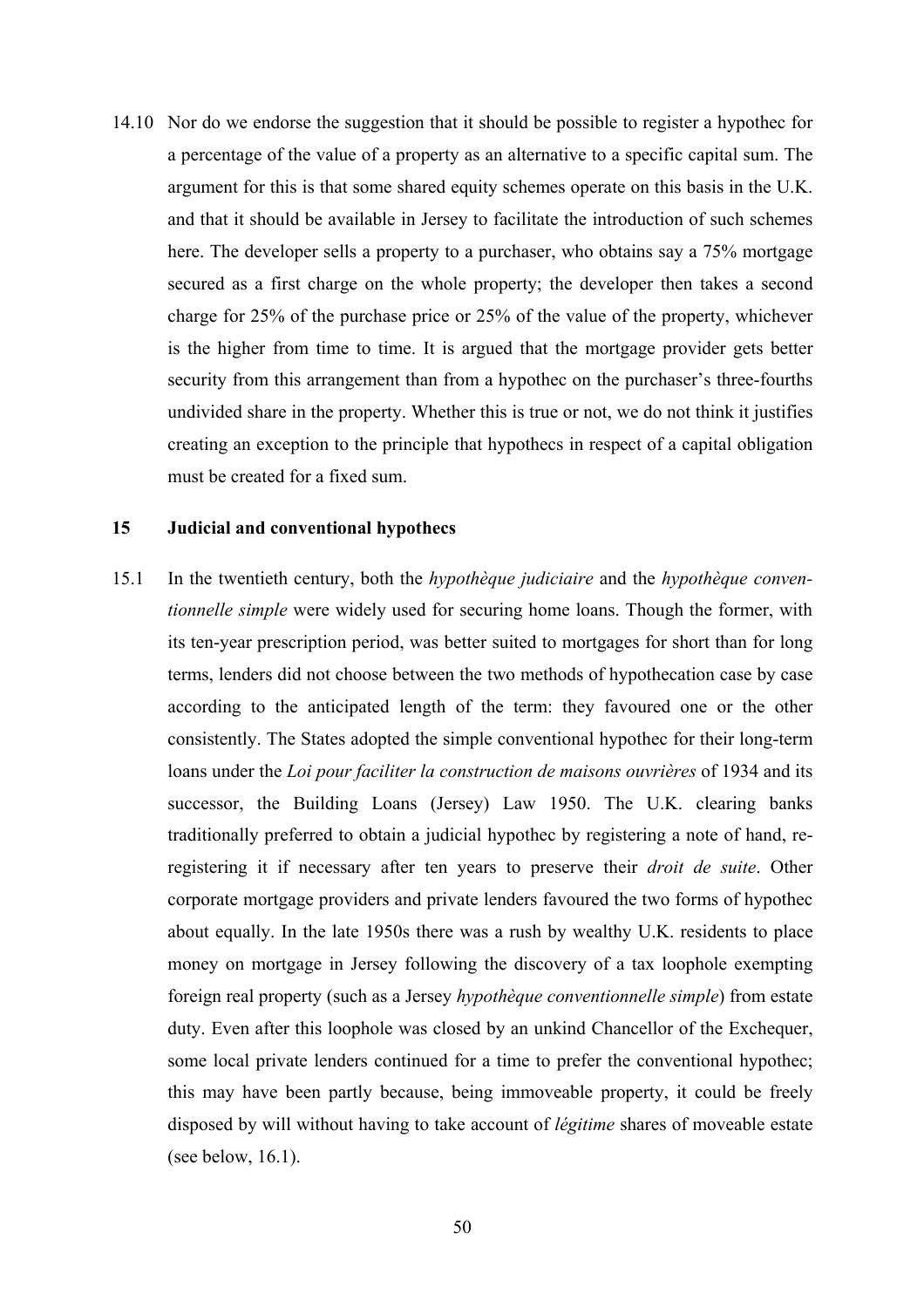14.10 Nor do we endorse the suggestion that it should be possible to register a hypothec for a percentage of the value of a property as an alternative to a specific capital sum. The argument for this is that some shared equity schemes operate on this basis in the U.K. and that it should be available in Jersey to facilitate the introduction of such schemes here. The developer sells a property to a purchaser, who obtains say a 75% mortgage secured as a first charge on the whole property; the developer then takes a second charge for 25% of the purchase price or 25% of the value of the property, whichever is the higher from time to time. It is argued that the mortgage provider gets better security from this arrangement than from a hypothec on the purchaser's three-fourths undivided share in the property. Whether this is true or not, we do not think it justifies creating an exception to the principle that hypothecs in respect of a capital obligation must be created for a fixed sum.

## 15 Judicial and conventional hypothecs

15.1 In the twentieth century, both the *hypothèque judiciaire* and the *hypothèque conventionnelle simple* were widely used for securing home loans. Though the former, with its ten-year prescription period, was better suited to mortgages for short than for long terms, lenders did not choose between the two methods of hypothecation case by case according to the anticipated length of the term: they favoured one or the other consistently. The States adopted the simple conventional hypothec for their long-term loans under the *Loi pour faciliter la construction de maisons ouvrières* of 1934 and its successor, the Building Loans (Jersey) Law 1950. The U.K. clearing banks traditionally preferred to obtain a judicial hypothec by registering a note of hand, re-registering it if necessary after ten years to preserve their *droit de suite*. Other corporate mortgage providers and private lenders favoured the two forms of hypothec about equally. In the late 1950s there was a rush by wealthy U.K. residents to place money on mortgage in Jersey following the discovery of a tax loophole exempting foreign real property (such as a Jersey *hypothèque conventionnelle simple*) from estate duty. Even after this loophole was closed by an unkind Chancellor of the Exchequer, some local private lenders continued for a time to prefer the conventional hypothec; this may have been partly because, being immoveable property, it could be freely disposed by will without having to take account of *légitime* shares of moveable estate (see below, 16.1).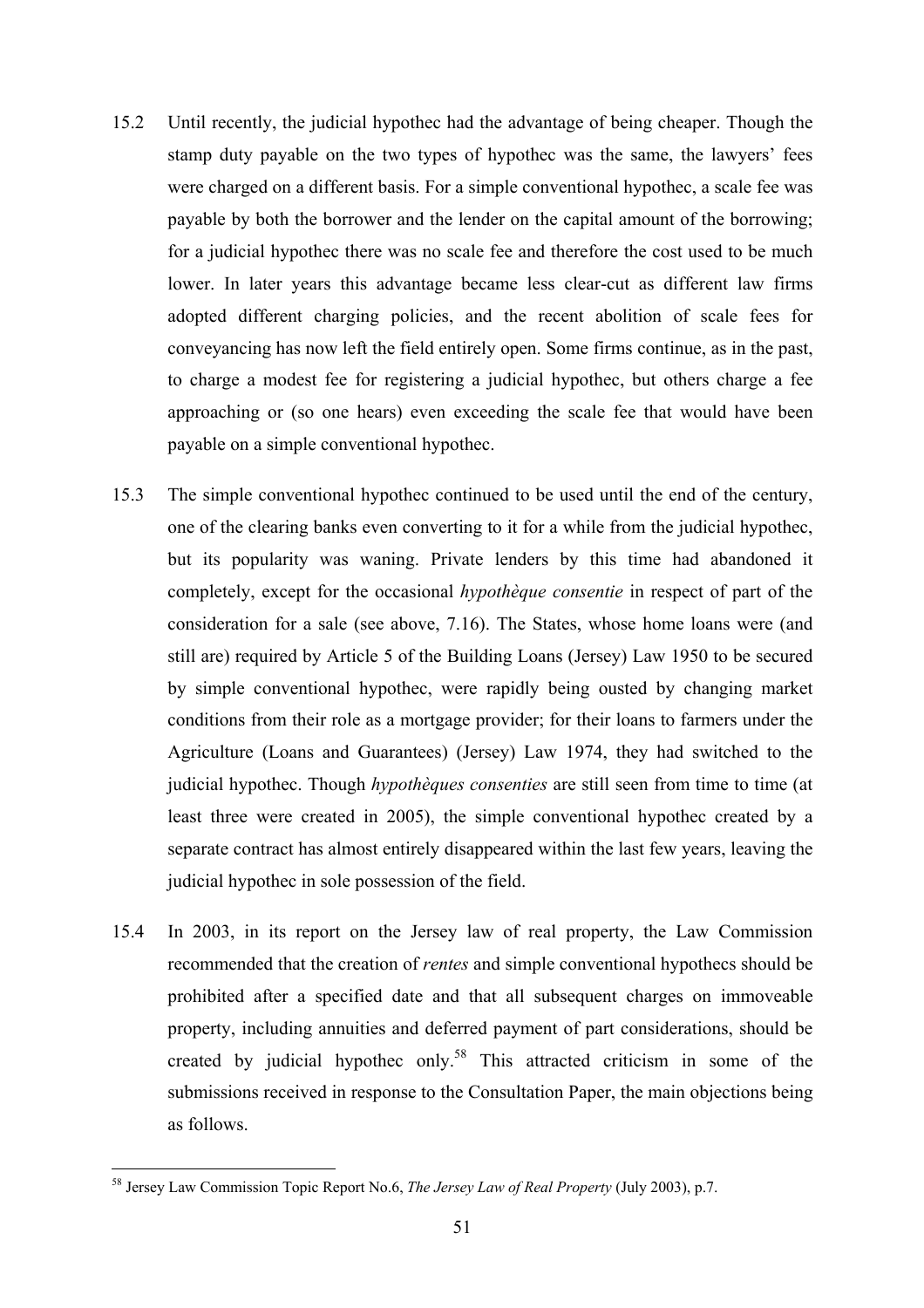15.2 Until recently, the judicial hypothec had the advantage of being cheaper. Though the stamp duty payable on the two types of hypothec was the same, the lawyers' fees were charged on a different basis. For a simple conventional hypothec, a scale fee was payable by both the borrower and the lender on the capital amount of the borrowing; for a judicial hypothec there was no scale fee and therefore the cost used to be much lower. In later years this advantage became less clear-cut as different law firms adopted different charging policies, and the recent abolition of scale fees for conveyancing has now left the field entirely open. Some firms continue, as in the past, to charge a modest fee for registering a judicial hypothec, but others charge a fee approaching or (so one hears) even exceeding the scale fee that would have been payable on a simple conventional hypothec.

15.3 The simple conventional hypothec continued to be used until the end of the century, one of the clearing banks even converting to it for a while from the judicial hypothec, but its popularity was waning. Private lenders by this time had abandoned it completely, except for the occasional *hypothèque consentie* in respect of part of the consideration for a sale (see above, 7.16). The States, whose home loans were (and still are) required by Article 5 of the Building Loans (Jersey) Law 1950 to be secured by simple conventional hypothec, were rapidly being ousted by changing market conditions from their role as a mortgage provider; for their loans to farmers under the Agriculture (Loans and Guarantees) (Jersey) Law 1974, they had switched to the judicial hypothec. Though *hypothèques consenties* are still seen from time to time (at least three were created in 2005), the simple conventional hypothec created by a separate contract has almost entirely disappeared within the last few years, leaving the judicial hypothec in sole possession of the field.

15.4 In 2003, in its report on the Jersey law of real property, the Law Commission recommended that the creation of *rentes* and simple conventional hypothecs should be prohibited after a specified date and that all subsequent charges on immoveable property, including annuities and deferred payment of part considerations, should be created by judicial hypothec only.[58] This attracted criticism in some of the submissions received in response to the Consultation Paper, the main objections being as follows.

---

[58] Jersey Law Commission Topic Report No.6, *The Jersey Law of Real Property* (July 2003), p.7.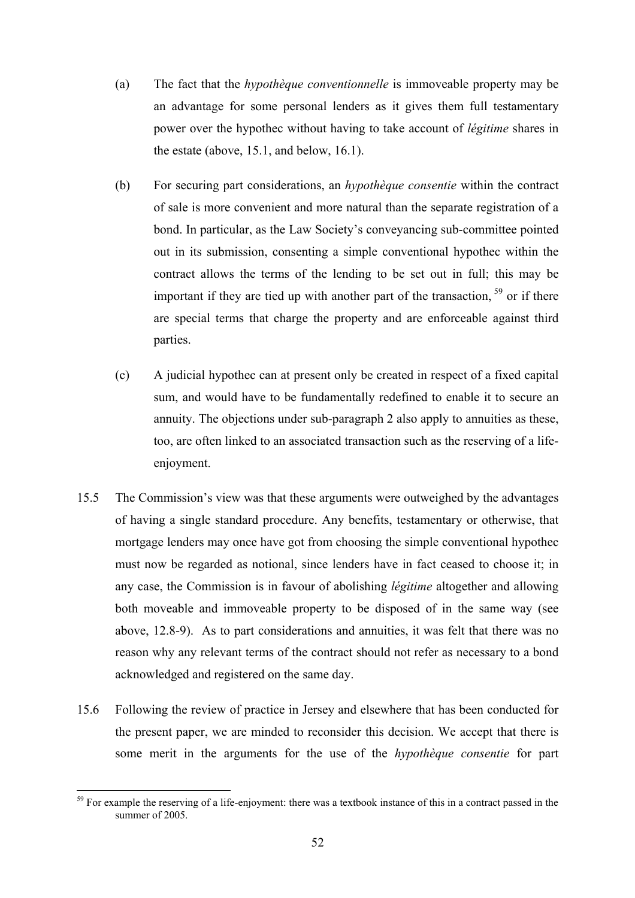(a) The fact that the *hypothèque conventionnelle* is immoveable property may be an advantage for some personal lenders as it gives them full testamentary power over the hypothec without having to take account of *légitime* shares in the estate (above, 15.1, and below, 16.1).

(b) For securing part considerations, an *hypothèque consentie* within the contract of sale is more convenient and more natural than the separate registration of a bond. In particular, as the Law Society's conveyancing sub-committee pointed out in its submission, consenting a simple conventional hypothec within the contract allows the terms of the lending to be set out in full; this may be important if they are tied up with another part of the transaction, [59] or if there are special terms that charge the property and are enforceable against third parties.

(c) A judicial hypothec can at present only be created in respect of a fixed capital sum, and would have to be fundamentally redefined to enable it to secure an annuity. The objections under sub-paragraph 2 also apply to annuities as these, too, are often linked to an associated transaction such as the reserving of a life-enjoyment.

15.5 The Commission's view was that these arguments were outweighed by the advantages of having a single standard procedure. Any benefits, testamentary or otherwise, that mortgage lenders may once have got from choosing the simple conventional hypothec must now be regarded as notional, since lenders have in fact ceased to choose it; in any case, the Commission is in favour of abolishing *légitime* altogether and allowing both moveable and immoveable property to be disposed of in the same way (see above, 12.8-9). As to part considerations and annuities, it was felt that there was no reason why any relevant terms of the contract should not refer as necessary to a bond acknowledged and registered on the same day.

15.6 Following the review of practice in Jersey and elsewhere that has been conducted for the present paper, we are minded to reconsider this decision. We accept that there is some merit in the arguments for the use of the *hypothèque consentie* for part

[59] For example the reserving of a life-enjoyment: there was a textbook instance of this in a contract passed in the summer of 2005.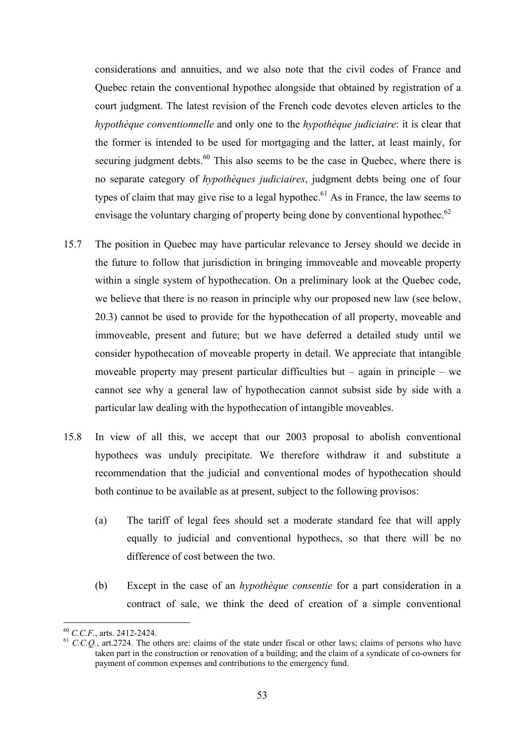considerations and annuities, and we also note that the civil codes of France and Quebec retain the conventional hypothec alongside that obtained by registration of a court judgment. The latest revision of the French code devotes eleven articles to the *hypothèque conventionnelle* and only one to the *hypothèque judiciaire*: it is clear that the former is intended to be used for mortgaging and the latter, at least mainly, for securing judgment debts.[60] This also seems to be the case in Quebec, where there is no separate category of *hypothèques judiciaires*, judgment debts being one of four types of claim that may give rise to a legal hypothec.[61] As in France, the law seems to envisage the voluntary charging of property being done by conventional hypothec.[62]

15.7 The position in Quebec may have particular relevance to Jersey should we decide in the future to follow that jurisdiction in bringing immoveable and moveable property within a single system of hypothecation. On a preliminary look at the Quebec code, we believe that there is no reason in principle why our proposed new law (see below, 20.3) cannot be used to provide for the hypothecation of all property, moveable and immoveable, present and future; but we have deferred a detailed study until we consider hypothecation of moveable property in detail. We appreciate that intangible moveable property may present particular difficulties but – again in principle – we cannot see why a general law of hypothecation cannot subsist side by side with a particular law dealing with the hypothecation of intangible moveables.

15.8 In view of all this, we accept that our 2003 proposal to abolish conventional hypothecs was unduly precipitate. We therefore withdraw it and substitute a recommendation that the judicial and conventional modes of hypothecation should both continue to be available as at present, subject to the following provisos:

(a) The tariff of legal fees should set a moderate standard fee that will apply equally to judicial and conventional hypothecs, so that there will be no difference of cost between the two.

(b) Except in the case of an *hypothèque consentie* for a part consideration in a contract of sale, we think the deed of creation of a simple conventional

---

[60] *C.C.F.*, arts. 2412-2424.

[61] *C.C.Q.*, art.2724. The others are: claims of the state under fiscal or other laws; claims of persons who have taken part in the construction or renovation of a building; and the claim of a syndicate of co-owners for payment of common expenses and contributions to the emergency fund.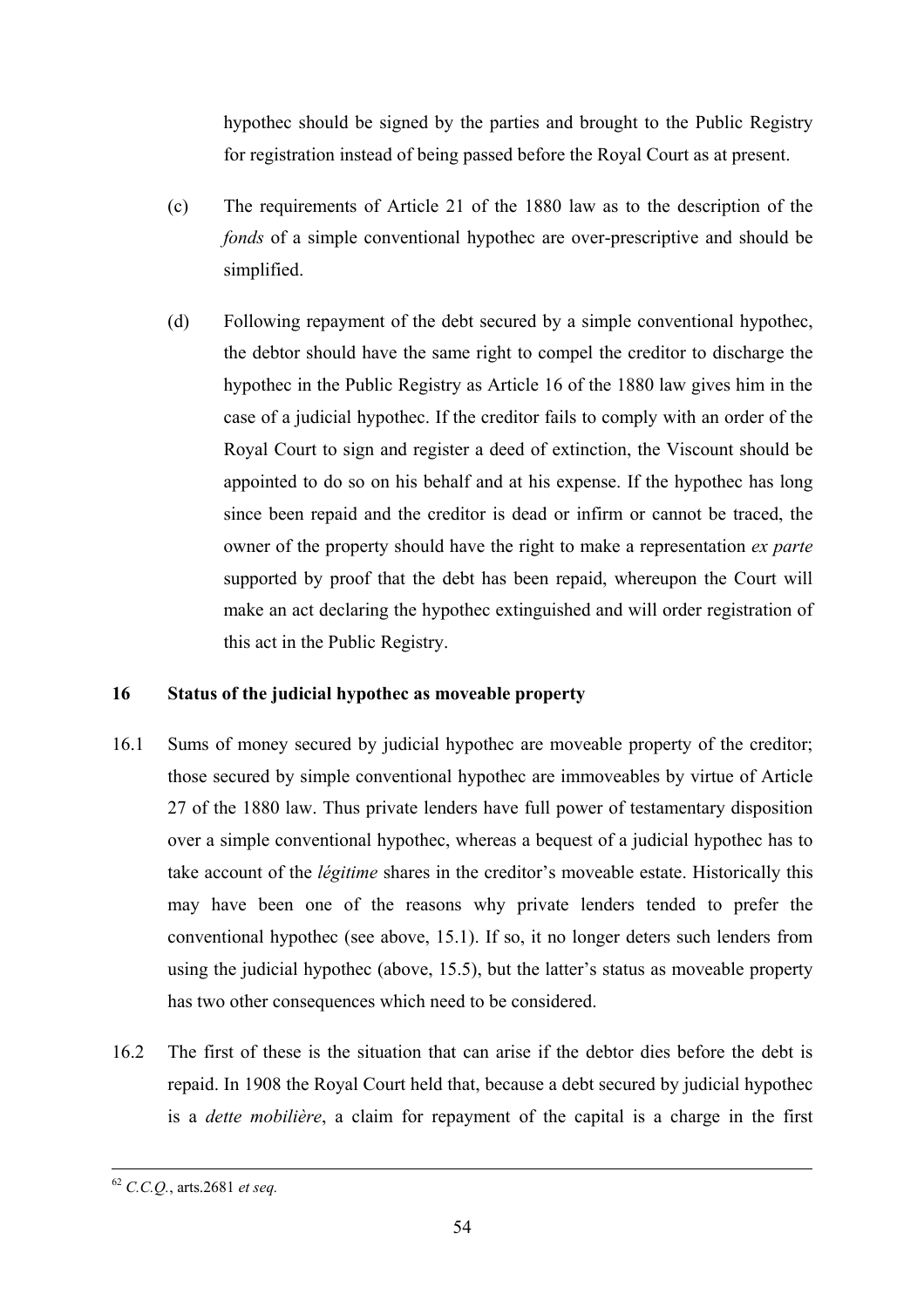hypothec should be signed by the parties and brought to the Public Registry for registration instead of being passed before the Royal Court as at present.

(c) The requirements of Article 21 of the 1880 law as to the description of the *fonds* of a simple conventional hypothec are over-prescriptive and should be simplified.

(d) Following repayment of the debt secured by a simple conventional hypothec, the debtor should have the same right to compel the creditor to discharge the hypothec in the Public Registry as Article 16 of the 1880 law gives him in the case of a judicial hypothec. If the creditor fails to comply with an order of the Royal Court to sign and register a deed of extinction, the Viscount should be appointed to do so on his behalf and at his expense. If the hypothec has long since been repaid and the creditor is dead or infirm or cannot be traced, the owner of the property should have the right to make a representation *ex parte* supported by proof that the debt has been repaid, whereupon the Court will make an act declaring the hypothec extinguished and will order registration of this act in the Public Registry.

## 16 Status of the judicial hypothec as moveable property

16.1 Sums of money secured by judicial hypothec are moveable property of the creditor; those secured by simple conventional hypothec are immoveables by virtue of Article 27 of the 1880 law. Thus private lenders have full power of testamentary disposition over a simple conventional hypothec, whereas a bequest of a judicial hypothec has to take account of the *légitime* shares in the creditor's moveable estate. Historically this may have been one of the reasons why private lenders tended to prefer the conventional hypothec (see above, 15.1). If so, it no longer deters such lenders from using the judicial hypothec (above, 15.5), but the latter's status as moveable property has two other consequences which need to be considered.

16.2 The first of these is the situation that can arise if the debtor dies before the debt is repaid. In 1908 the Royal Court held that, because a debt secured by judicial hypothec is a *dette mobilière*, a claim for repayment of the capital is a charge in the first

---

[62] *C.C.Q.*, arts.2681 *et seq.*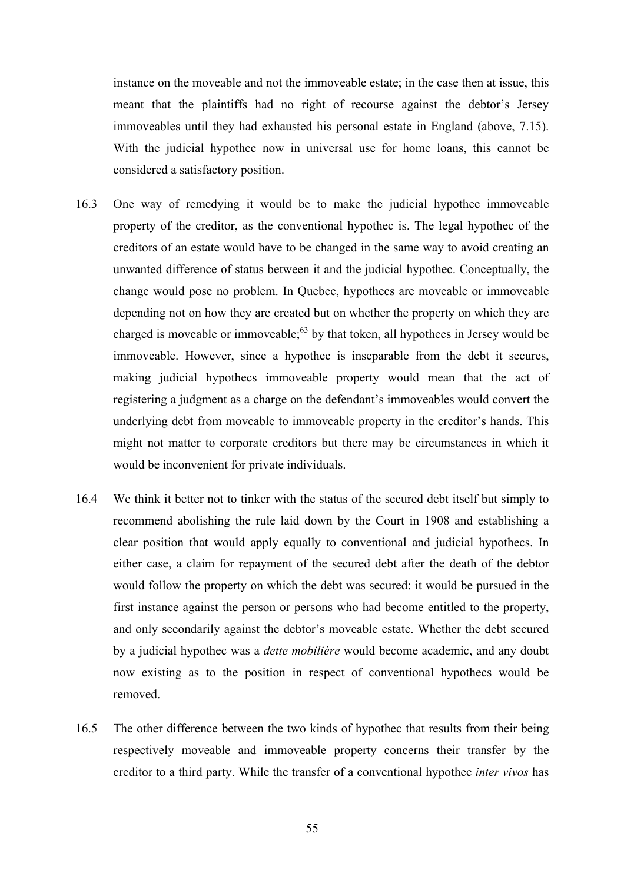instance on the moveable and not the immoveable estate; in the case then at issue, this meant that the plaintiffs had no right of recourse against the debtor's Jersey immoveables until they had exhausted his personal estate in England (above, 7.15). With the judicial hypothec now in universal use for home loans, this cannot be considered a satisfactory position.

16.3 One way of remedying it would be to make the judicial hypothec immoveable property of the creditor, as the conventional hypothec is. The legal hypothec of the creditors of an estate would have to be changed in the same way to avoid creating an unwanted difference of status between it and the judicial hypothec. Conceptually, the change would pose no problem. In Quebec, hypothecs are moveable or immoveable depending not on how they are created but on whether the property on which they are charged is moveable or immoveable;[63] by that token, all hypothecs in Jersey would be immoveable. However, since a hypothec is inseparable from the debt it secures, making judicial hypothecs immoveable property would mean that the act of registering a judgment as a charge on the defendant's immoveables would convert the underlying debt from moveable to immoveable property in the creditor's hands. This might not matter to corporate creditors but there may be circumstances in which it would be inconvenient for private individuals.

16.4 We think it better not to tinker with the status of the secured debt itself but simply to recommend abolishing the rule laid down by the Court in 1908 and establishing a clear position that would apply equally to conventional and judicial hypothecs. In either case, a claim for repayment of the secured debt after the death of the debtor would follow the property on which the debt was secured: it would be pursued in the first instance against the person or persons who had become entitled to the property, and only secondarily against the debtor's moveable estate. Whether the debt secured by a judicial hypothec was a *dette mobilière* would become academic, and any doubt now existing as to the position in respect of conventional hypothecs would be removed.

16.5 The other difference between the two kinds of hypothec that results from their being respectively moveable and immoveable property concerns their transfer by the creditor to a third party. While the transfer of a conventional hypothec *inter vivos* has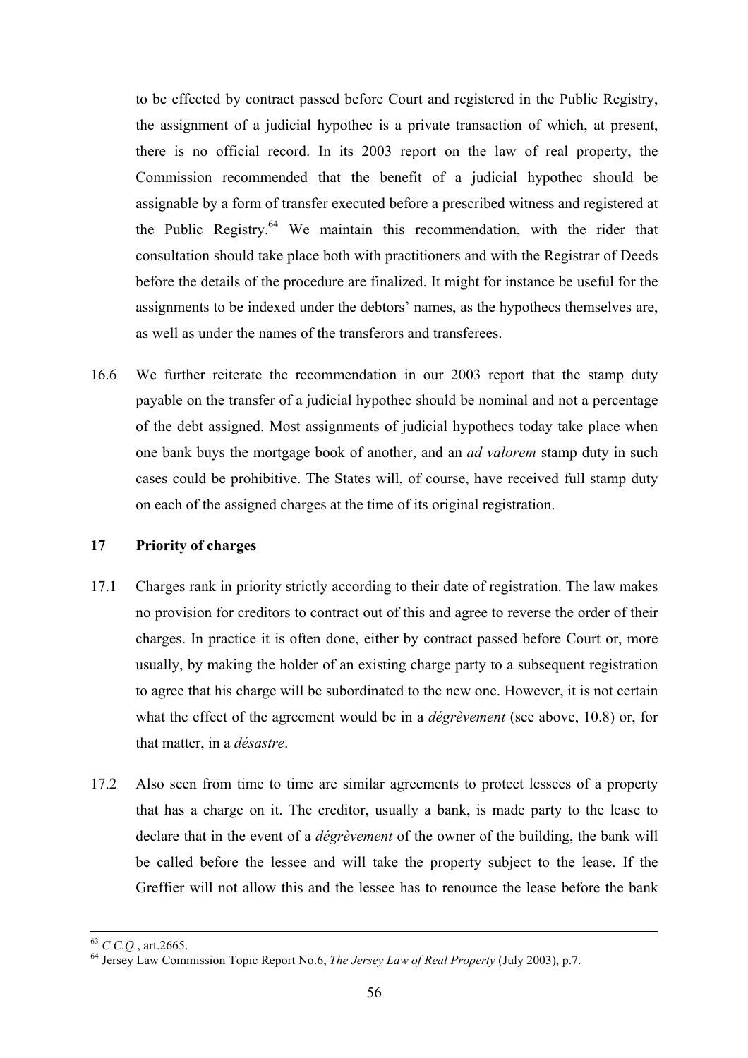to be effected by contract passed before Court and registered in the Public Registry, the assignment of a judicial hypothec is a private transaction of which, at present, there is no official record. In its 2003 report on the law of real property, the Commission recommended that the benefit of a judicial hypothec should be assignable by a form of transfer executed before a prescribed witness and registered at the Public Registry.[64] We maintain this recommendation, with the rider that consultation should take place both with practitioners and with the Registrar of Deeds before the details of the procedure are finalized. It might for instance be useful for the assignments to be indexed under the debtors' names, as the hypothecs themselves are, as well as under the names of the transferors and transferees.

16.6 We further reiterate the recommendation in our 2003 report that the stamp duty payable on the transfer of a judicial hypothec should be nominal and not a percentage of the debt assigned. Most assignments of judicial hypothecs today take place when one bank buys the mortgage book of another, and an *ad valorem* stamp duty in such cases could be prohibitive. The States will, of course, have received full stamp duty on each of the assigned charges at the time of its original registration.

## 17 Priority of charges

17.1 Charges rank in priority strictly according to their date of registration. The law makes no provision for creditors to contract out of this and agree to reverse the order of their charges. In practice it is often done, either by contract passed before Court or, more usually, by making the holder of an existing charge party to a subsequent registration to agree that his charge will be subordinated to the new one. However, it is not certain what the effect of the agreement would be in a *dégrèvement* (see above, 10.8) or, for that matter, in a *désastre*.

17.2 Also seen from time to time are similar agreements to protect lessees of a property that has a charge on it. The creditor, usually a bank, is made party to the lease to declare that in the event of a *dégrèvement* of the owner of the building, the bank will be called before the lessee and will take the property subject to the lease. If the Greffier will not allow this and the lessee has to renounce the lease before the bank

---

[63] *C.C.Q.*, art.2665.

[64] Jersey Law Commission Topic Report No.6, *The Jersey Law of Real Property* (July 2003), p.7.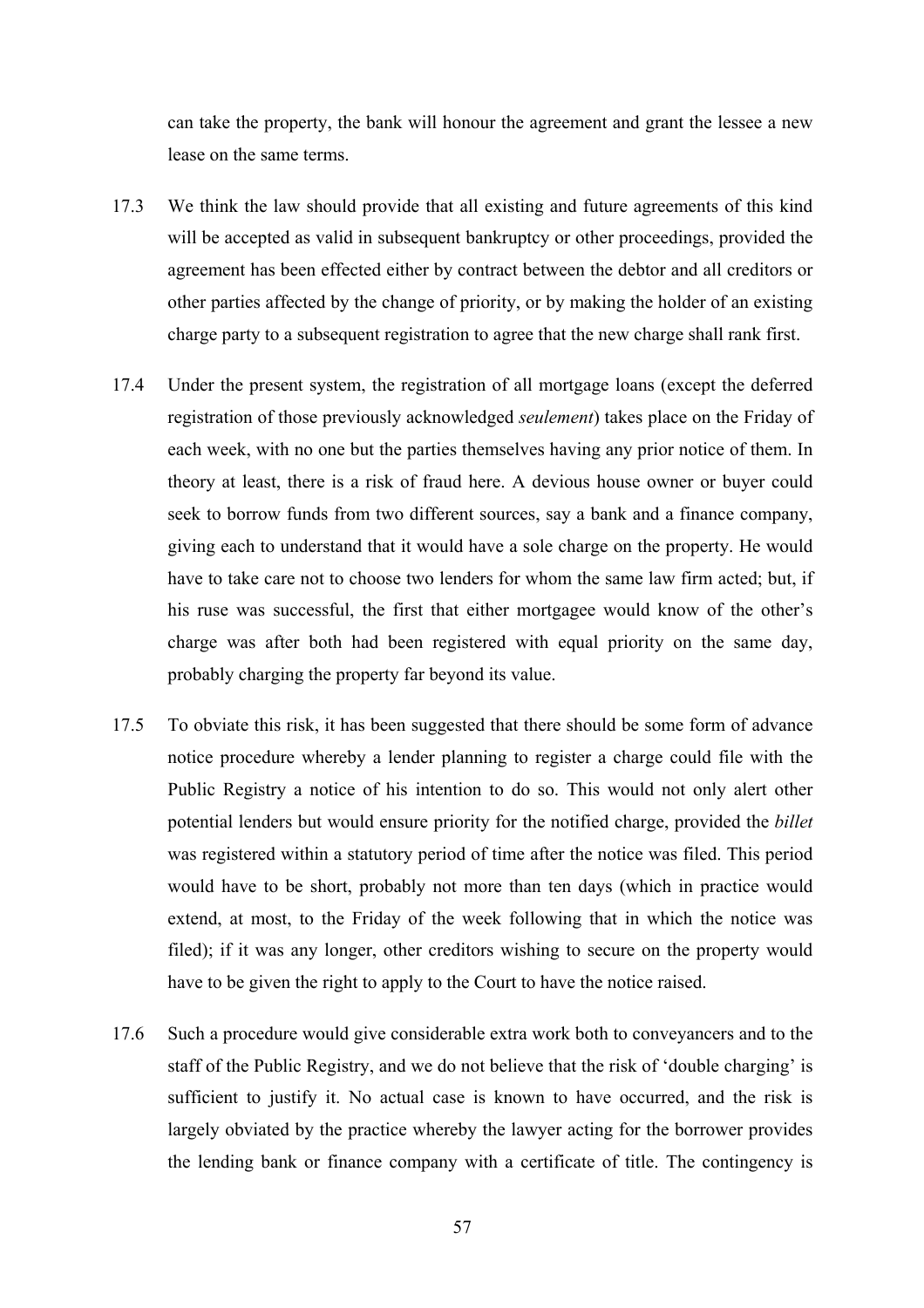can take the property, the bank will honour the agreement and grant the lessee a new lease on the same terms.

17.3 We think the law should provide that all existing and future agreements of this kind will be accepted as valid in subsequent bankruptcy or other proceedings, provided the agreement has been effected either by contract between the debtor and all creditors or other parties affected by the change of priority, or by making the holder of an existing charge party to a subsequent registration to agree that the new charge shall rank first.

17.4 Under the present system, the registration of all mortgage loans (except the deferred registration of those previously acknowledged *seulement*) takes place on the Friday of each week, with no one but the parties themselves having any prior notice of them. In theory at least, there is a risk of fraud here. A devious house owner or buyer could seek to borrow funds from two different sources, say a bank and a finance company, giving each to understand that it would have a sole charge on the property. He would have to take care not to choose two lenders for whom the same law firm acted; but, if his ruse was successful, the first that either mortgagee would know of the other's charge was after both had been registered with equal priority on the same day, probably charging the property far beyond its value.

17.5 To obviate this risk, it has been suggested that there should be some form of advance notice procedure whereby a lender planning to register a charge could file with the Public Registry a notice of his intention to do so. This would not only alert other potential lenders but would ensure priority for the notified charge, provided the *billet* was registered within a statutory period of time after the notice was filed. This period would have to be short, probably not more than ten days (which in practice would extend, at most, to the Friday of the week following that in which the notice was filed); if it was any longer, other creditors wishing to secure on the property would have to be given the right to apply to the Court to have the notice raised.

17.6 Such a procedure would give considerable extra work both to conveyancers and to the staff of the Public Registry, and we do not believe that the risk of 'double charging' is sufficient to justify it. No actual case is known to have occurred, and the risk is largely obviated by the practice whereby the lawyer acting for the borrower provides the lending bank or finance company with a certificate of title. The contingency is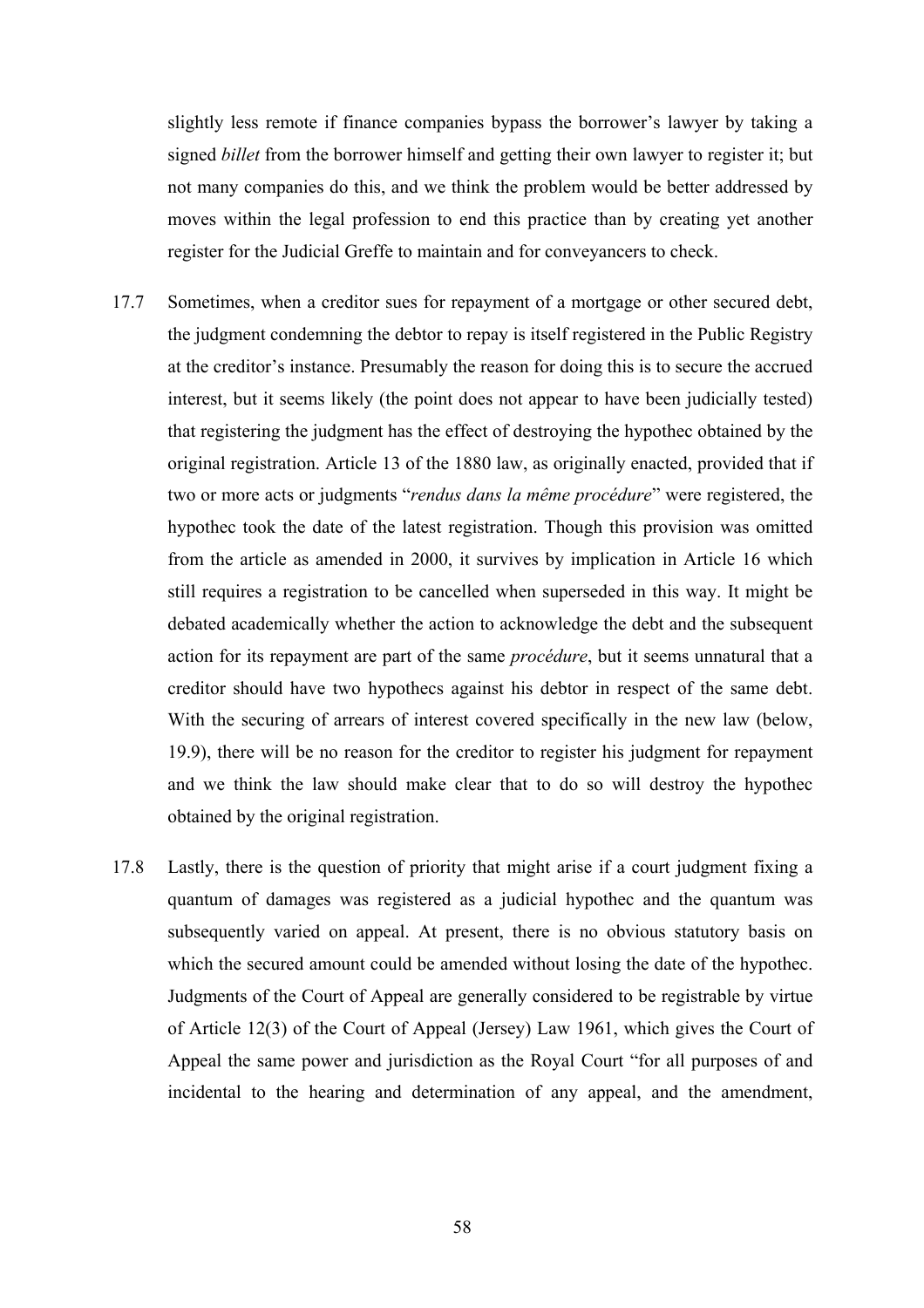slightly less remote if finance companies bypass the borrower's lawyer by taking a signed *billet* from the borrower himself and getting their own lawyer to register it; but not many companies do this, and we think the problem would be better addressed by moves within the legal profession to end this practice than by creating yet another register for the Judicial Greffe to maintain and for conveyancers to check.

17.7 Sometimes, when a creditor sues for repayment of a mortgage or other secured debt, the judgment condemning the debtor to repay is itself registered in the Public Registry at the creditor's instance. Presumably the reason for doing this is to secure the accrued interest, but it seems likely (the point does not appear to have been judicially tested) that registering the judgment has the effect of destroying the hypothec obtained by the original registration. Article 13 of the 1880 law, as originally enacted, provided that if two or more acts or judgments "*rendus dans la même procédure*" were registered, the hypothec took the date of the latest registration. Though this provision was omitted from the article as amended in 2000, it survives by implication in Article 16 which still requires a registration to be cancelled when superseded in this way. It might be debated academically whether the action to acknowledge the debt and the subsequent action for its repayment are part of the same *procédure*, but it seems unnatural that a creditor should have two hypothecs against his debtor in respect of the same debt. With the securing of arrears of interest covered specifically in the new law (below, 19.9), there will be no reason for the creditor to register his judgment for repayment and we think the law should make clear that to do so will destroy the hypothec obtained by the original registration.

17.8 Lastly, there is the question of priority that might arise if a court judgment fixing a quantum of damages was registered as a judicial hypothec and the quantum was subsequently varied on appeal. At present, there is no obvious statutory basis on which the secured amount could be amended without losing the date of the hypothec. Judgments of the Court of Appeal are generally considered to be registrable by virtue of Article 12(3) of the Court of Appeal (Jersey) Law 1961, which gives the Court of Appeal the same power and jurisdiction as the Royal Court "for all purposes of and incidental to the hearing and determination of any appeal, and the amendment,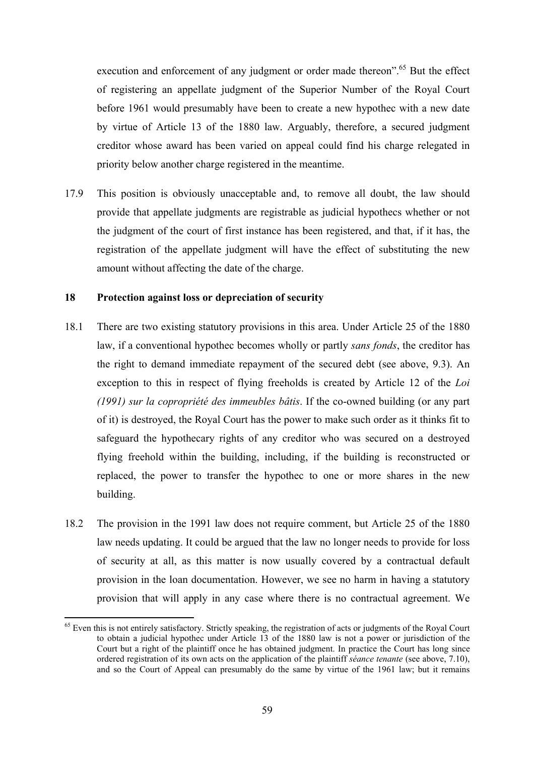execution and enforcement of any judgment or order made thereon".[65] But the effect of registering an appellate judgment of the Superior Number of the Royal Court before 1961 would presumably have been to create a new hypothec with a new date by virtue of Article 13 of the 1880 law. Arguably, therefore, a secured judgment creditor whose award has been varied on appeal could find his charge relegated in priority below another charge registered in the meantime.

17.9 This position is obviously unacceptable and, to remove all doubt, the law should provide that appellate judgments are registrable as judicial hypothecs whether or not the judgment of the court of first instance has been registered, and that, if it has, the registration of the appellate judgment will have the effect of substituting the new amount without affecting the date of the charge.

## 18 Protection against loss or depreciation of security

18.1 There are two existing statutory provisions in this area. Under Article 25 of the 1880 law, if a conventional hypothec becomes wholly or partly *sans fonds*, the creditor has the right to demand immediate repayment of the secured debt (see above, 9.3). An exception to this in respect of flying freeholds is created by Article 12 of the *Loi (1991) sur la copropriété des immeubles bâtis*. If the co-owned building (or any part of it) is destroyed, the Royal Court has the power to make such order as it thinks fit to safeguard the hypothecary rights of any creditor who was secured on a destroyed flying freehold within the building, including, if the building is reconstructed or replaced, the power to transfer the hypothec to one or more shares in the new building.

18.2 The provision in the 1991 law does not require comment, but Article 25 of the 1880 law needs updating. It could be argued that the law no longer needs to provide for loss of security at all, as this matter is now usually covered by a contractual default provision in the loan documentation. However, we see no harm in having a statutory provision that will apply in any case where there is no contractual agreement. We

[65] Even this is not entirely satisfactory. Strictly speaking, the registration of acts or judgments of the Royal Court to obtain a judicial hypothec under Article 13 of the 1880 law is not a power or jurisdiction of the Court but a right of the plaintiff once he has obtained judgment. In practice the Court has long since ordered registration of its own acts on the application of the plaintiff *séance tenante* (see above, 7.10), and so the Court of Appeal can presumably do the same by virtue of the 1961 law; but it remains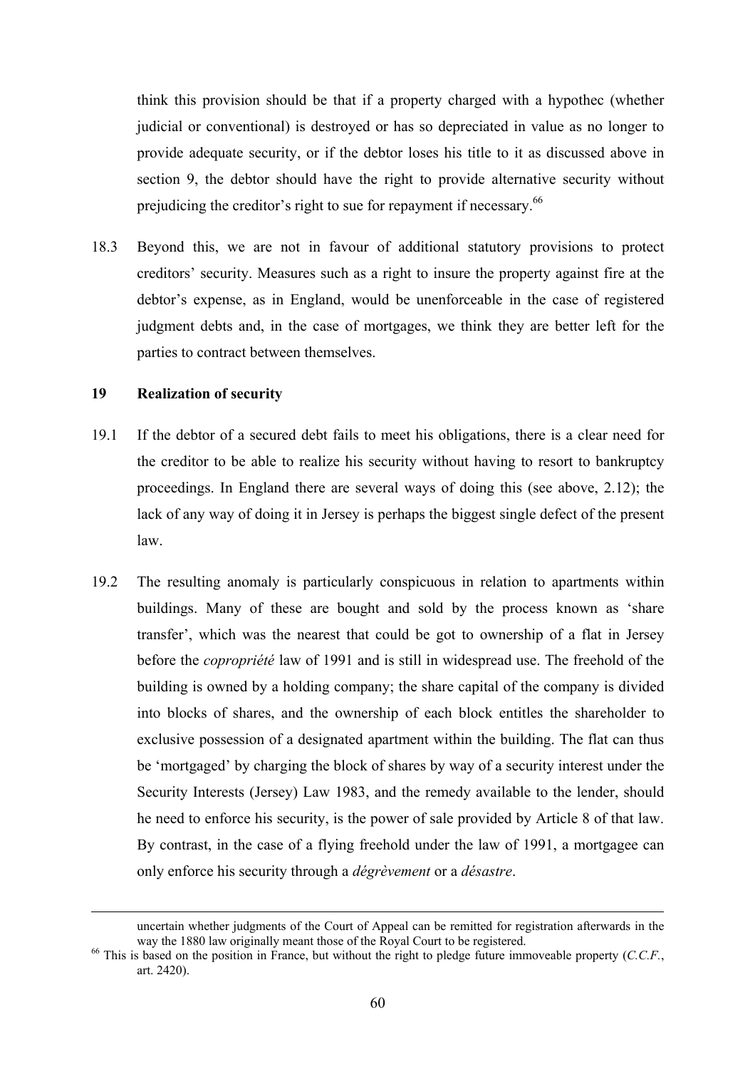think this provision should be that if a property charged with a hypothec (whether judicial or conventional) is destroyed or has so depreciated in value as no longer to provide adequate security, or if the debtor loses his title to it as discussed above in section 9, the debtor should have the right to provide alternative security without prejudicing the creditor's right to sue for repayment if necessary.[66]

18.3 Beyond this, we are not in favour of additional statutory provisions to protect creditors' security. Measures such as a right to insure the property against fire at the debtor's expense, as in England, would be unenforceable in the case of registered judgment debts and, in the case of mortgages, we think they are better left for the parties to contract between themselves.

## 19 Realization of security

19.1 If the debtor of a secured debt fails to meet his obligations, there is a clear need for the creditor to be able to realize his security without having to resort to bankruptcy proceedings. In England there are several ways of doing this (see above, 2.12); the lack of any way of doing it in Jersey is perhaps the biggest single defect of the present law.

19.2 The resulting anomaly is particularly conspicuous in relation to apartments within buildings. Many of these are bought and sold by the process known as 'share transfer', which was the nearest that could be got to ownership of a flat in Jersey before the *copropriété* law of 1991 and is still in widespread use. The freehold of the building is owned by a holding company; the share capital of the company is divided into blocks of shares, and the ownership of each block entitles the shareholder to exclusive possession of a designated apartment within the building. The flat can thus be 'mortgaged' by charging the block of shares by way of a security interest under the Security Interests (Jersey) Law 1983, and the remedy available to the lender, should he need to enforce his security, is the power of sale provided by Article 8 of that law. By contrast, in the case of a flying freehold under the law of 1991, a mortgagee can only enforce his security through a *dégrèvement* or a *désastre*.

---

uncertain whether judgments of the Court of Appeal can be remitted for registration afterwards in the way the 1880 law originally meant those of the Royal Court to be registered.

[66] This is based on the position in France, but without the right to pledge future immoveable property (*C.C.F.*, art. 2420).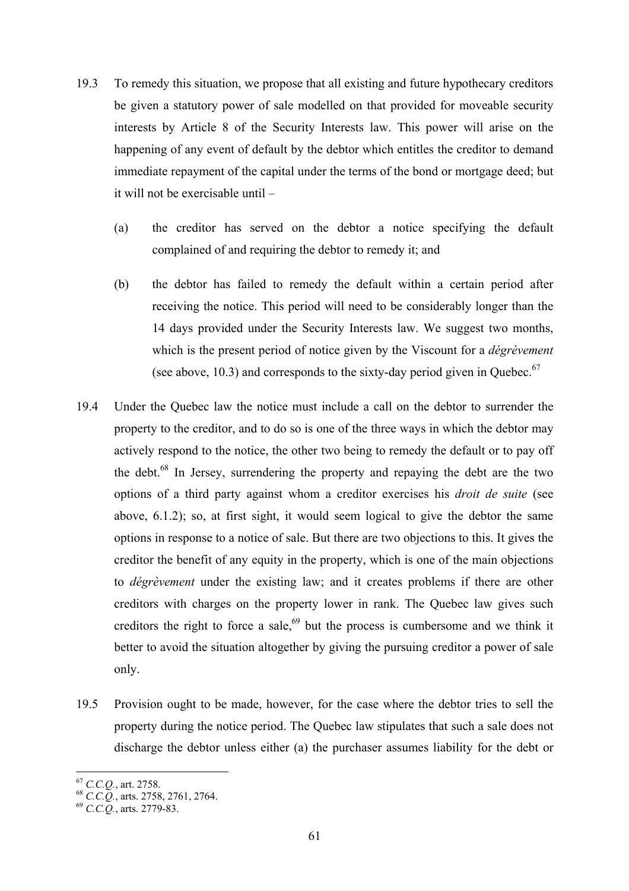19.3 To remedy this situation, we propose that all existing and future hypothecary creditors be given a statutory power of sale modelled on that provided for moveable security interests by Article 8 of the Security Interests law. This power will arise on the happening of any event of default by the debtor which entitles the creditor to demand immediate repayment of the capital under the terms of the bond or mortgage deed; but it will not be exercisable until –

(a) the creditor has served on the debtor a notice specifying the default complained of and requiring the debtor to remedy it; and

(b) the debtor has failed to remedy the default within a certain period after receiving the notice. This period will need to be considerably longer than the 14 days provided under the Security Interests law. We suggest two months, which is the present period of notice given by the Viscount for a *dégrèvement* (see above, 10.3) and corresponds to the sixty-day period given in Quebec.[67]

19.4 Under the Quebec law the notice must include a call on the debtor to surrender the property to the creditor, and to do so is one of the three ways in which the debtor may actively respond to the notice, the other two being to remedy the default or to pay off the debt.[68] In Jersey, surrendering the property and repaying the debt are the two options of a third party against whom a creditor exercises his *droit de suite* (see above, 6.1.2); so, at first sight, it would seem logical to give the debtor the same options in response to a notice of sale. But there are two objections to this. It gives the creditor the benefit of any equity in the property, which is one of the main objections to *dégrèvement* under the existing law; and it creates problems if there are other creditors with charges on the property lower in rank. The Quebec law gives such creditors the right to force a sale,[69] but the process is cumbersome and we think it better to avoid the situation altogether by giving the pursuing creditor a power of sale only.

19.5 Provision ought to be made, however, for the case where the debtor tries to sell the property during the notice period. The Quebec law stipulates that such a sale does not discharge the debtor unless either (a) the purchaser assumes liability for the debt or

[67] *C.C.Q.*, art. 2758.
[68] *C.C.Q.*, arts. 2758, 2761, 2764.
[69] *C.C.Q.*, arts. 2779-83.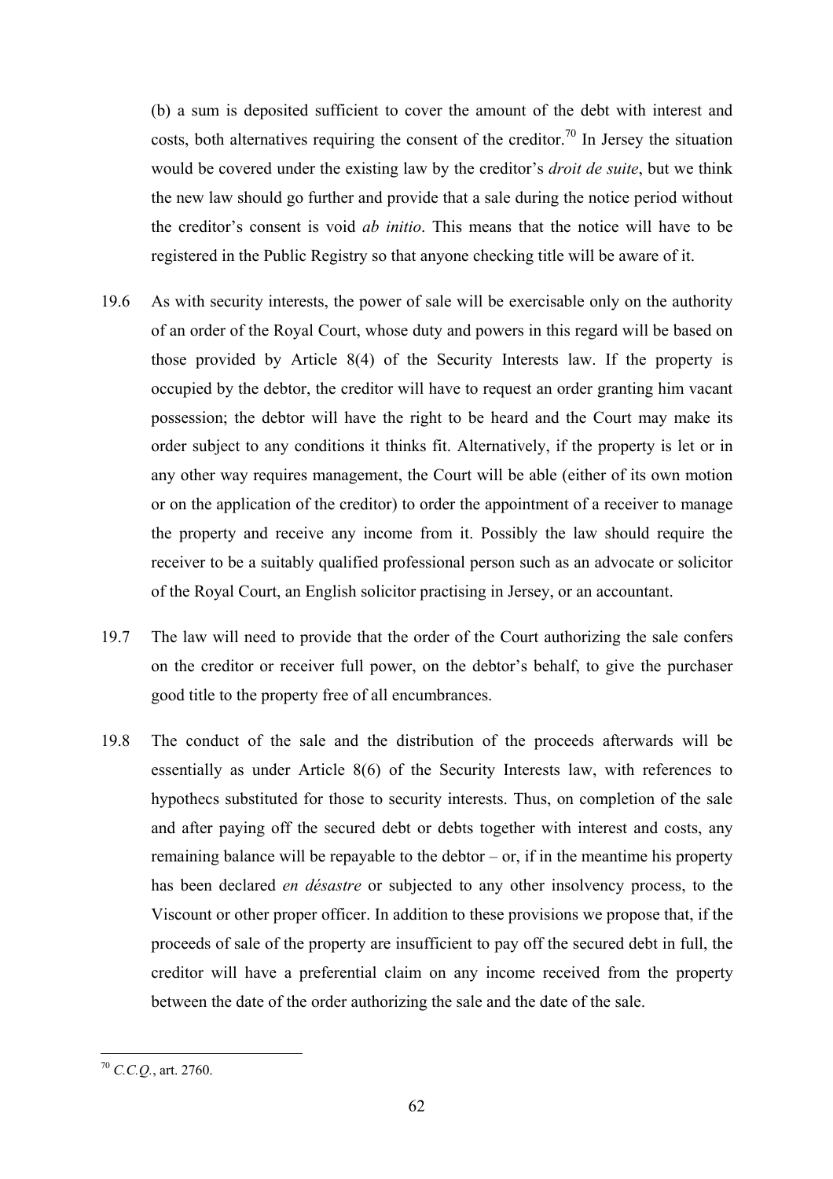(b) a sum is deposited sufficient to cover the amount of the debt with interest and costs, both alternatives requiring the consent of the creditor.[70] In Jersey the situation would be covered under the existing law by the creditor's *droit de suite*, but we think the new law should go further and provide that a sale during the notice period without the creditor's consent is void *ab initio*. This means that the notice will have to be registered in the Public Registry so that anyone checking title will be aware of it.

19.6 As with security interests, the power of sale will be exercisable only on the authority of an order of the Royal Court, whose duty and powers in this regard will be based on those provided by Article 8(4) of the Security Interests law. If the property is occupied by the debtor, the creditor will have to request an order granting him vacant possession; the debtor will have the right to be heard and the Court may make its order subject to any conditions it thinks fit. Alternatively, if the property is let or in any other way requires management, the Court will be able (either of its own motion or on the application of the creditor) to order the appointment of a receiver to manage the property and receive any income from it. Possibly the law should require the receiver to be a suitably qualified professional person such as an advocate or solicitor of the Royal Court, an English solicitor practising in Jersey, or an accountant.

19.7 The law will need to provide that the order of the Court authorizing the sale confers on the creditor or receiver full power, on the debtor's behalf, to give the purchaser good title to the property free of all encumbrances.

19.8 The conduct of the sale and the distribution of the proceeds afterwards will be essentially as under Article 8(6) of the Security Interests law, with references to hypothecs substituted for those to security interests. Thus, on completion of the sale and after paying off the secured debt or debts together with interest and costs, any remaining balance will be repayable to the debtor – or, if in the meantime his property has been declared *en désastre* or subjected to any other insolvency process, to the Viscount or other proper officer. In addition to these provisions we propose that, if the proceeds of sale of the property are insufficient to pay off the secured debt in full, the creditor will have a preferential claim on any income received from the property between the date of the order authorizing the sale and the date of the sale.

[70] *C.C.Q.*, art. 2760.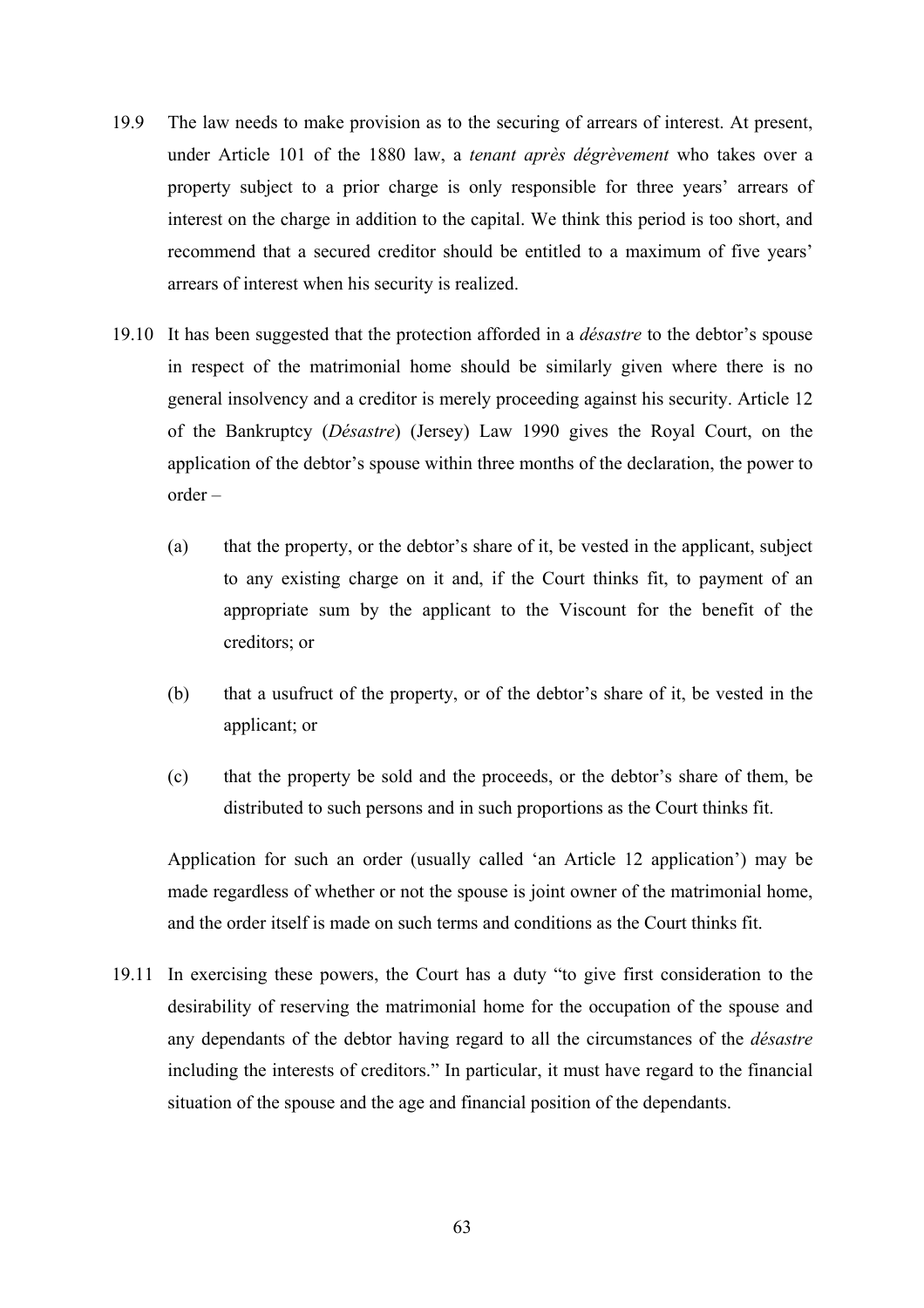19.9 The law needs to make provision as to the securing of arrears of interest. At present, under Article 101 of the 1880 law, a *tenant après dégrèvement* who takes over a property subject to a prior charge is only responsible for three years' arrears of interest on the charge in addition to the capital. We think this period is too short, and recommend that a secured creditor should be entitled to a maximum of five years' arrears of interest when his security is realized.

19.10 It has been suggested that the protection afforded in a *désastre* to the debtor's spouse in respect of the matrimonial home should be similarly given where there is no general insolvency and a creditor is merely proceeding against his security. Article 12 of the Bankruptcy (*Désastre*) (Jersey) Law 1990 gives the Royal Court, on the application of the debtor's spouse within three months of the declaration, the power to order –

(a) that the property, or the debtor's share of it, be vested in the applicant, subject to any existing charge on it and, if the Court thinks fit, to payment of an appropriate sum by the applicant to the Viscount for the benefit of the creditors; or

(b) that a usufruct of the property, or of the debtor's share of it, be vested in the applicant; or

(c) that the property be sold and the proceeds, or the debtor's share of them, be distributed to such persons and in such proportions as the Court thinks fit.

Application for such an order (usually called 'an Article 12 application') may be made regardless of whether or not the spouse is joint owner of the matrimonial home, and the order itself is made on such terms and conditions as the Court thinks fit.

19.11 In exercising these powers, the Court has a duty "to give first consideration to the desirability of reserving the matrimonial home for the occupation of the spouse and any dependants of the debtor having regard to all the circumstances of the *désastre* including the interests of creditors." In particular, it must have regard to the financial situation of the spouse and the age and financial position of the dependants.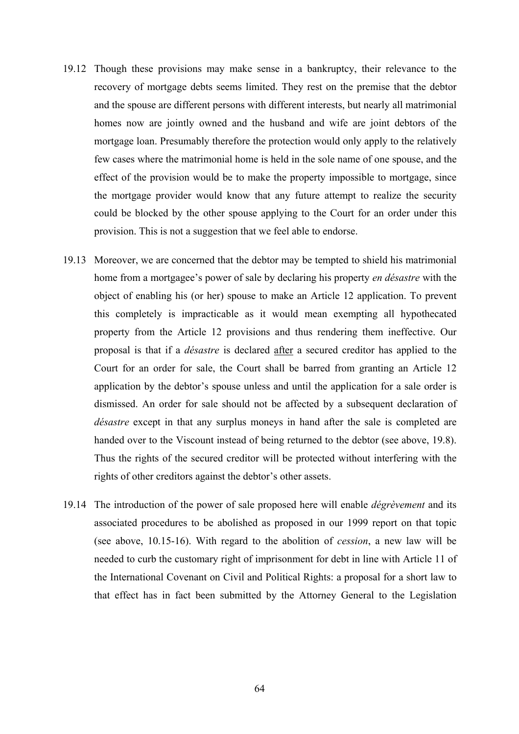19.12 Though these provisions may make sense in a bankruptcy, their relevance to the recovery of mortgage debts seems limited. They rest on the premise that the debtor and the spouse are different persons with different interests, but nearly all matrimonial homes now are jointly owned and the husband and wife are joint debtors of the mortgage loan. Presumably therefore the protection would only apply to the relatively few cases where the matrimonial home is held in the sole name of one spouse, and the effect of the provision would be to make the property impossible to mortgage, since the mortgage provider would know that any future attempt to realize the security could be blocked by the other spouse applying to the Court for an order under this provision. This is not a suggestion that we feel able to endorse.

19.13 Moreover, we are concerned that the debtor may be tempted to shield his matrimonial home from a mortgagee's power of sale by declaring his property *en désastre* with the object of enabling his (or her) spouse to make an Article 12 application. To prevent this completely is impracticable as it would mean exempting all hypothecated property from the Article 12 provisions and thus rendering them ineffective. Our proposal is that if a *désastre* is declared <u>after</u> a secured creditor has applied to the Court for an order for sale, the Court shall be barred from granting an Article 12 application by the debtor's spouse unless and until the application for a sale order is dismissed. An order for sale should not be affected by a subsequent declaration of *désastre* except in that any surplus moneys in hand after the sale is completed are handed over to the Viscount instead of being returned to the debtor (see above, 19.8). Thus the rights of the secured creditor will be protected without interfering with the rights of other creditors against the debtor's other assets.

19.14 The introduction of the power of sale proposed here will enable *dégrèvement* and its associated procedures to be abolished as proposed in our 1999 report on that topic (see above, 10.15-16). With regard to the abolition of *cession*, a new law will be needed to curb the customary right of imprisonment for debt in line with Article 11 of the International Covenant on Civil and Political Rights: a proposal for a short law to that effect has in fact been submitted by the Attorney General to the Legislation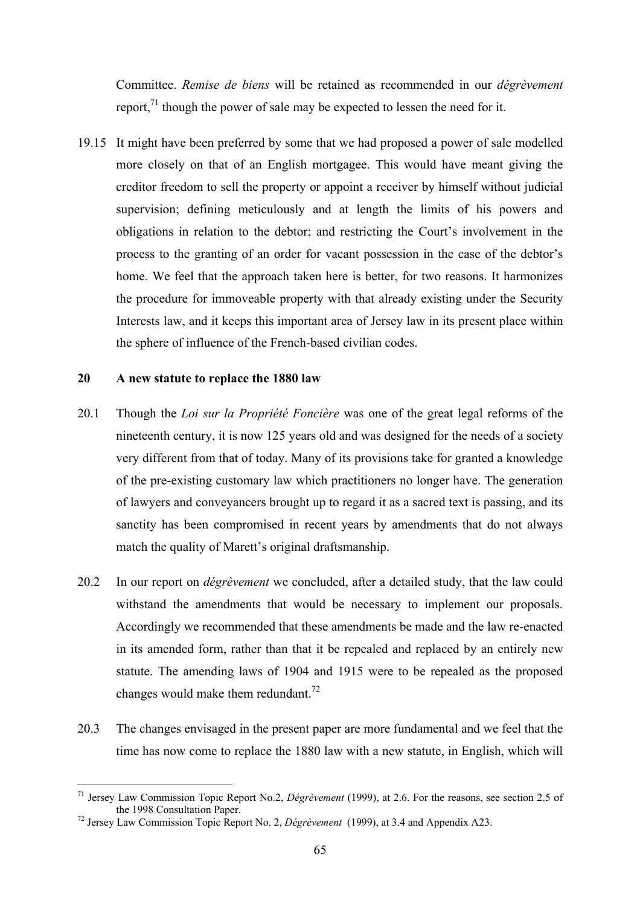Committee. *Remise de biens* will be retained as recommended in our *dégrèvement* report,[71] though the power of sale may be expected to lessen the need for it.

19.15 It might have been preferred by some that we had proposed a power of sale modelled more closely on that of an English mortgagee. This would have meant giving the creditor freedom to sell the property or appoint a receiver by himself without judicial supervision; defining meticulously and at length the limits of his powers and obligations in relation to the debtor; and restricting the Court's involvement in the process to the granting of an order for vacant possession in the case of the debtor's home. We feel that the approach taken here is better, for two reasons. It harmonizes the procedure for immoveable property with that already existing under the Security Interests law, and it keeps this important area of Jersey law in its present place within the sphere of influence of the French-based civilian codes.

## 20 A new statute to replace the 1880 law

20.1 Though the *Loi sur la Propriété Foncière* was one of the great legal reforms of the nineteenth century, it is now 125 years old and was designed for the needs of a society very different from that of today. Many of its provisions take for granted a knowledge of the pre-existing customary law which practitioners no longer have. The generation of lawyers and conveyancers brought up to regard it as a sacred text is passing, and its sanctity has been compromised in recent years by amendments that do not always match the quality of Marett's original draftsmanship.

20.2 In our report on *dégrèvement* we concluded, after a detailed study, that the law could withstand the amendments that would be necessary to implement our proposals. Accordingly we recommended that these amendments be made and the law re-enacted in its amended form, rather than that it be repealed and replaced by an entirely new statute. The amending laws of 1904 and 1915 were to be repealed as the proposed changes would make them redundant.[72]

20.3 The changes envisaged in the present paper are more fundamental and we feel that the time has now come to replace the 1880 law with a new statute, in English, which will

---

[71] Jersey Law Commission Topic Report No.2, *Dégrèvement* (1999), at 2.6. For the reasons, see section 2.5 of the 1998 Consultation Paper.

[72] Jersey Law Commission Topic Report No. 2, *Dégrèvement* (1999), at 3.4 and Appendix A23.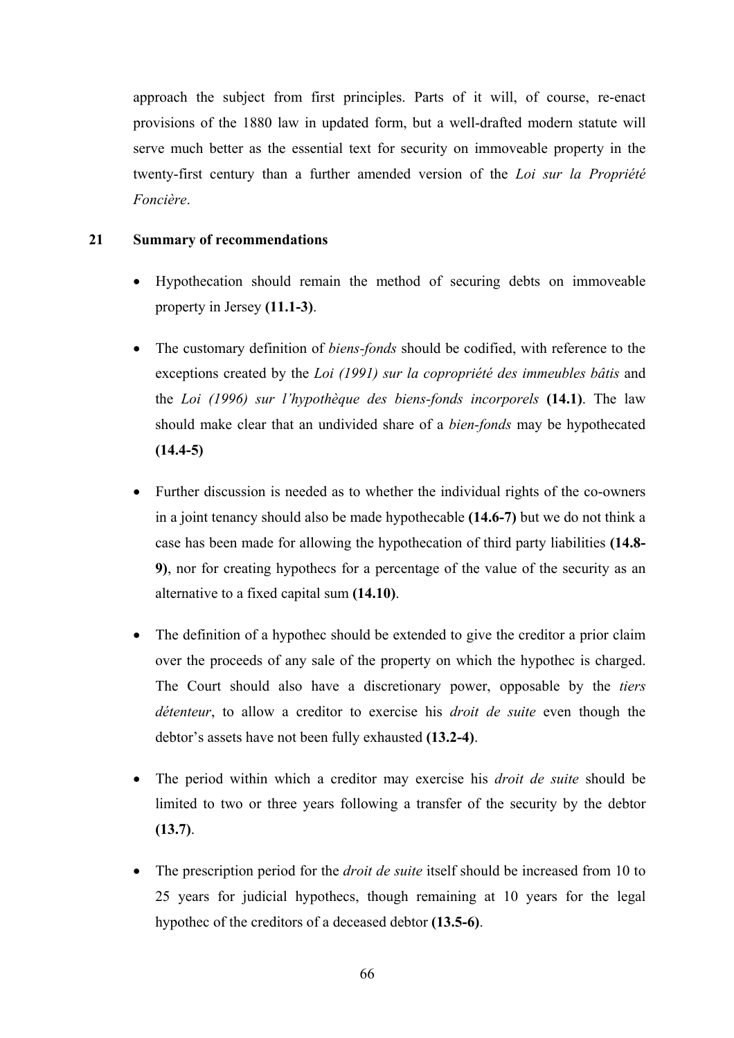approach the subject from first principles. Parts of it will, of course, re-enact provisions of the 1880 law in updated form, but a well-drafted modern statute will serve much better as the essential text for security on immoveable property in the twenty-first century than a further amended version of the *Loi sur la Propriété Foncière*.

## 21 Summary of recommendations

- Hypothecation should remain the method of securing debts on immoveable property in Jersey **(11.1-3)**.
- The customary definition of *biens-fonds* should be codified, with reference to the exceptions created by the *Loi (1991) sur la copropriété des immeubles bâtis* and the *Loi (1996) sur l'hypothèque des biens-fonds incorporels* **(14.1)**. The law should make clear that an undivided share of a *bien-fonds* may be hypothecated **(14.4-5)**
- Further discussion is needed as to whether the individual rights of the co-owners in a joint tenancy should also be made hypothecable **(14.6-7)** but we do not think a case has been made for allowing the hypothecation of third party liabilities **(14.8-9)**, nor for creating hypothecs for a percentage of the value of the security as an alternative to a fixed capital sum **(14.10)**.
- The definition of a hypothec should be extended to give the creditor a prior claim over the proceeds of any sale of the property on which the hypothec is charged. The Court should also have a discretionary power, opposable by the *tiers détenteur*, to allow a creditor to exercise his *droit de suite* even though the debtor's assets have not been fully exhausted **(13.2-4)**.
- The period within which a creditor may exercise his *droit de suite* should be limited to two or three years following a transfer of the security by the debtor **(13.7)**.
- The prescription period for the *droit de suite* itself should be increased from 10 to 25 years for judicial hypothecs, though remaining at 10 years for the legal hypothec of the creditors of a deceased debtor **(13.5-6)**.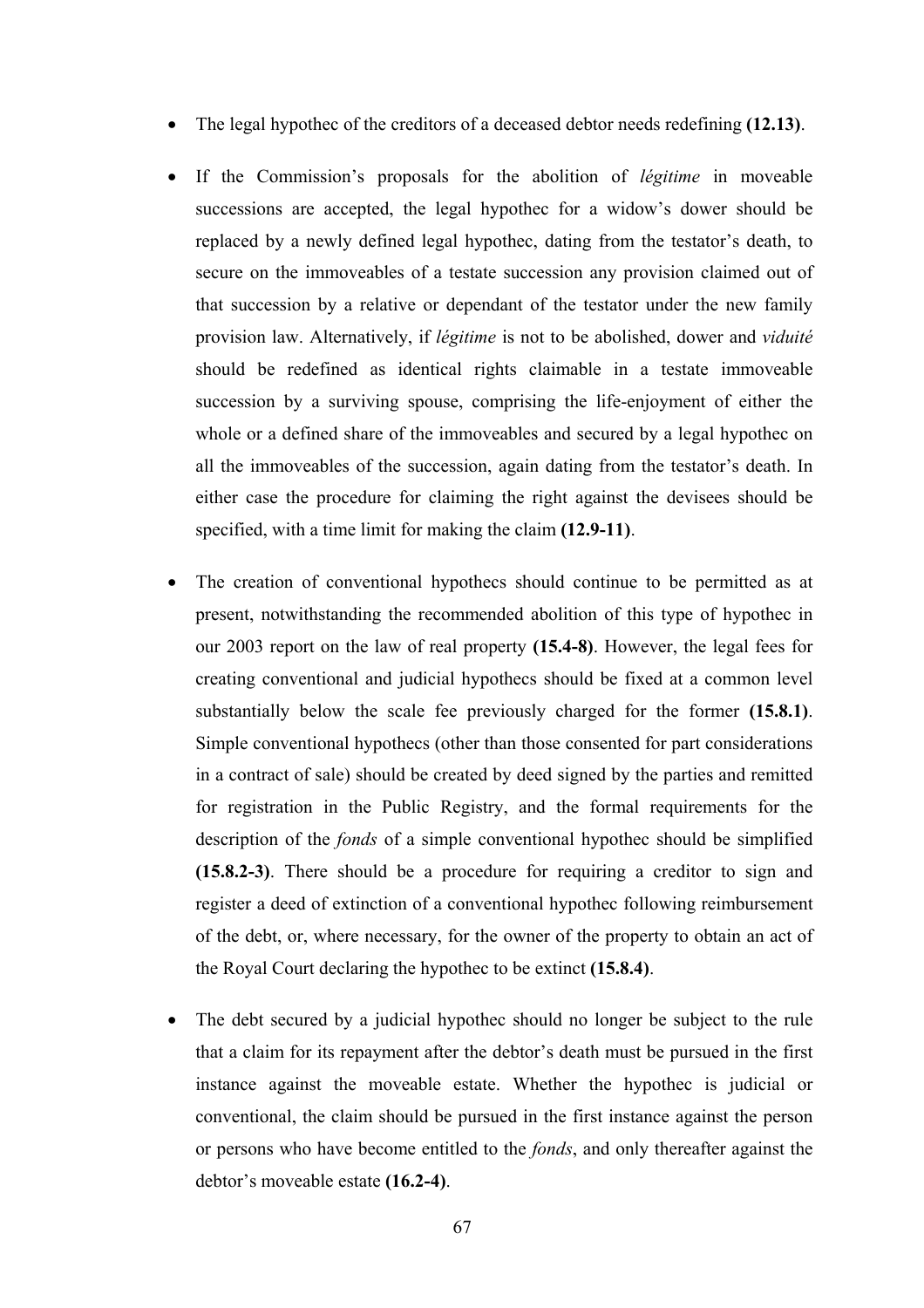- The legal hypothec of the creditors of a deceased debtor needs redefining **(12.13)**.

- If the Commission's proposals for the abolition of *légitime* in moveable successions are accepted, the legal hypothec for a widow's dower should be replaced by a newly defined legal hypothec, dating from the testator's death, to secure on the immoveables of a testate succession any provision claimed out of that succession by a relative or dependant of the testator under the new family provision law. Alternatively, if *légitime* is not to be abolished, dower and *viduité* should be redefined as identical rights claimable in a testate immoveable succession by a surviving spouse, comprising the life-enjoyment of either the whole or a defined share of the immoveables and secured by a legal hypothec on all the immoveables of the succession, again dating from the testator's death. In either case the procedure for claiming the right against the devisees should be specified, with a time limit for making the claim **(12.9-11)**.

- The creation of conventional hypothecs should continue to be permitted as at present, notwithstanding the recommended abolition of this type of hypothec in our 2003 report on the law of real property **(15.4-8)**. However, the legal fees for creating conventional and judicial hypothecs should be fixed at a common level substantially below the scale fee previously charged for the former **(15.8.1)**. Simple conventional hypothecs (other than those consented for part considerations in a contract of sale) should be created by deed signed by the parties and remitted for registration in the Public Registry, and the formal requirements for the description of the *fonds* of a simple conventional hypothec should be simplified **(15.8.2-3)**. There should be a procedure for requiring a creditor to sign and register a deed of extinction of a conventional hypothec following reimbursement of the debt, or, where necessary, for the owner of the property to obtain an act of the Royal Court declaring the hypothec to be extinct **(15.8.4)**.

- The debt secured by a judicial hypothec should no longer be subject to the rule that a claim for its repayment after the debtor's death must be pursued in the first instance against the moveable estate. Whether the hypothec is judicial or conventional, the claim should be pursued in the first instance against the person or persons who have become entitled to the *fonds*, and only thereafter against the debtor's moveable estate **(16.2-4)**.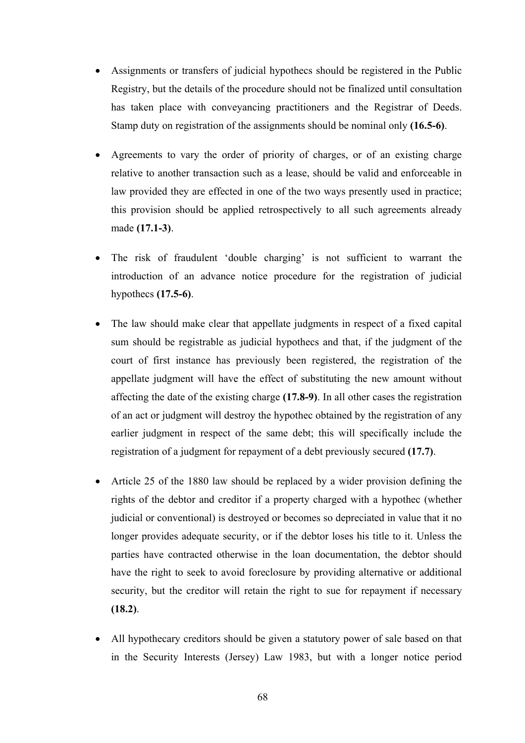- Assignments or transfers of judicial hypothecs should be registered in the Public Registry, but the details of the procedure should not be finalized until consultation has taken place with conveyancing practitioners and the Registrar of Deeds. Stamp duty on registration of the assignments should be nominal only **(16.5-6)**.

- Agreements to vary the order of priority of charges, or of an existing charge relative to another transaction such as a lease, should be valid and enforceable in law provided they are effected in one of the two ways presently used in practice; this provision should be applied retrospectively to all such agreements already made **(17.1-3)**.

- The risk of fraudulent 'double charging' is not sufficient to warrant the introduction of an advance notice procedure for the registration of judicial hypothecs **(17.5-6)**.

- The law should make clear that appellate judgments in respect of a fixed capital sum should be registrable as judicial hypothecs and that, if the judgment of the court of first instance has previously been registered, the registration of the appellate judgment will have the effect of substituting the new amount without affecting the date of the existing charge **(17.8-9)**. In all other cases the registration of an act or judgment will destroy the hypothec obtained by the registration of any earlier judgment in respect of the same debt; this will specifically include the registration of a judgment for repayment of a debt previously secured **(17.7)**.

- Article 25 of the 1880 law should be replaced by a wider provision defining the rights of the debtor and creditor if a property charged with a hypothec (whether judicial or conventional) is destroyed or becomes so depreciated in value that it no longer provides adequate security, or if the debtor loses his title to it. Unless the parties have contracted otherwise in the loan documentation, the debtor should have the right to seek to avoid foreclosure by providing alternative or additional security, but the creditor will retain the right to sue for repayment if necessary **(18.2)**.

- All hypothecary creditors should be given a statutory power of sale based on that in the Security Interests (Jersey) Law 1983, but with a longer notice period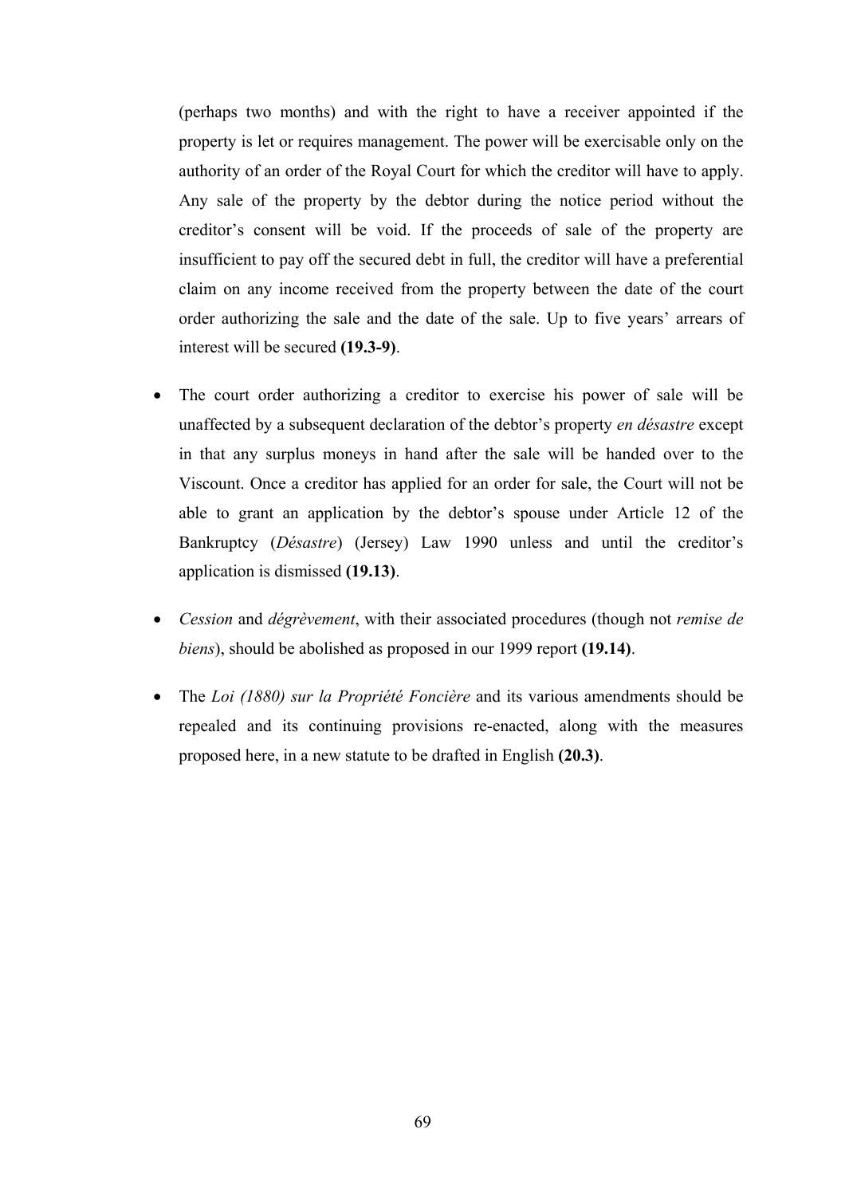(perhaps two months) and with the right to have a receiver appointed if the property is let or requires management. The power will be exercisable only on the authority of an order of the Royal Court for which the creditor will have to apply. Any sale of the property by the debtor during the notice period without the creditor's consent will be void. If the proceeds of sale of the property are insufficient to pay off the secured debt in full, the creditor will have a preferential claim on any income received from the property between the date of the court order authorizing the sale and the date of the sale. Up to five years' arrears of interest will be secured **(19.3-9)**.

- The court order authorizing a creditor to exercise his power of sale will be unaffected by a subsequent declaration of the debtor's property *en désastre* except in that any surplus moneys in hand after the sale will be handed over to the Viscount. Once a creditor has applied for an order for sale, the Court will not be able to grant an application by the debtor's spouse under Article 12 of the Bankruptcy (*Désastre*) (Jersey) Law 1990 unless and until the creditor's application is dismissed **(19.13)**.

- *Cession* and *dégrèvement*, with their associated procedures (though not *remise de biens*), should be abolished as proposed in our 1999 report **(19.14)**.

- The *Loi (1880) sur la Propriété Foncière* and its various amendments should be repealed and its continuing provisions re-enacted, along with the measures proposed here, in a new statute to be drafted in English **(20.3)**.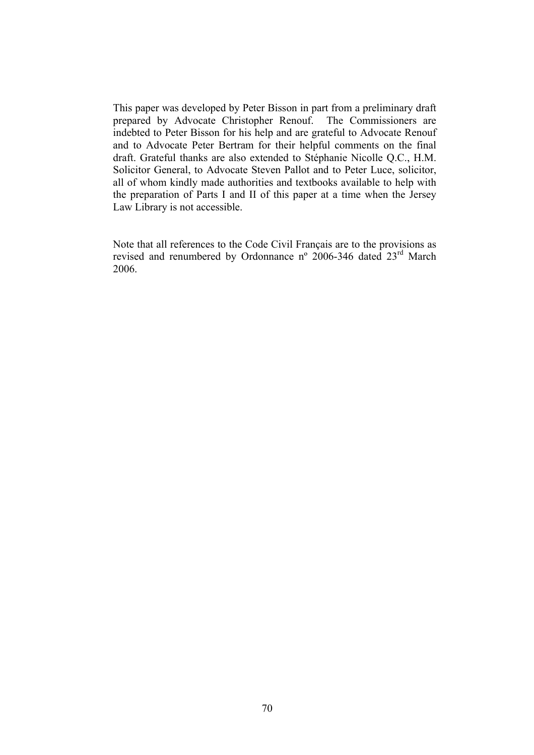This paper was developed by Peter Bisson in part from a preliminary draft prepared by Advocate Christopher Renouf. The Commissioners are indebted to Peter Bisson for his help and are grateful to Advocate Renouf and to Advocate Peter Bertram for their helpful comments on the final draft. Grateful thanks are also extended to Stéphanie Nicolle Q.C., H.M. Solicitor General, to Advocate Steven Pallot and to Peter Luce, solicitor, all of whom kindly made authorities and textbooks available to help with the preparation of Parts I and II of this paper at a time when the Jersey Law Library is not accessible.

Note that all references to the Code Civil Français are to the provisions as revised and renumbered by Ordonnance nº 2006-346 dated 23rd March 2006.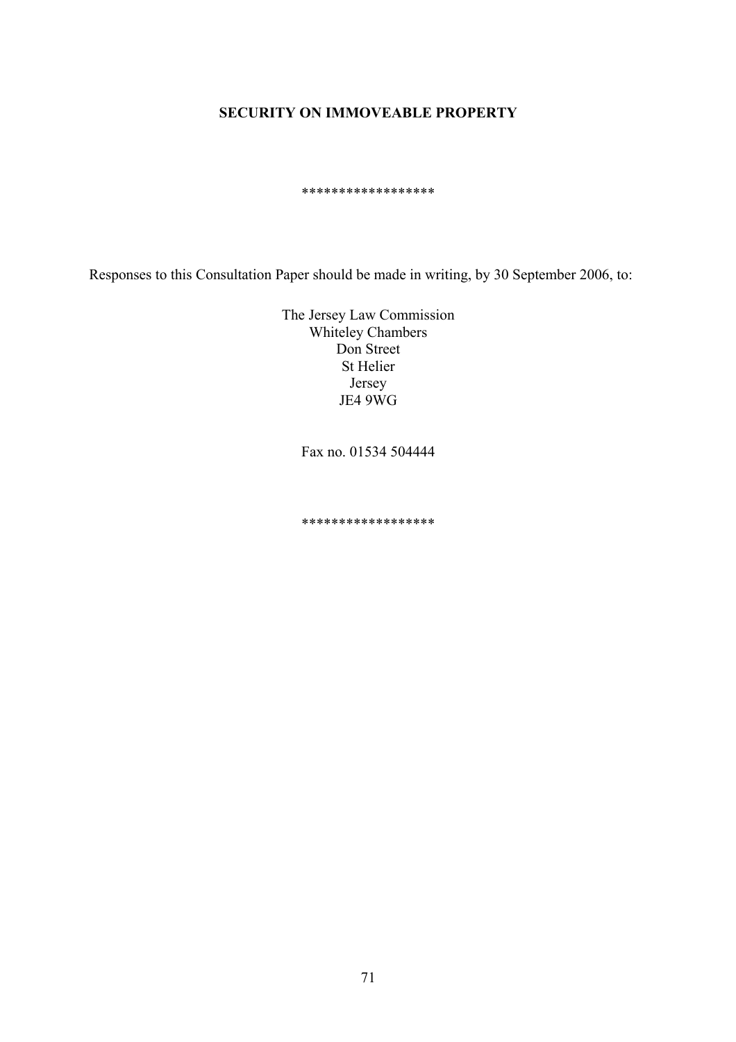**SECURITY ON IMMOVEABLE PROPERTY**

*****************

Responses to this Consultation Paper should be made in writing, by 30 September 2006, to:

The Jersey Law Commission
Whiteley Chambers
Don Street
St Helier
Jersey
JE4 9WG

Fax no. 01534 504444

*****************